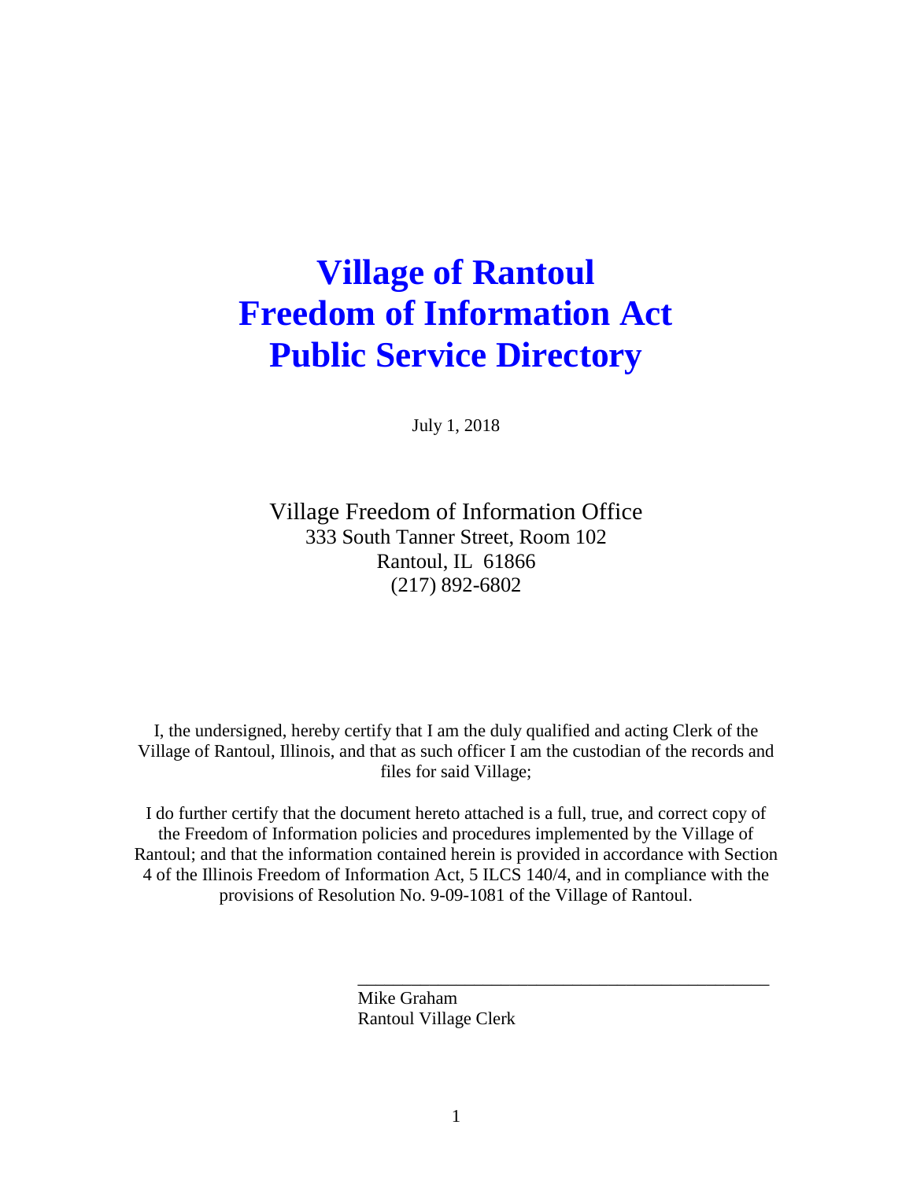# Village of Rantoul
# Freedom of Information Act
# Public Service Directory

July 1, 2018

Village Freedom of Information Office
333 South Tanner Street, Room 102
Rantoul, IL 61866
(217) 892-6802

I, the undersigned, hereby certify that I am the duly qualified and acting Clerk of the Village of Rantoul, Illinois, and that as such officer I am the custodian of the records and files for said Village;

I do further certify that the document hereto attached is a full, true, and correct copy of the Freedom of Information policies and procedures implemented by the Village of Rantoul; and that the information contained herein is provided in accordance with Section 4 of the Illinois Freedom of Information Act, 5 ILCS 140/4, and in compliance with the provisions of Resolution No. 9-09-1081 of the Village of Rantoul.

\_\_\_\_\_\_\_\_\_\_\_\_\_\_\_\_\_\_\_\_\_\_\_\_\_\_\_\_\_\_\_\_\_\_\_\_\_\_\_\_\_\_\_\_

Mike Graham
Rantoul Village Clerk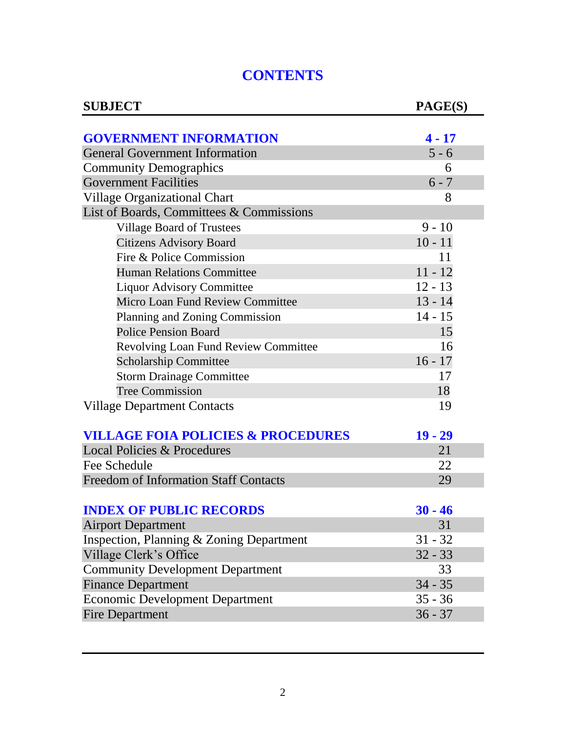# CONTENTS

| SUBJECT | PAGE(S) |
|---|---|
| **GOVERNMENT INFORMATION** | **4 - 17** |
| General Government Information | 5 - 6 |
| Community Demographics | 6 |
| Government Facilities | 6 - 7 |
| Village Organizational Chart | 8 |
| List of Boards, Committees & Commissions | |
| Village Board of Trustees | 9 - 10 |
| Citizens Advisory Board | 10 - 11 |
| Fire & Police Commission | 11 |
| Human Relations Committee | 11 - 12 |
| Liquor Advisory Committee | 12 - 13 |
| Micro Loan Fund Review Committee | 13 - 14 |
| Planning and Zoning Commission | 14 - 15 |
| Police Pension Board | 15 |
| Revolving Loan Fund Review Committee | 16 |
| Scholarship Committee | 16 - 17 |
| Storm Drainage Committee | 17 |
| Tree Commission | 18 |
| Village Department Contacts | 19 |
| **VILLAGE FOIA POLICIES & PROCEDURES** | **19 - 29** |
| Local Policies & Procedures | 21 |
| Fee Schedule | 22 |
| Freedom of Information Staff Contacts | 29 |
| **INDEX OF PUBLIC RECORDS** | **30 - 46** |
| Airport Department | 31 |
| Inspection, Planning & Zoning Department | 31 - 32 |
| Village Clerk's Office | 32 - 33 |
| Community Development Department | 33 |
| Finance Department | 34 - 35 |
| Economic Development Department | 35 - 36 |
| Fire Department | 36 - 37 |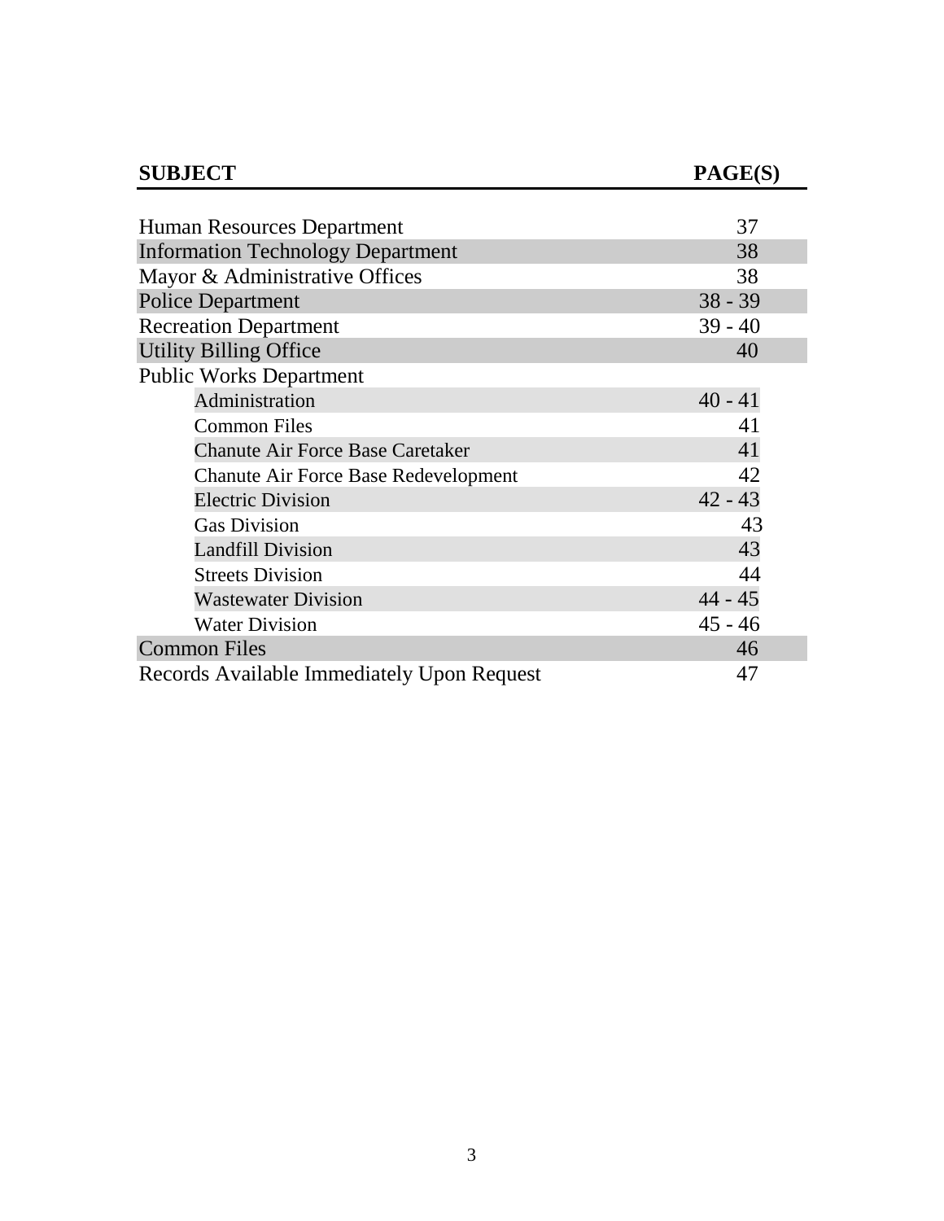| SUBJECT | PAGE(S) |
|---|---|
| Human Resources Department | 37 |
| Information Technology Department | 38 |
| Mayor & Administrative Offices | 38 |
| Police Department | 38 - 39 |
| Recreation Department | 39 - 40 |
| Utility Billing Office | 40 |
| Public Works Department | |
| Administration | 40 - 41 |
| Common Files | 41 |
| Chanute Air Force Base Caretaker | 41 |
| Chanute Air Force Base Redevelopment | 42 |
| Electric Division | 42 - 43 |
| Gas Division | 43 |
| Landfill Division | 43 |
| Streets Division | 44 |
| Wastewater Division | 44 - 45 |
| Water Division | 45 - 46 |
| Common Files | 46 |
| Records Available Immediately Upon Request | 47 |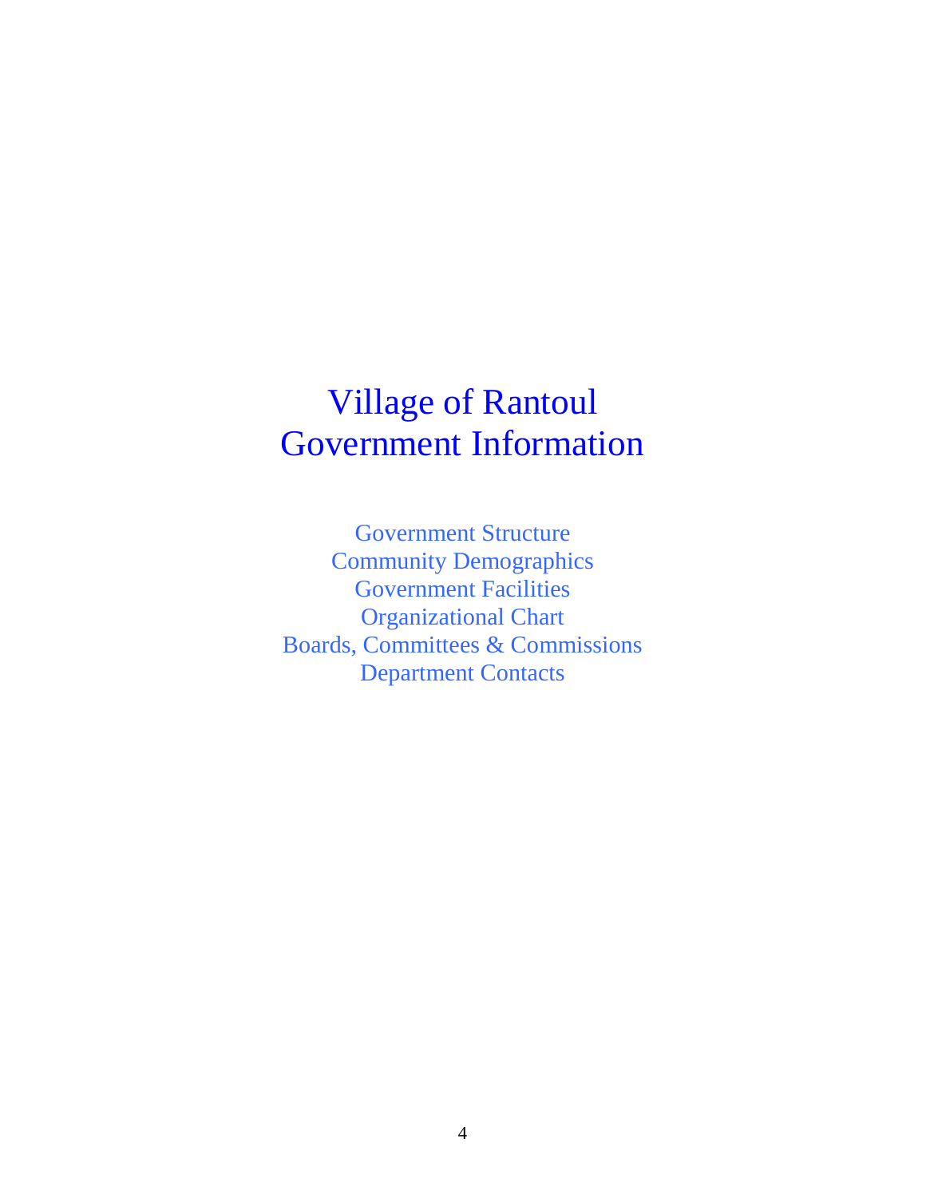# Village of Rantoul Government Information

Government Structure
Community Demographics
Government Facilities
Organizational Chart
Boards, Committees & Commissions
Department Contacts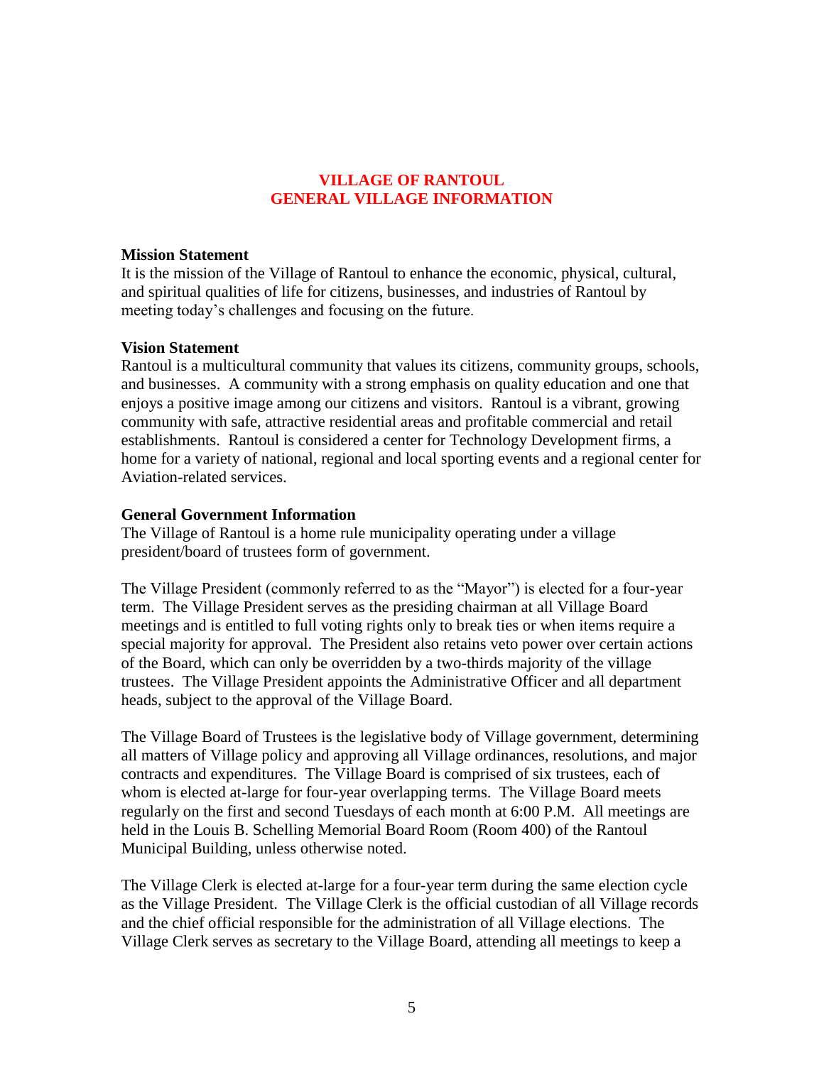# VILLAGE OF RANTOUL
# GENERAL VILLAGE INFORMATION

**Mission Statement**

It is the mission of the Village of Rantoul to enhance the economic, physical, cultural, and spiritual qualities of life for citizens, businesses, and industries of Rantoul by meeting today's challenges and focusing on the future.

**Vision Statement**

Rantoul is a multicultural community that values its citizens, community groups, schools, and businesses. A community with a strong emphasis on quality education and one that enjoys a positive image among our citizens and visitors. Rantoul is a vibrant, growing community with safe, attractive residential areas and profitable commercial and retail establishments. Rantoul is considered a center for Technology Development firms, a home for a variety of national, regional and local sporting events and a regional center for Aviation-related services.

**General Government Information**

The Village of Rantoul is a home rule municipality operating under a village president/board of trustees form of government.

The Village President (commonly referred to as the "Mayor") is elected for a four-year term. The Village President serves as the presiding chairman at all Village Board meetings and is entitled to full voting rights only to break ties or when items require a special majority for approval. The President also retains veto power over certain actions of the Board, which can only be overridden by a two-thirds majority of the village trustees. The Village President appoints the Administrative Officer and all department heads, subject to the approval of the Village Board.

The Village Board of Trustees is the legislative body of Village government, determining all matters of Village policy and approving all Village ordinances, resolutions, and major contracts and expenditures. The Village Board is comprised of six trustees, each of whom is elected at-large for four-year overlapping terms. The Village Board meets regularly on the first and second Tuesdays of each month at 6:00 P.M. All meetings are held in the Louis B. Schelling Memorial Board Room (Room 400) of the Rantoul Municipal Building, unless otherwise noted.

The Village Clerk is elected at-large for a four-year term during the same election cycle as the Village President. The Village Clerk is the official custodian of all Village records and the chief official responsible for the administration of all Village elections. The Village Clerk serves as secretary to the Village Board, attending all meetings to keep a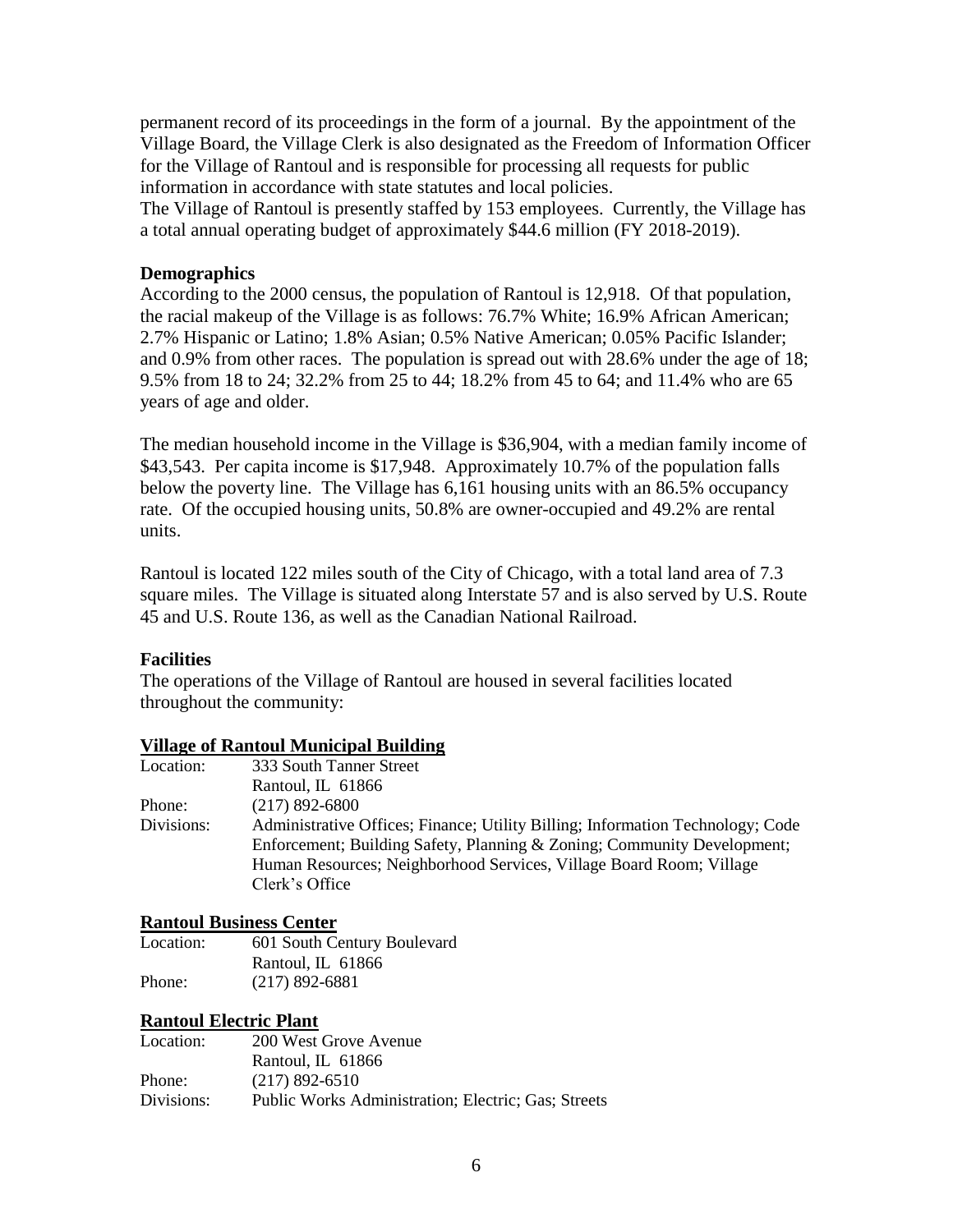permanent record of its proceedings in the form of a journal. By the appointment of the Village Board, the Village Clerk is also designated as the Freedom of Information Officer for the Village of Rantoul and is responsible for processing all requests for public information in accordance with state statutes and local policies.

The Village of Rantoul is presently staffed by 153 employees. Currently, the Village has a total annual operating budget of approximately $44.6 million (FY 2018-2019).

**Demographics**

According to the 2000 census, the population of Rantoul is 12,918. Of that population, the racial makeup of the Village is as follows: 76.7% White; 16.9% African American; 2.7% Hispanic or Latino; 1.8% Asian; 0.5% Native American; 0.05% Pacific Islander; and 0.9% from other races. The population is spread out with 28.6% under the age of 18; 9.5% from 18 to 24; 32.2% from 25 to 44; 18.2% from 45 to 64; and 11.4% who are 65 years of age and older.

The median household income in the Village is $36,904, with a median family income of $43,543. Per capita income is $17,948. Approximately 10.7% of the population falls below the poverty line. The Village has 6,161 housing units with an 86.5% occupancy rate. Of the occupied housing units, 50.8% are owner-occupied and 49.2% are rental units.

Rantoul is located 122 miles south of the City of Chicago, with a total land area of 7.3 square miles. The Village is situated along Interstate 57 and is also served by U.S. Route 45 and U.S. Route 136, as well as the Canadian National Railroad.

**Facilities**

The operations of the Village of Rantoul are housed in several facilities located throughout the community:

**Village of Rantoul Municipal Building**

Location: 333 South Tanner Street
Rantoul, IL 61866

Phone: (217) 892-6800

Divisions: Administrative Offices; Finance; Utility Billing; Information Technology; Code Enforcement; Building Safety, Planning & Zoning; Community Development; Human Resources; Neighborhood Services, Village Board Room; Village Clerk's Office

**Rantoul Business Center**

Location: 601 South Century Boulevard
Rantoul, IL 61866

Phone: (217) 892-6881

**Rantoul Electric Plant**

Location: 200 West Grove Avenue
Rantoul, IL 61866

Phone: (217) 892-6510

Divisions: Public Works Administration; Electric; Gas; Streets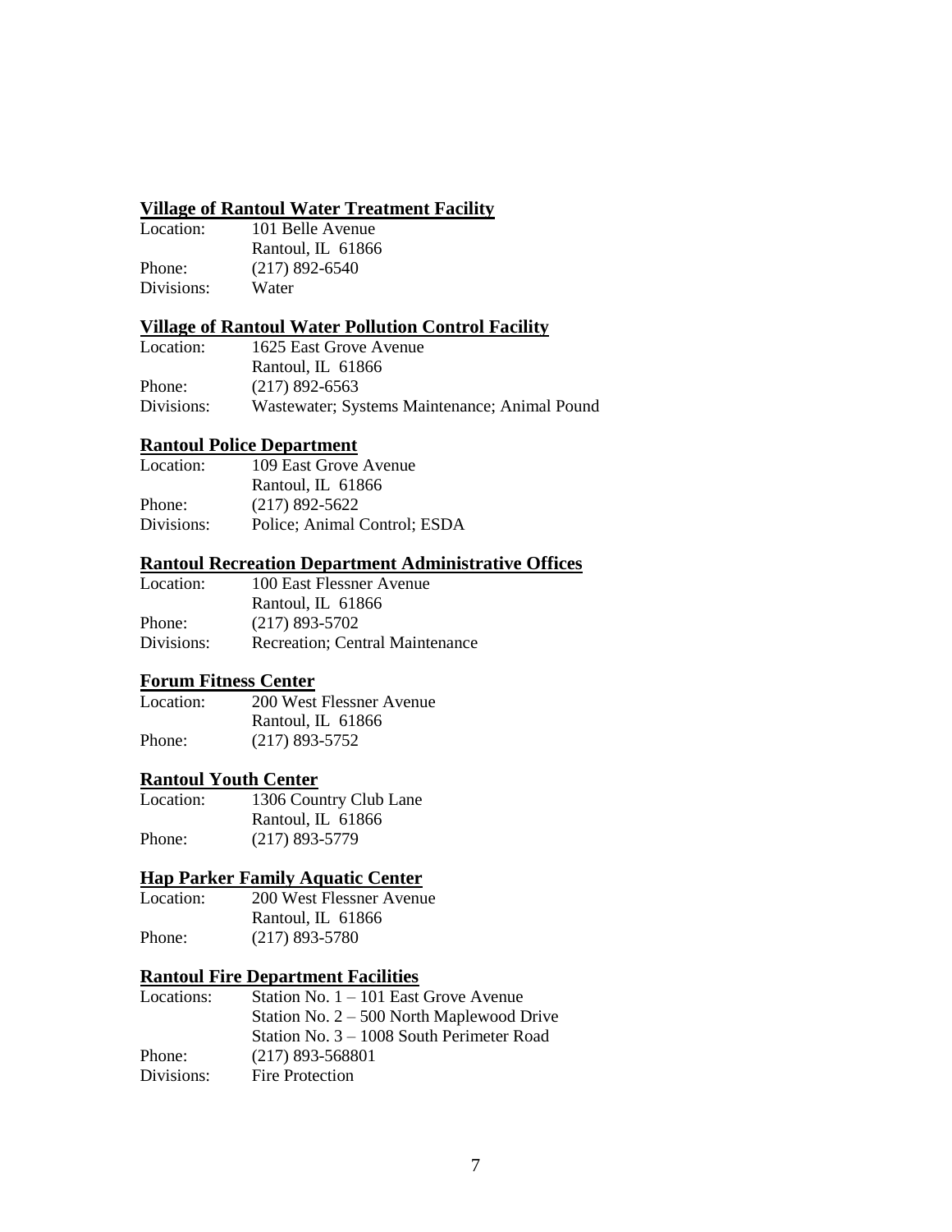**Village of Rantoul Water Treatment Facility**

| | |
|---|---|
| Location: | 101 Belle Avenue<br>Rantoul, IL 61866 |
| Phone: | (217) 892-6540 |
| Divisions: | Water |

**Village of Rantoul Water Pollution Control Facility**

| | |
|---|---|
| Location: | 1625 East Grove Avenue<br>Rantoul, IL 61866 |
| Phone: | (217) 892-6563 |
| Divisions: | Wastewater; Systems Maintenance; Animal Pound |

**Rantoul Police Department**

| | |
|---|---|
| Location: | 109 East Grove Avenue<br>Rantoul, IL 61866 |
| Phone: | (217) 892-5622 |
| Divisions: | Police; Animal Control; ESDA |

**Rantoul Recreation Department Administrative Offices**

| | |
|---|---|
| Location: | 100 East Flessner Avenue<br>Rantoul, IL 61866 |
| Phone: | (217) 893-5702 |
| Divisions: | Recreation; Central Maintenance |

**Forum Fitness Center**

| | |
|---|---|
| Location: | 200 West Flessner Avenue<br>Rantoul, IL 61866 |
| Phone: | (217) 893-5752 |

**Rantoul Youth Center**

| | |
|---|---|
| Location: | 1306 Country Club Lane<br>Rantoul, IL 61866 |
| Phone: | (217) 893-5779 |

**Hap Parker Family Aquatic Center**

| | |
|---|---|
| Location: | 200 West Flessner Avenue<br>Rantoul, IL 61866 |
| Phone: | (217) 893-5780 |

**Rantoul Fire Department Facilities**

| | |
|---|---|
| Locations: | Station No. 1 – 101 East Grove Avenue<br>Station No. 2 – 500 North Maplewood Drive<br>Station No. 3 – 1008 South Perimeter Road |
| Phone: | (217) 893-568801 |
| Divisions: | Fire Protection |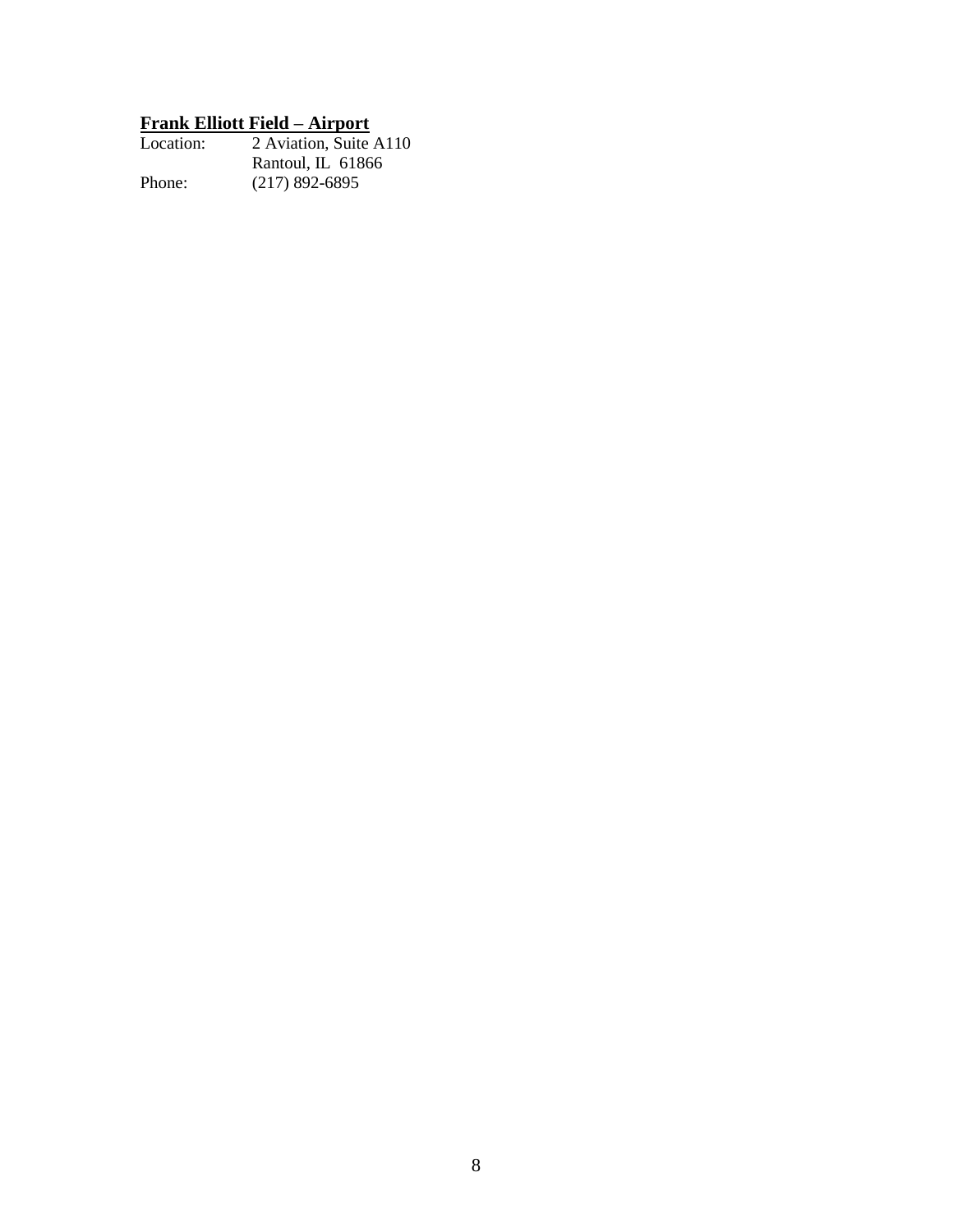**<u>Frank Elliott Field – Airport</u>**

Location: 2 Aviation, Suite A110
Rantoul, IL 61866

Phone: (217) 892-6895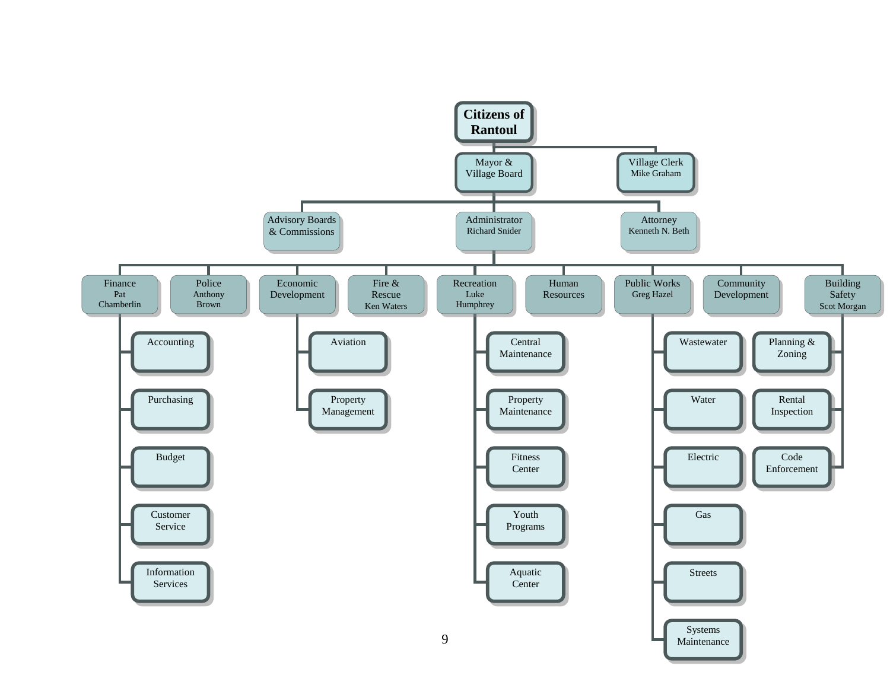- **Citizens of Rantoul**
  - Mayor & Village Board
    - Advisory Boards & Commissions
    - Administrator — Richard Snider
      - Finance — Pat Chamberlin
        - Accounting
        - Purchasing
        - Budget
        - Customer Service
        - Information Services
      - Police — Anthony Brown
      - Economic Development
        - Aviation
        - Property Management
      - Fire & Rescue — Ken Waters
      - Recreation — Luke Humphrey
        - Central Maintenance
        - Property Maintenance
        - Fitness Center
        - Youth Programs
        - Aquatic Center
      - Human Resources
      - Public Works — Greg Hazel
        - Wastewater
        - Water
        - Electric
        - Gas
        - Streets
        - Systems Maintenance
      - Community Development
      - Building Safety — Scot Morgan
        - Planning & Zoning
        - Rental Inspection
        - Code Enforcement
    - Attorney — Kenneth N. Beth
  - Village Clerk — Mike Graham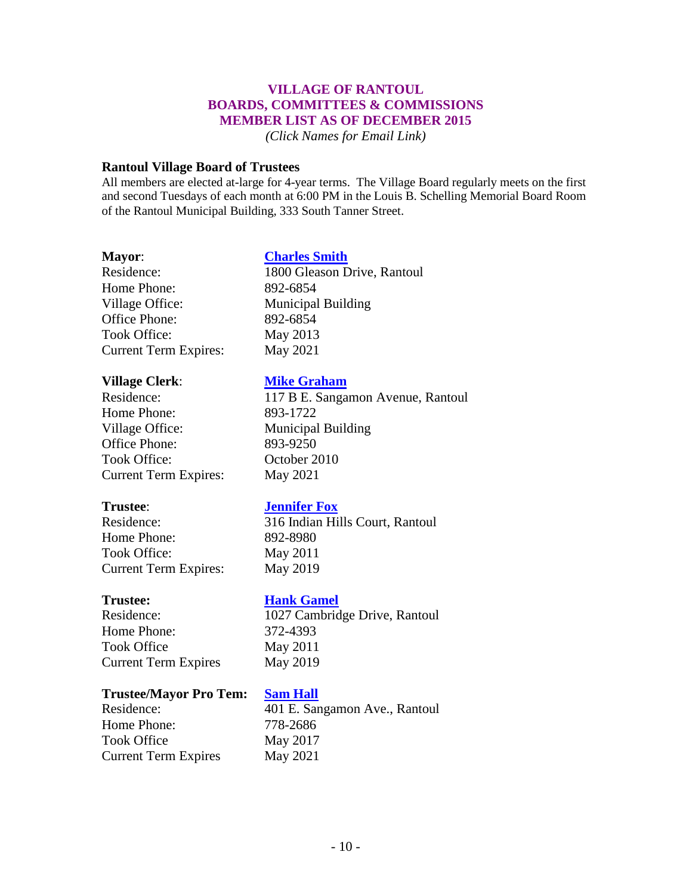# VILLAGE OF RANTOUL
# BOARDS, COMMITTEES & COMMISSIONS
# MEMBER LIST AS OF DECEMBER 2015

*(Click Names for Email Link)*

## Rantoul Village Board of Trustees

All members are elected at-large for 4-year terms. The Village Board regularly meets on the first and second Tuesdays of each month at 6:00 PM in the Louis B. Schelling Memorial Board Room of the Rantoul Municipal Building, 333 South Tanner Street.

**Mayor**: **Charles Smith**
Residence: 1800 Gleason Drive, Rantoul
Home Phone: 892-6854
Village Office: Municipal Building
Office Phone: 892-6854
Took Office: May 2013
Current Term Expires: May 2021

**Village Clerk**: **Mike Graham**
Residence: 117 B E. Sangamon Avenue, Rantoul
Home Phone: 893-1722
Village Office: Municipal Building
Office Phone: 893-9250
Took Office: October 2010
Current Term Expires: May 2021

**Trustee**: **Jennifer Fox**
Residence: 316 Indian Hills Court, Rantoul
Home Phone: 892-8980
Took Office: May 2011
Current Term Expires: May 2019

**Trustee:** **Hank Gamel**
Residence: 1027 Cambridge Drive, Rantoul
Home Phone: 372-4393
Took Office May 2011
Current Term Expires May 2019

**Trustee/Mayor Pro Tem:** **Sam Hall**
Residence: 401 E. Sangamon Ave., Rantoul
Home Phone: 778-2686
Took Office May 2017
Current Term Expires May 2021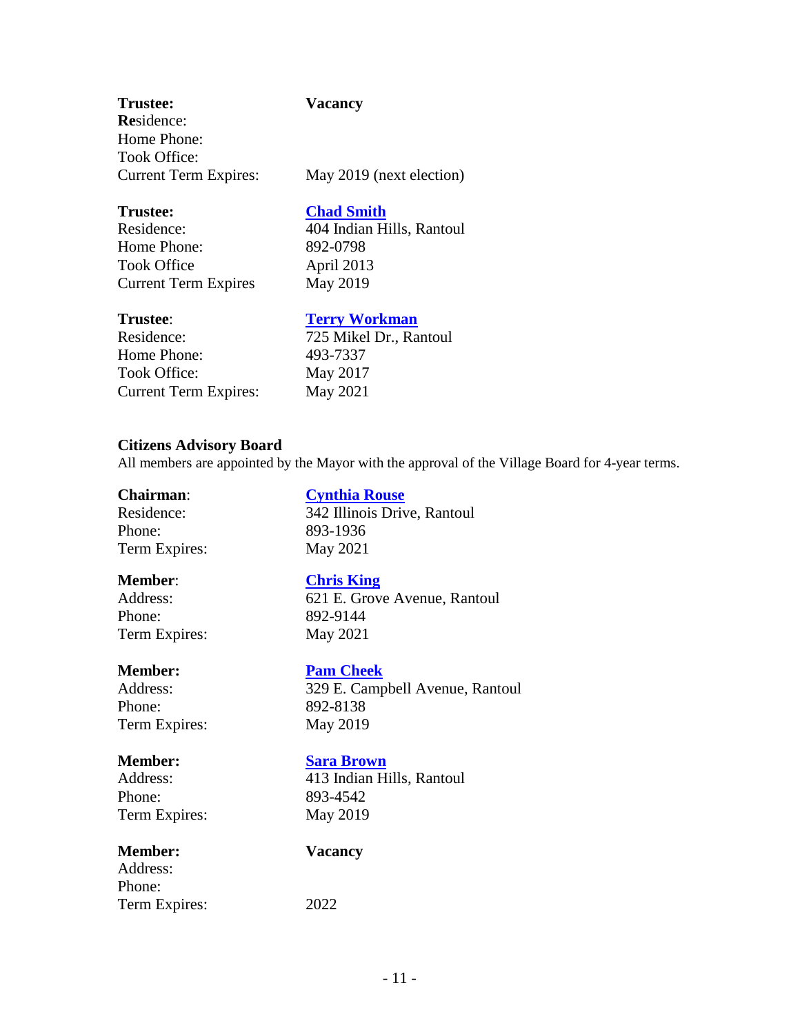**Trustee:** **Vacancy**
Residence:
Home Phone:
Took Office:
Current Term Expires: May 2019 (next election)

**Trustee:** **Chad Smith**
Residence: 404 Indian Hills, Rantoul
Home Phone: 892-0798
Took Office April 2013
Current Term Expires May 2019

**Trustee**: **Terry Workman**
Residence: 725 Mikel Dr., Rantoul
Home Phone: 493-7337
Took Office: May 2017
Current Term Expires: May 2021

**Citizens Advisory Board**

All members are appointed by the Mayor with the approval of the Village Board for 4-year terms.

**Chairman**: **Cynthia Rouse**
Residence: 342 Illinois Drive, Rantoul
Phone: 893-1936
Term Expires: May 2021

**Member**: **Chris King**
Address: 621 E. Grove Avenue, Rantoul
Phone: 892-9144
Term Expires: May 2021

**Member:** **Pam Cheek**
Address: 329 E. Campbell Avenue, Rantoul
Phone: 892-8138
Term Expires: May 2019

**Member:** **Sara Brown**
Address: 413 Indian Hills, Rantoul
Phone: 893-4542
Term Expires: May 2019

**Member:** **Vacancy**
Address:
Phone:
Term Expires: 2022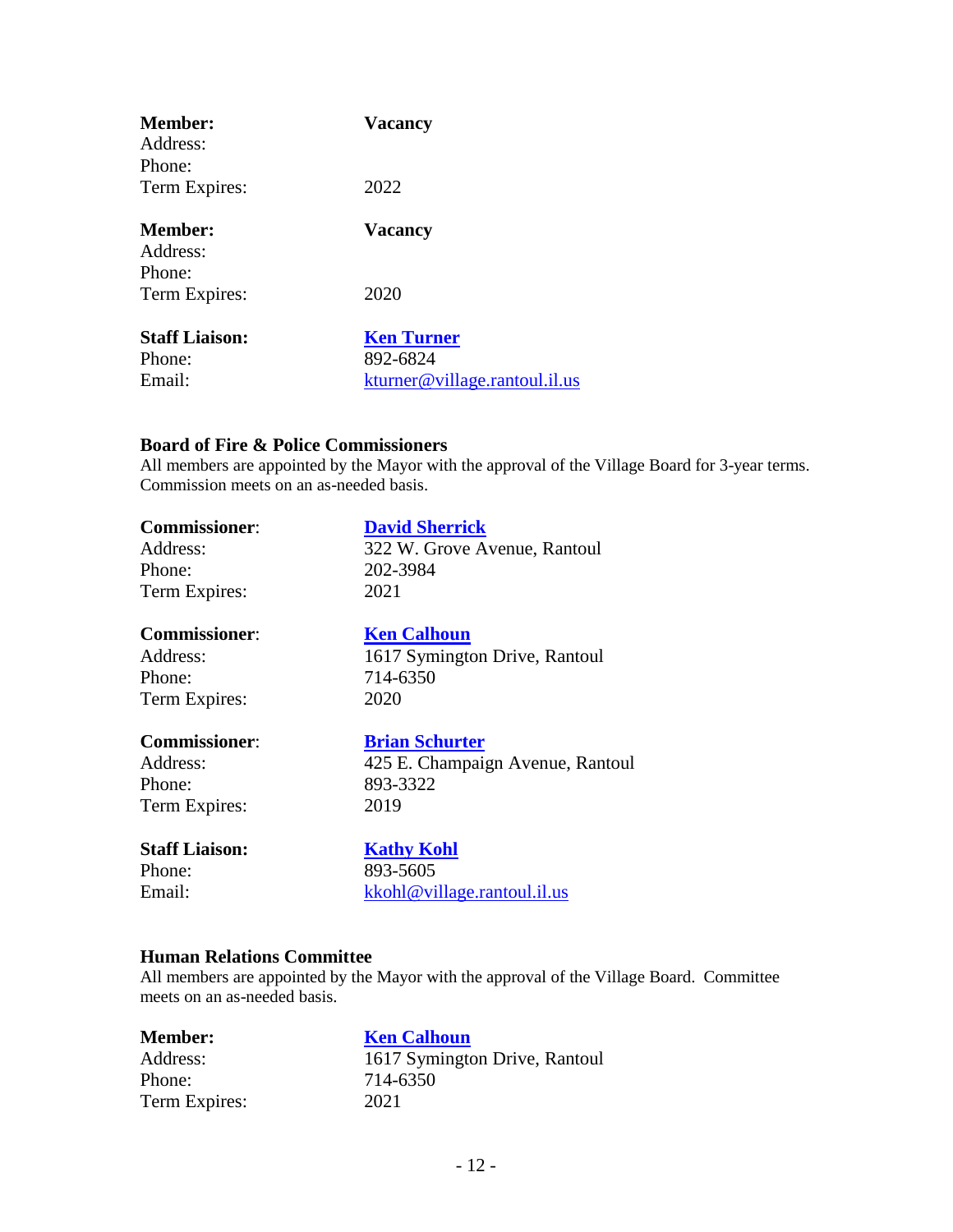**Member:** **Vacancy**
Address:
Phone:
Term Expires: 2022

**Member:** **Vacancy**
Address:
Phone:
Term Expires: 2020

**Staff Liaison:** **Ken Turner**
Phone: 892-6824
Email: kturner@village.rantoul.il.us

### Board of Fire & Police Commissioners

All members are appointed by the Mayor with the approval of the Village Board for 3-year terms. Commission meets on an as-needed basis.

**Commissioner**: **David Sherrick**
Address: 322 W. Grove Avenue, Rantoul
Phone: 202-3984
Term Expires: 2021

**Commissioner**: **Ken Calhoun**
Address: 1617 Symington Drive, Rantoul
Phone: 714-6350
Term Expires: 2020

**Commissioner**: **Brian Schurter**
Address: 425 E. Champaign Avenue, Rantoul
Phone: 893-3322
Term Expires: 2019

**Staff Liaison:** **Kathy Kohl**
Phone: 893-5605
Email: kkohl@village.rantoul.il.us

### Human Relations Committee

All members are appointed by the Mayor with the approval of the Village Board. Committee meets on an as-needed basis.

**Member:** **Ken Calhoun**
Address: 1617 Symington Drive, Rantoul
Phone: 714-6350
Term Expires: 2021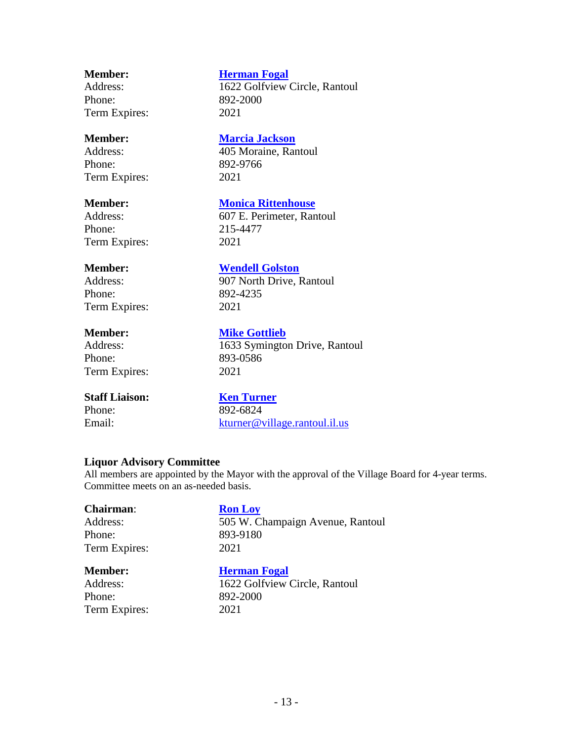**Member:** **Herman Fogal**
Address: 1622 Golfview Circle, Rantoul
Phone: 892-2000
Term Expires: 2021

**Member:** **Marcia Jackson**
Address: 405 Moraine, Rantoul
Phone: 892-9766
Term Expires: 2021

**Member:** **Monica Rittenhouse**
Address: 607 E. Perimeter, Rantoul
Phone: 215-4477
Term Expires: 2021

**Member:** **Wendell Golston**
Address: 907 North Drive, Rantoul
Phone: 892-4235
Term Expires: 2021

**Member:** **Mike Gottlieb**
Address: 1633 Symington Drive, Rantoul
Phone: 893-0586
Term Expires: 2021

**Staff Liaison:** **Ken Turner**
Phone: 892-6824
Email: kturner@village.rantoul.il.us

### Liquor Advisory Committee

All members are appointed by the Mayor with the approval of the Village Board for 4-year terms. Committee meets on an as-needed basis.

**Chairman**: **Ron Loy**
Address: 505 W. Champaign Avenue, Rantoul
Phone: 893-9180
Term Expires: 2021

**Member:** **Herman Fogal**
Address: 1622 Golfview Circle, Rantoul
Phone: 892-2000
Term Expires: 2021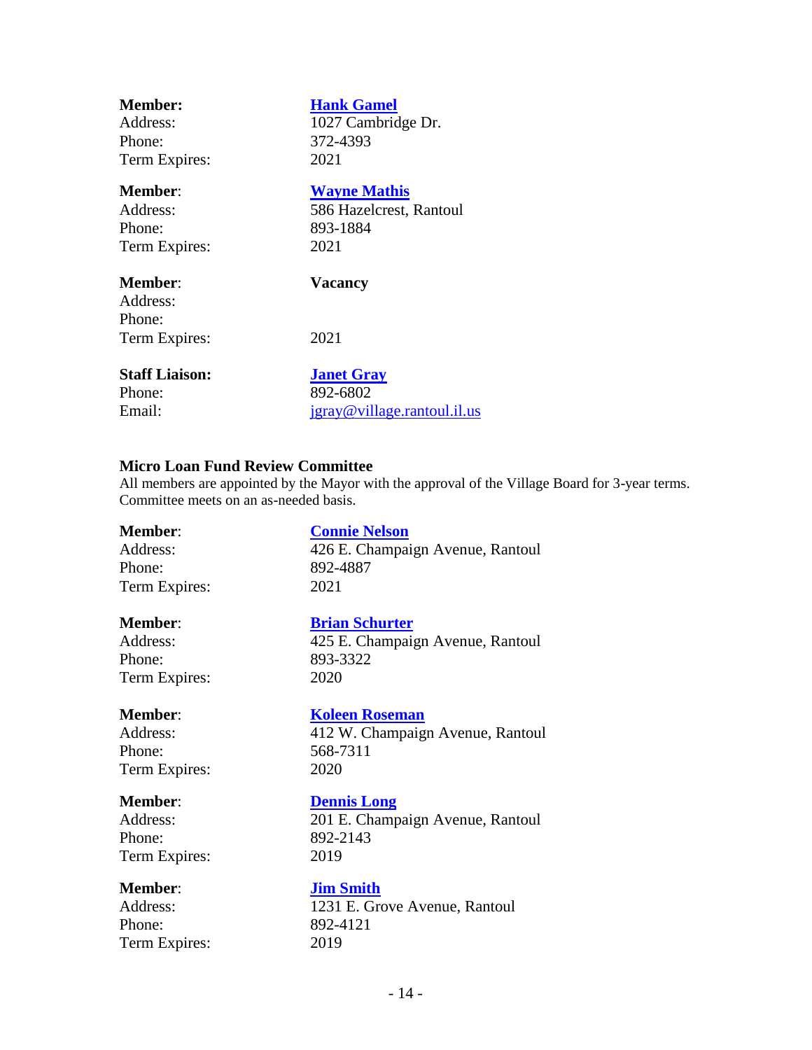**Member:** **Hank Gamel**
Address: 1027 Cambridge Dr.
Phone: 372-4393
Term Expires: 2021

**Member**: **Wayne Mathis**
Address: 586 Hazelcrest, Rantoul
Phone: 893-1884
Term Expires: 2021

**Member**: **Vacancy**
Address:
Phone:
Term Expires: 2021

**Staff Liaison:** **Janet Gray**
Phone: 892-6802
Email: jgray@village.rantoul.il.us

**Micro Loan Fund Review Committee**

All members are appointed by the Mayor with the approval of the Village Board for 3-year terms. Committee meets on an as-needed basis.

**Member**: **Connie Nelson**
Address: 426 E. Champaign Avenue, Rantoul
Phone: 892-4887
Term Expires: 2021

**Member**: **Brian Schurter**
Address: 425 E. Champaign Avenue, Rantoul
Phone: 893-3322
Term Expires: 2020

**Member**: **Koleen Roseman**
Address: 412 W. Champaign Avenue, Rantoul
Phone: 568-7311
Term Expires: 2020

**Member**: **Dennis Long**
Address: 201 E. Champaign Avenue, Rantoul
Phone: 892-2143
Term Expires: 2019

**Member**: **Jim Smith**
Address: 1231 E. Grove Avenue, Rantoul
Phone: 892-4121
Term Expires: 2019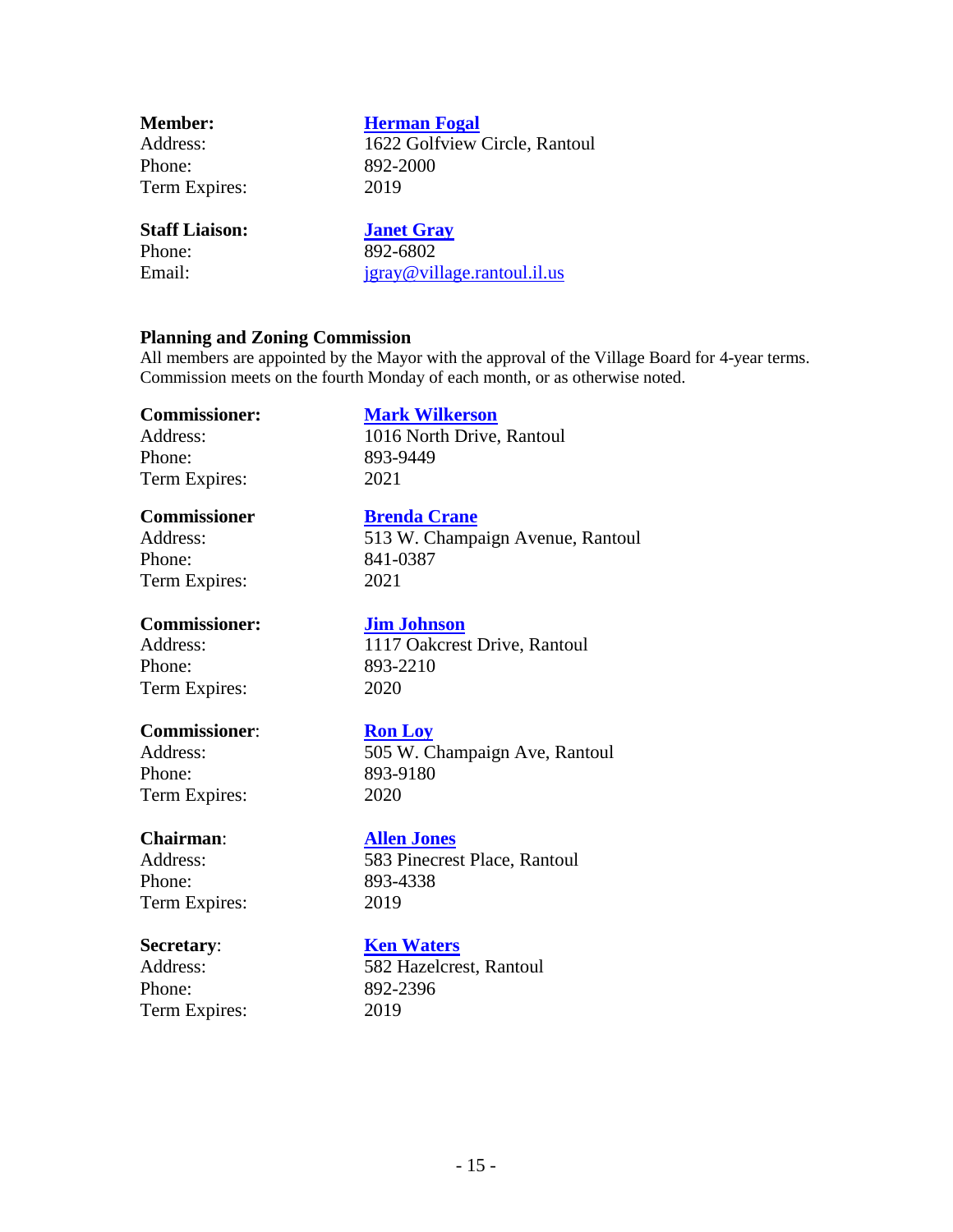**Member:** **Herman Fogal**
Address: 1622 Golfview Circle, Rantoul
Phone: 892-2000
Term Expires: 2019

**Staff Liaison:** **Janet Gray**
Phone: 892-6802
Email: jgray@village.rantoul.il.us

**Planning and Zoning Commission**

All members are appointed by the Mayor with the approval of the Village Board for 4-year terms. Commission meets on the fourth Monday of each month, or as otherwise noted.

**Commissioner:** **Mark Wilkerson**
Address: 1016 North Drive, Rantoul
Phone: 893-9449
Term Expires: 2021

**Commissioner** **Brenda Crane**
Address: 513 W. Champaign Avenue, Rantoul
Phone: 841-0387
Term Expires: 2021

**Commissioner:** **Jim Johnson**
Address: 1117 Oakcrest Drive, Rantoul
Phone: 893-2210
Term Expires: 2020

**Commissioner**: **Ron Loy**
Address: 505 W. Champaign Ave, Rantoul
Phone: 893-9180
Term Expires: 2020

**Chairman**: **Allen Jones**
Address: 583 Pinecrest Place, Rantoul
Phone: 893-4338
Term Expires: 2019

**Secretary**: **Ken Waters**
Address: 582 Hazelcrest, Rantoul
Phone: 892-2396
Term Expires: 2019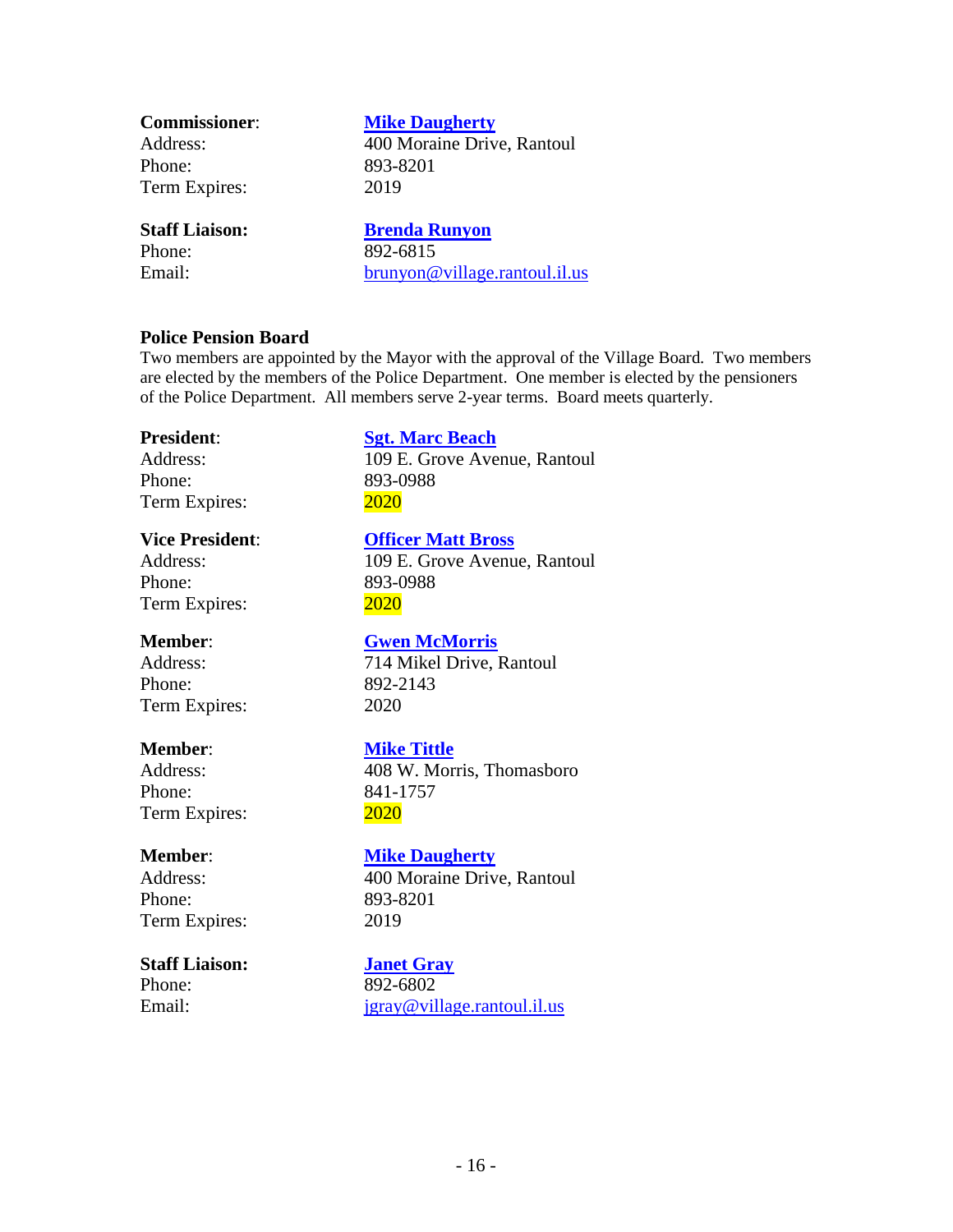**Commissioner**: **Mike Daugherty**
Address: 400 Moraine Drive, Rantoul
Phone: 893-8201
Term Expires: 2019

**Staff Liaison:** **Brenda Runyon**
Phone: 892-6815
Email: brunyon@village.rantoul.il.us

**Police Pension Board**

Two members are appointed by the Mayor with the approval of the Village Board. Two members are elected by the members of the Police Department. One member is elected by the pensioners of the Police Department. All members serve 2-year terms. Board meets quarterly.

**President**: **Sgt. Marc Beach**
Address: 109 E. Grove Avenue, Rantoul
Phone: 893-0988
Term Expires: 2020

**Vice President**: **Officer Matt Bross**
Address: 109 E. Grove Avenue, Rantoul
Phone: 893-0988
Term Expires: 2020

**Member**: **Gwen McMorris**
Address: 714 Mikel Drive, Rantoul
Phone: 892-2143
Term Expires: 2020

**Member**: **Mike Tittle**
Address: 408 W. Morris, Thomasboro
Phone: 841-1757
Term Expires: 2020

**Member**: **Mike Daugherty**
Address: 400 Moraine Drive, Rantoul
Phone: 893-8201
Term Expires: 2019

**Staff Liaison:** **Janet Gray**
Phone: 892-6802
Email: jgray@village.rantoul.il.us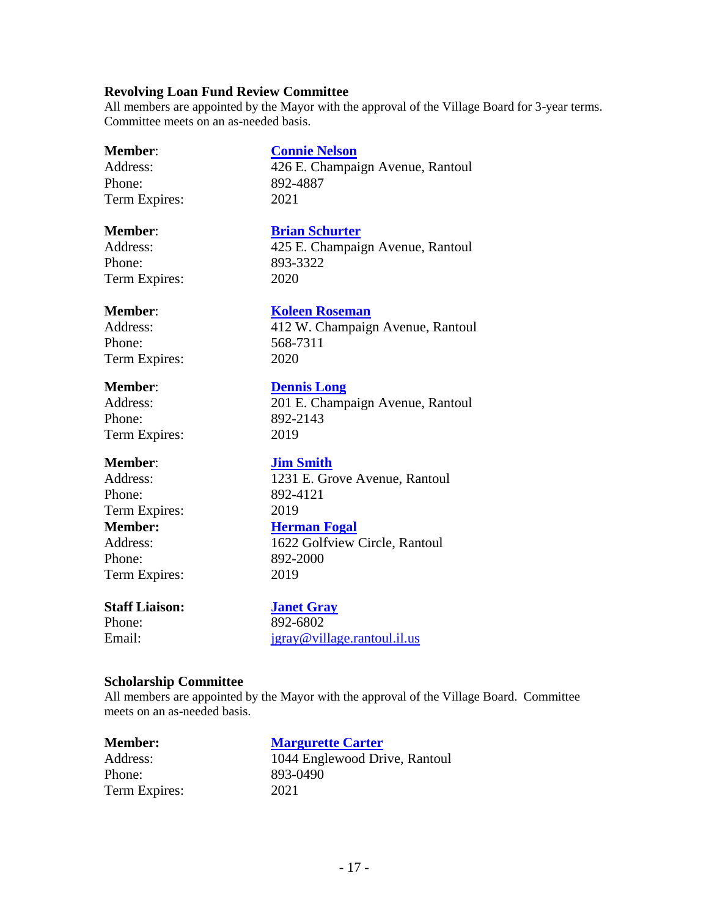### Revolving Loan Fund Review Committee

All members are appointed by the Mayor with the approval of the Village Board for 3-year terms. Committee meets on an as-needed basis.

**Member**: **Connie Nelson**
Address: 426 E. Champaign Avenue, Rantoul
Phone: 892-4887
Term Expires: 2021

**Member**: **Brian Schurter**
Address: 425 E. Champaign Avenue, Rantoul
Phone: 893-3322
Term Expires: 2020

**Member**: **Koleen Roseman**
Address: 412 W. Champaign Avenue, Rantoul
Phone: 568-7311
Term Expires: 2020

**Member**: **Dennis Long**
Address: 201 E. Champaign Avenue, Rantoul
Phone: 892-2143
Term Expires: 2019

**Member**: **Jim Smith**
Address: 1231 E. Grove Avenue, Rantoul
Phone: 892-4121
Term Expires: 2019

**Member:** **Herman Fogal**
Address: 1622 Golfview Circle, Rantoul
Phone: 892-2000
Term Expires: 2019

**Staff Liaison:** **Janet Gray**
Phone: 892-6802
Email: jgray@village.rantoul.il.us

### Scholarship Committee

All members are appointed by the Mayor with the approval of the Village Board. Committee meets on an as-needed basis.

**Member:** **Margurette Carter**
Address: 1044 Englewood Drive, Rantoul
Phone: 893-0490
Term Expires: 2021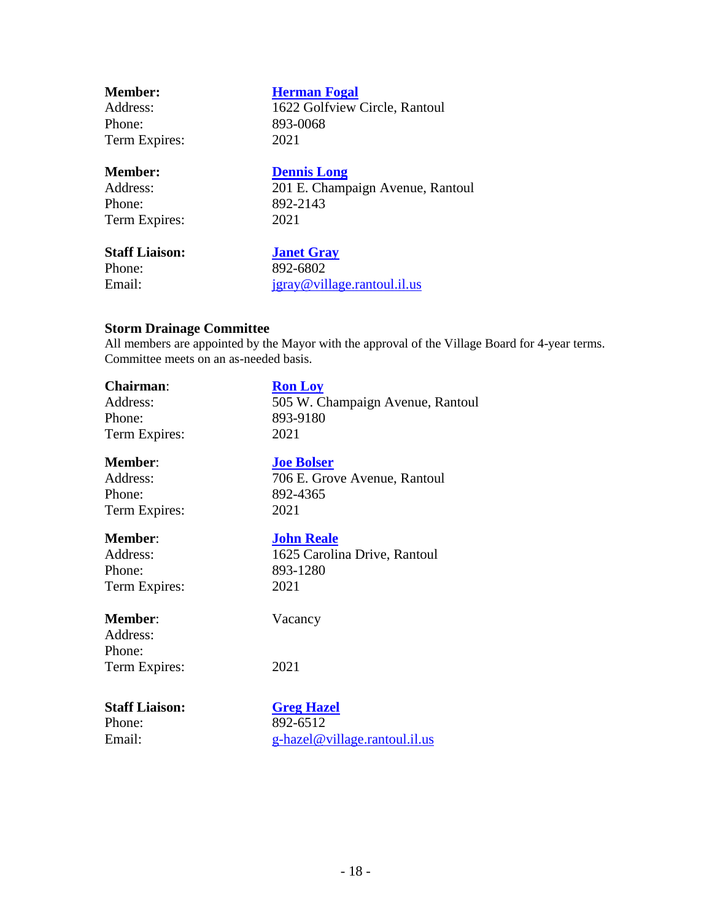**Member:** **Herman Fogal**
Address: 1622 Golfview Circle, Rantoul
Phone: 893-0068
Term Expires: 2021

**Member:** **Dennis Long**
Address: 201 E. Champaign Avenue, Rantoul
Phone: 892-2143
Term Expires: 2021

**Staff Liaison:** **Janet Gray**
Phone: 892-6802
Email: jgray@village.rantoul.il.us

### Storm Drainage Committee

All members are appointed by the Mayor with the approval of the Village Board for 4-year terms. Committee meets on an as-needed basis.

**Chairman**: **Ron Loy**
Address: 505 W. Champaign Avenue, Rantoul
Phone: 893-9180
Term Expires: 2021

**Member**: **Joe Bolser**
Address: 706 E. Grove Avenue, Rantoul
Phone: 892-4365
Term Expires: 2021

**Member**: **John Reale**
Address: 1625 Carolina Drive, Rantoul
Phone: 893-1280
Term Expires: 2021

**Member**: Vacancy
Address:
Phone:
Term Expires: 2021

**Staff Liaison:** **Greg Hazel**
Phone: 892-6512
Email: g-hazel@village.rantoul.il.us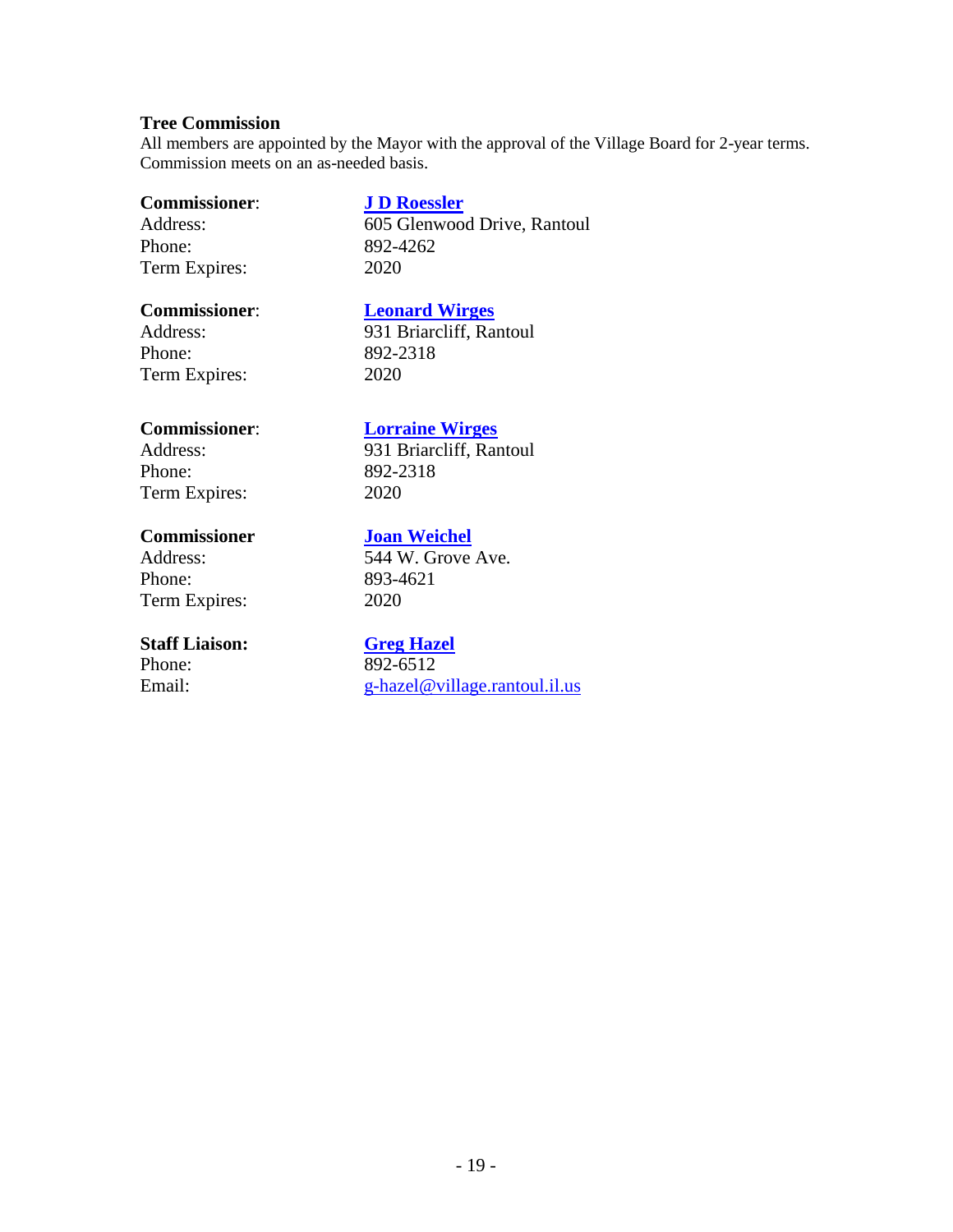## Tree Commission

All members are appointed by the Mayor with the approval of the Village Board for 2-year terms. Commission meets on an as-needed basis.

**Commissioner**: **J D Roessler**
Address: 605 Glenwood Drive, Rantoul
Phone: 892-4262
Term Expires: 2020

**Commissioner**: **Leonard Wirges**
Address: 931 Briarcliff, Rantoul
Phone: 892-2318
Term Expires: 2020

**Commissioner**: **Lorraine Wirges**
Address: 931 Briarcliff, Rantoul
Phone: 892-2318
Term Expires: 2020

**Commissioner** **Joan Weichel**
Address: 544 W. Grove Ave.
Phone: 893-4621
Term Expires: 2020

**Staff Liaison:** **Greg Hazel**
Phone: 892-6512
Email: g-hazel@village.rantoul.il.us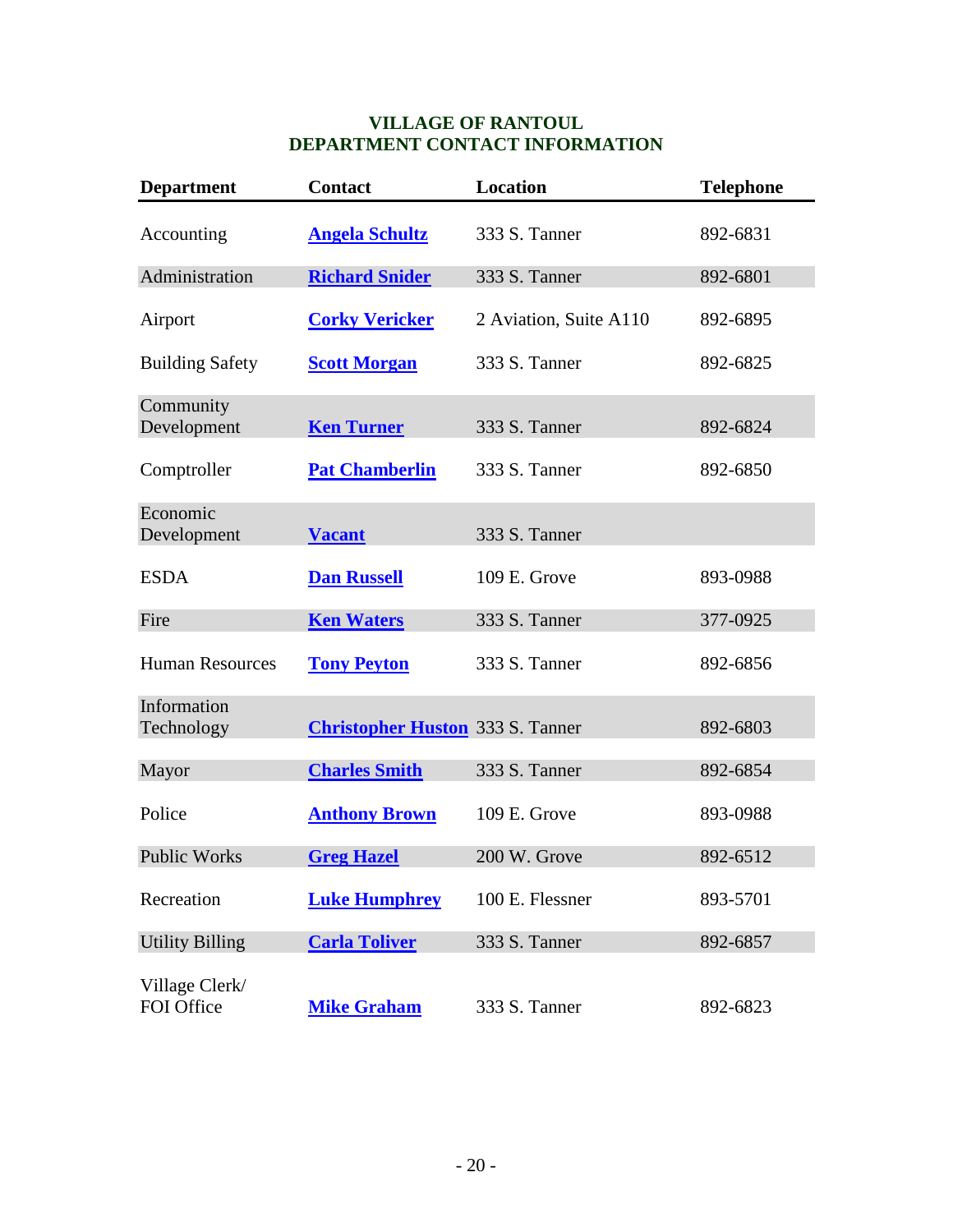**VILLAGE OF RANTOUL**
**DEPARTMENT CONTACT INFORMATION**

| Department | Contact | Location | Telephone |
|---|---|---|---|
| Accounting | **Angela Schultz** | 333 S. Tanner | 892-6831 |
| Administration | **Richard Snider** | 333 S. Tanner | 892-6801 |
| Airport | **Corky Vericker** | 2 Aviation, Suite A110 | 892-6895 |
| Building Safety | **Scott Morgan** | 333 S. Tanner | 892-6825 |
| Community Development | **Ken Turner** | 333 S. Tanner | 892-6824 |
| Comptroller | **Pat Chamberlin** | 333 S. Tanner | 892-6850 |
| Economic Development | **Vacant** | 333 S. Tanner | |
| ESDA | **Dan Russell** | 109 E. Grove | 893-0988 |
| Fire | **Ken Waters** | 333 S. Tanner | 377-0925 |
| Human Resources | **Tony Peyton** | 333 S. Tanner | 892-6856 |
| Information Technology | **Christopher Huston** | 333 S. Tanner | 892-6803 |
| Mayor | **Charles Smith** | 333 S. Tanner | 892-6854 |
| Police | **Anthony Brown** | 109 E. Grove | 893-0988 |
| Public Works | **Greg Hazel** | 200 W. Grove | 892-6512 |
| Recreation | **Luke Humphrey** | 100 E. Flessner | 893-5701 |
| Utility Billing | **Carla Toliver** | 333 S. Tanner | 892-6857 |
| Village Clerk/ FOI Office | **Mike Graham** | 333 S. Tanner | 892-6823 |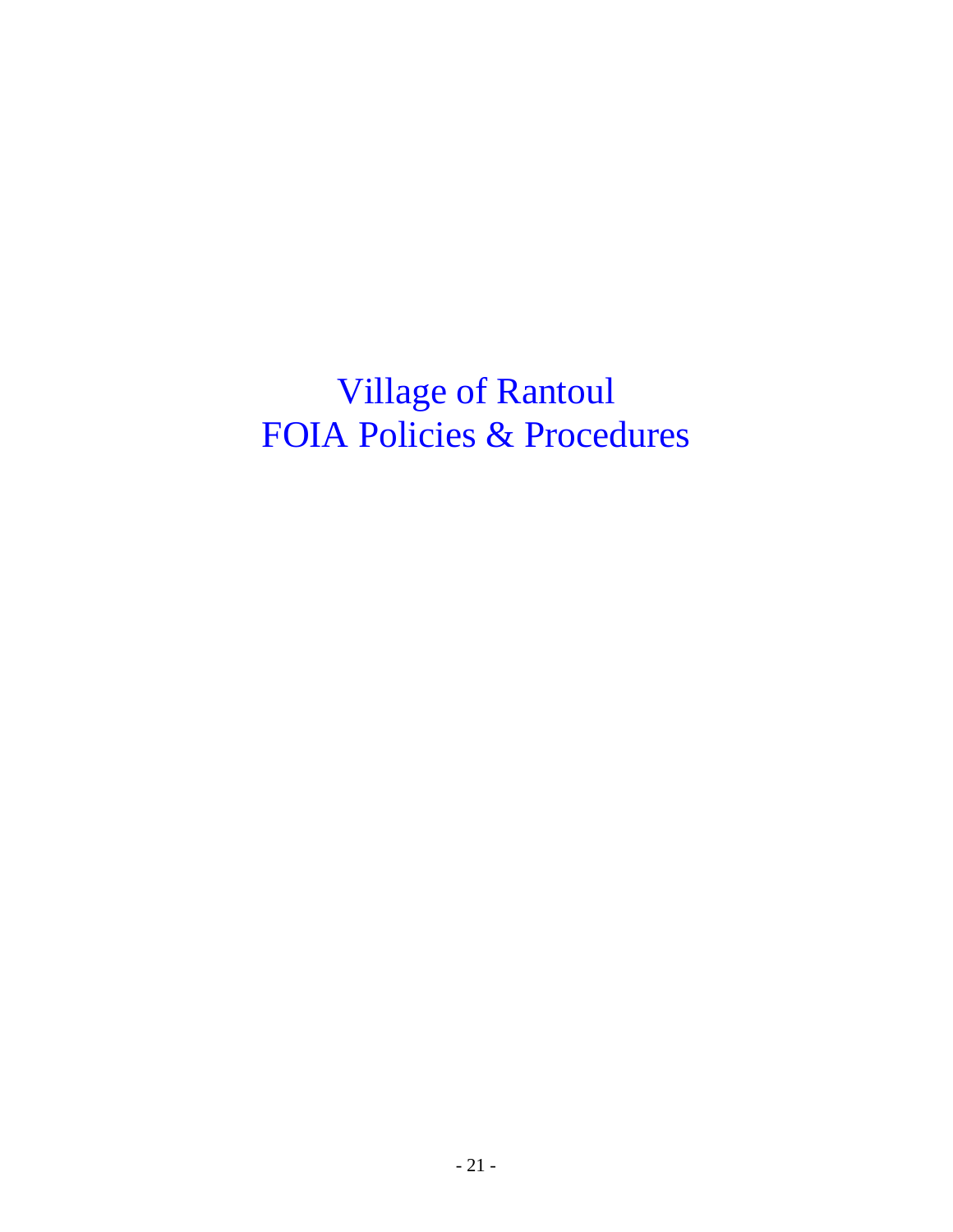# Village of Rantoul
# FOIA Policies & Procedures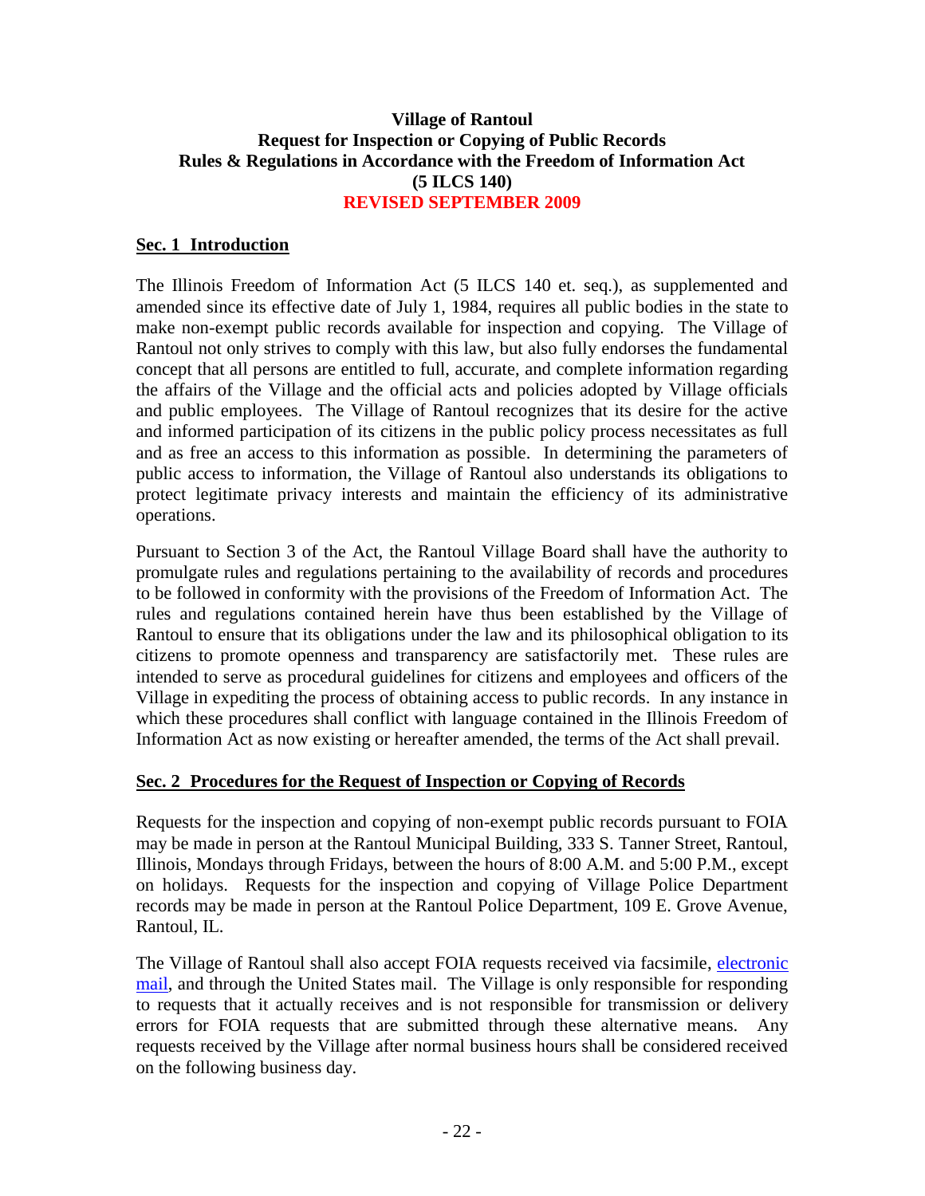**Village of Rantoul**
**Request for Inspection or Copying of Public Records**
**Rules & Regulations in Accordance with the Freedom of Information Act**
**(5 ILCS 140)**
**REVISED SEPTEMBER 2009**

## Sec. 1 Introduction

The Illinois Freedom of Information Act (5 ILCS 140 et. seq.), as supplemented and amended since its effective date of July 1, 1984, requires all public bodies in the state to make non-exempt public records available for inspection and copying. The Village of Rantoul not only strives to comply with this law, but also fully endorses the fundamental concept that all persons are entitled to full, accurate, and complete information regarding the affairs of the Village and the official acts and policies adopted by Village officials and public employees. The Village of Rantoul recognizes that its desire for the active and informed participation of its citizens in the public policy process necessitates as full and as free an access to this information as possible. In determining the parameters of public access to information, the Village of Rantoul also understands its obligations to protect legitimate privacy interests and maintain the efficiency of its administrative operations.

Pursuant to Section 3 of the Act, the Rantoul Village Board shall have the authority to promulgate rules and regulations pertaining to the availability of records and procedures to be followed in conformity with the provisions of the Freedom of Information Act. The rules and regulations contained herein have thus been established by the Village of Rantoul to ensure that its obligations under the law and its philosophical obligation to its citizens to promote openness and transparency are satisfactorily met. These rules are intended to serve as procedural guidelines for citizens and employees and officers of the Village in expediting the process of obtaining access to public records. In any instance in which these procedures shall conflict with language contained in the Illinois Freedom of Information Act as now existing or hereafter amended, the terms of the Act shall prevail.

## Sec. 2 Procedures for the Request of Inspection or Copying of Records

Requests for the inspection and copying of non-exempt public records pursuant to FOIA may be made in person at the Rantoul Municipal Building, 333 S. Tanner Street, Rantoul, Illinois, Mondays through Fridays, between the hours of 8:00 A.M. and 5:00 P.M., except on holidays. Requests for the inspection and copying of Village Police Department records may be made in person at the Rantoul Police Department, 109 E. Grove Avenue, Rantoul, IL.

The Village of Rantoul shall also accept FOIA requests received via facsimile, electronic mail, and through the United States mail. The Village is only responsible for responding to requests that it actually receives and is not responsible for transmission or delivery errors for FOIA requests that are submitted through these alternative means. Any requests received by the Village after normal business hours shall be considered received on the following business day.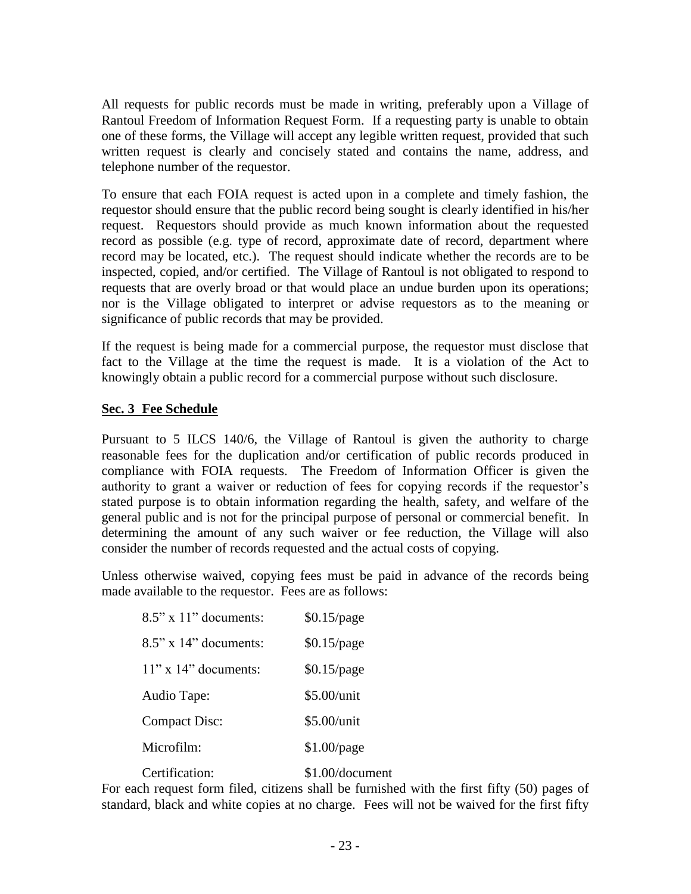All requests for public records must be made in writing, preferably upon a Village of Rantoul Freedom of Information Request Form. If a requesting party is unable to obtain one of these forms, the Village will accept any legible written request, provided that such written request is clearly and concisely stated and contains the name, address, and telephone number of the requestor.

To ensure that each FOIA request is acted upon in a complete and timely fashion, the requestor should ensure that the public record being sought is clearly identified in his/her request. Requestors should provide as much known information about the requested record as possible (e.g. type of record, approximate date of record, department where record may be located, etc.). The request should indicate whether the records are to be inspected, copied, and/or certified. The Village of Rantoul is not obligated to respond to requests that are overly broad or that would place an undue burden upon its operations; nor is the Village obligated to interpret or advise requestors as to the meaning or significance of public records that may be provided.

If the request is being made for a commercial purpose, the requestor must disclose that fact to the Village at the time the request is made. It is a violation of the Act to knowingly obtain a public record for a commercial purpose without such disclosure.

**Sec. 3 Fee Schedule**

Pursuant to 5 ILCS 140/6, the Village of Rantoul is given the authority to charge reasonable fees for the duplication and/or certification of public records produced in compliance with FOIA requests. The Freedom of Information Officer is given the authority to grant a waiver or reduction of fees for copying records if the requestor's stated purpose is to obtain information regarding the health, safety, and welfare of the general public and is not for the principal purpose of personal or commercial benefit. In determining the amount of any such waiver or fee reduction, the Village will also consider the number of records requested and the actual costs of copying.

Unless otherwise waived, copying fees must be paid in advance of the records being made available to the requestor. Fees are as follows:

| | |
|---|---|
| 8.5" x 11" documents: | \$0.15/page |
| 8.5" x 14" documents: | \$0.15/page |
| 11" x 14" documents: | \$0.15/page |
| Audio Tape: | \$5.00/unit |
| Compact Disc: | \$5.00/unit |
| Microfilm: | \$1.00/page |
| Certification: | \$1.00/document |

For each request form filed, citizens shall be furnished with the first fifty (50) pages of standard, black and white copies at no charge. Fees will not be waived for the first fifty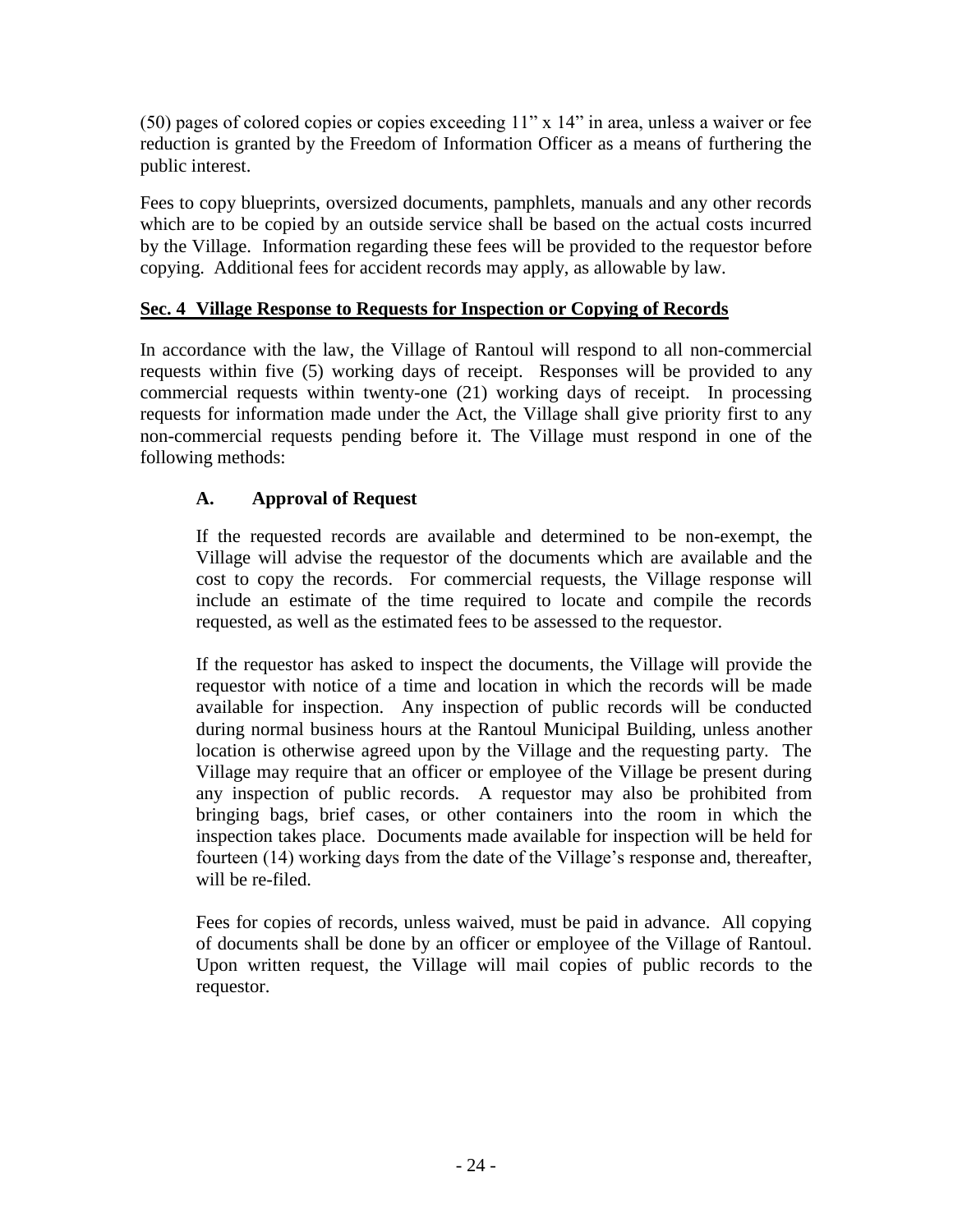(50) pages of colored copies or copies exceeding 11" x 14" in area, unless a waiver or fee reduction is granted by the Freedom of Information Officer as a means of furthering the public interest.

Fees to copy blueprints, oversized documents, pamphlets, manuals and any other records which are to be copied by an outside service shall be based on the actual costs incurred by the Village. Information regarding these fees will be provided to the requestor before copying. Additional fees for accident records may apply, as allowable by law.

**Sec. 4 Village Response to Requests for Inspection or Copying of Records**

In accordance with the law, the Village of Rantoul will respond to all non-commercial requests within five (5) working days of receipt. Responses will be provided to any commercial requests within twenty-one (21) working days of receipt. In processing requests for information made under the Act, the Village shall give priority first to any non-commercial requests pending before it. The Village must respond in one of the following methods:

**A. Approval of Request**

If the requested records are available and determined to be non-exempt, the Village will advise the requestor of the documents which are available and the cost to copy the records. For commercial requests, the Village response will include an estimate of the time required to locate and compile the records requested, as well as the estimated fees to be assessed to the requestor.

If the requestor has asked to inspect the documents, the Village will provide the requestor with notice of a time and location in which the records will be made available for inspection. Any inspection of public records will be conducted during normal business hours at the Rantoul Municipal Building, unless another location is otherwise agreed upon by the Village and the requesting party. The Village may require that an officer or employee of the Village be present during any inspection of public records. A requestor may also be prohibited from bringing bags, brief cases, or other containers into the room in which the inspection takes place. Documents made available for inspection will be held for fourteen (14) working days from the date of the Village's response and, thereafter, will be re-filed.

Fees for copies of records, unless waived, must be paid in advance. All copying of documents shall be done by an officer or employee of the Village of Rantoul. Upon written request, the Village will mail copies of public records to the requestor.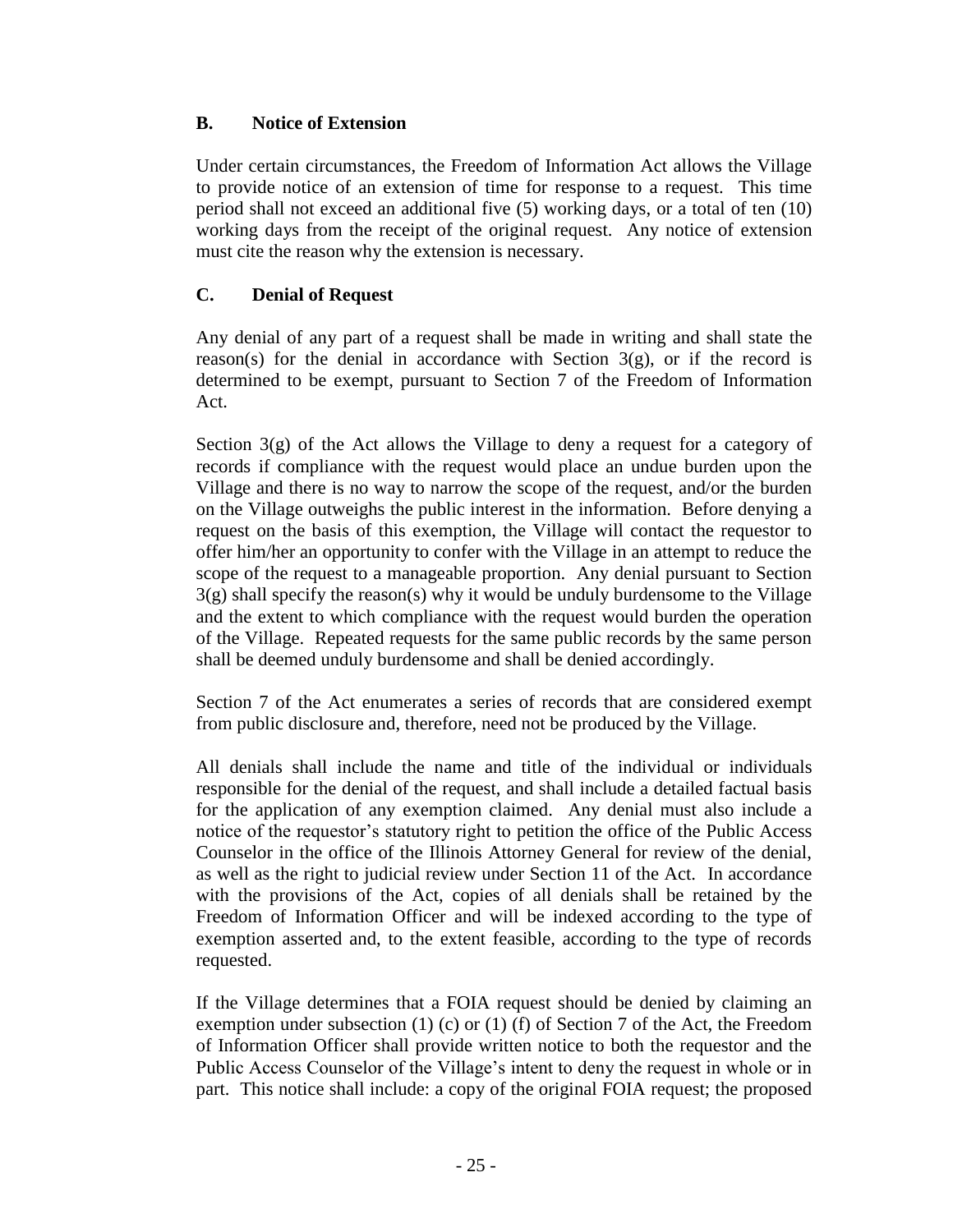### B. Notice of Extension

Under certain circumstances, the Freedom of Information Act allows the Village to provide notice of an extension of time for response to a request. This time period shall not exceed an additional five (5) working days, or a total of ten (10) working days from the receipt of the original request. Any notice of extension must cite the reason why the extension is necessary.

### C. Denial of Request

Any denial of any part of a request shall be made in writing and shall state the reason(s) for the denial in accordance with Section 3(g), or if the record is determined to be exempt, pursuant to Section 7 of the Freedom of Information Act.

Section 3(g) of the Act allows the Village to deny a request for a category of records if compliance with the request would place an undue burden upon the Village and there is no way to narrow the scope of the request, and/or the burden on the Village outweighs the public interest in the information. Before denying a request on the basis of this exemption, the Village will contact the requestor to offer him/her an opportunity to confer with the Village in an attempt to reduce the scope of the request to a manageable proportion. Any denial pursuant to Section 3(g) shall specify the reason(s) why it would be unduly burdensome to the Village and the extent to which compliance with the request would burden the operation of the Village. Repeated requests for the same public records by the same person shall be deemed unduly burdensome and shall be denied accordingly.

Section 7 of the Act enumerates a series of records that are considered exempt from public disclosure and, therefore, need not be produced by the Village.

All denials shall include the name and title of the individual or individuals responsible for the denial of the request, and shall include a detailed factual basis for the application of any exemption claimed. Any denial must also include a notice of the requestor's statutory right to petition the office of the Public Access Counselor in the office of the Illinois Attorney General for review of the denial, as well as the right to judicial review under Section 11 of the Act. In accordance with the provisions of the Act, copies of all denials shall be retained by the Freedom of Information Officer and will be indexed according to the type of exemption asserted and, to the extent feasible, according to the type of records requested.

If the Village determines that a FOIA request should be denied by claiming an exemption under subsection (1) (c) or (1) (f) of Section 7 of the Act, the Freedom of Information Officer shall provide written notice to both the requestor and the Public Access Counselor of the Village's intent to deny the request in whole or in part. This notice shall include: a copy of the original FOIA request; the proposed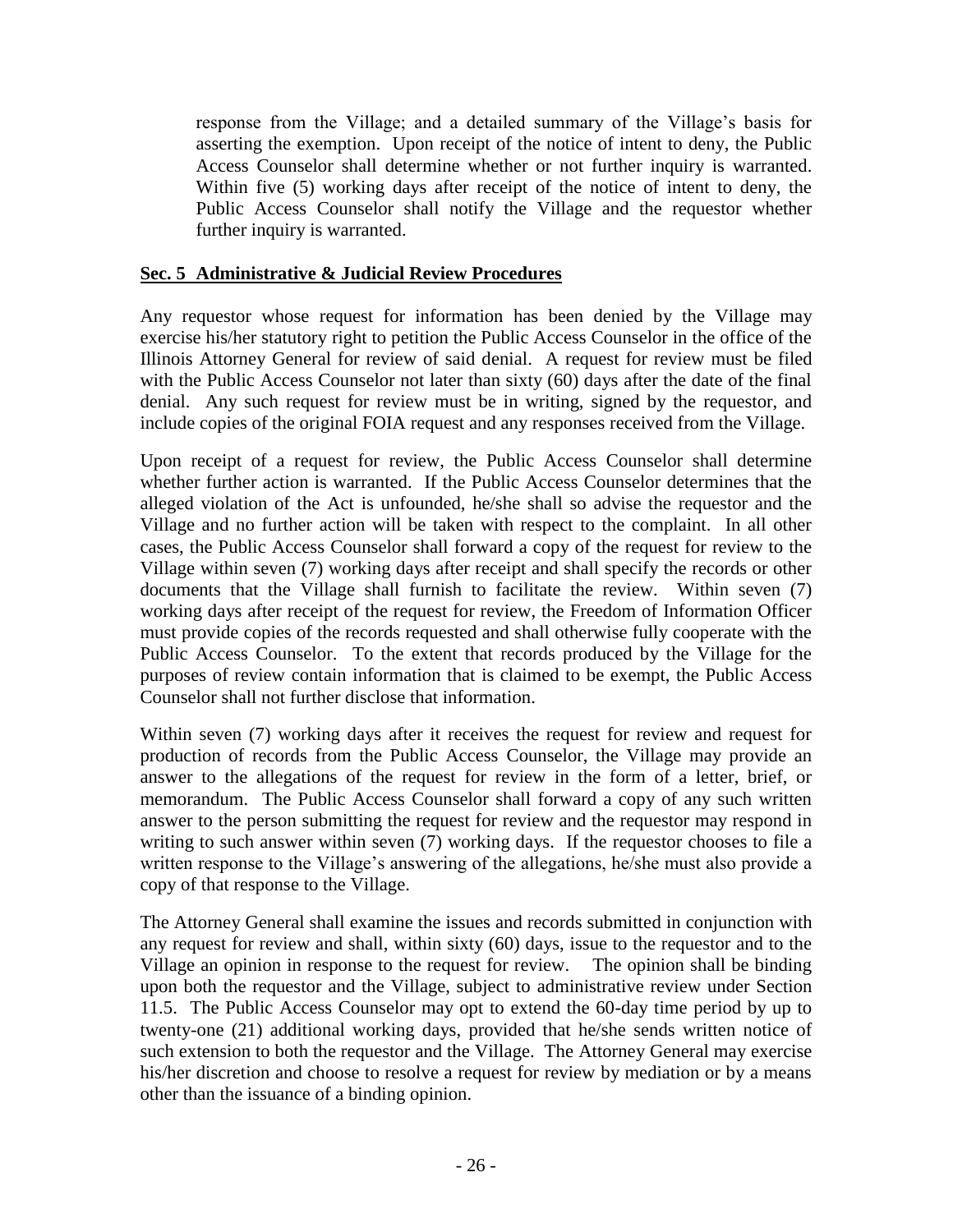response from the Village; and a detailed summary of the Village's basis for asserting the exemption. Upon receipt of the notice of intent to deny, the Public Access Counselor shall determine whether or not further inquiry is warranted. Within five (5) working days after receipt of the notice of intent to deny, the Public Access Counselor shall notify the Village and the requestor whether further inquiry is warranted.

**Sec. 5 Administrative & Judicial Review Procedures**

Any requestor whose request for information has been denied by the Village may exercise his/her statutory right to petition the Public Access Counselor in the office of the Illinois Attorney General for review of said denial. A request for review must be filed with the Public Access Counselor not later than sixty (60) days after the date of the final denial. Any such request for review must be in writing, signed by the requestor, and include copies of the original FOIA request and any responses received from the Village.

Upon receipt of a request for review, the Public Access Counselor shall determine whether further action is warranted. If the Public Access Counselor determines that the alleged violation of the Act is unfounded, he/she shall so advise the requestor and the Village and no further action will be taken with respect to the complaint. In all other cases, the Public Access Counselor shall forward a copy of the request for review to the Village within seven (7) working days after receipt and shall specify the records or other documents that the Village shall furnish to facilitate the review. Within seven (7) working days after receipt of the request for review, the Freedom of Information Officer must provide copies of the records requested and shall otherwise fully cooperate with the Public Access Counselor. To the extent that records produced by the Village for the purposes of review contain information that is claimed to be exempt, the Public Access Counselor shall not further disclose that information.

Within seven (7) working days after it receives the request for review and request for production of records from the Public Access Counselor, the Village may provide an answer to the allegations of the request for review in the form of a letter, brief, or memorandum. The Public Access Counselor shall forward a copy of any such written answer to the person submitting the request for review and the requestor may respond in writing to such answer within seven (7) working days. If the requestor chooses to file a written response to the Village's answering of the allegations, he/she must also provide a copy of that response to the Village.

The Attorney General shall examine the issues and records submitted in conjunction with any request for review and shall, within sixty (60) days, issue to the requestor and to the Village an opinion in response to the request for review. The opinion shall be binding upon both the requestor and the Village, subject to administrative review under Section 11.5. The Public Access Counselor may opt to extend the 60-day time period by up to twenty-one (21) additional working days, provided that he/she sends written notice of such extension to both the requestor and the Village. The Attorney General may exercise his/her discretion and choose to resolve a request for review by mediation or by a means other than the issuance of a binding opinion.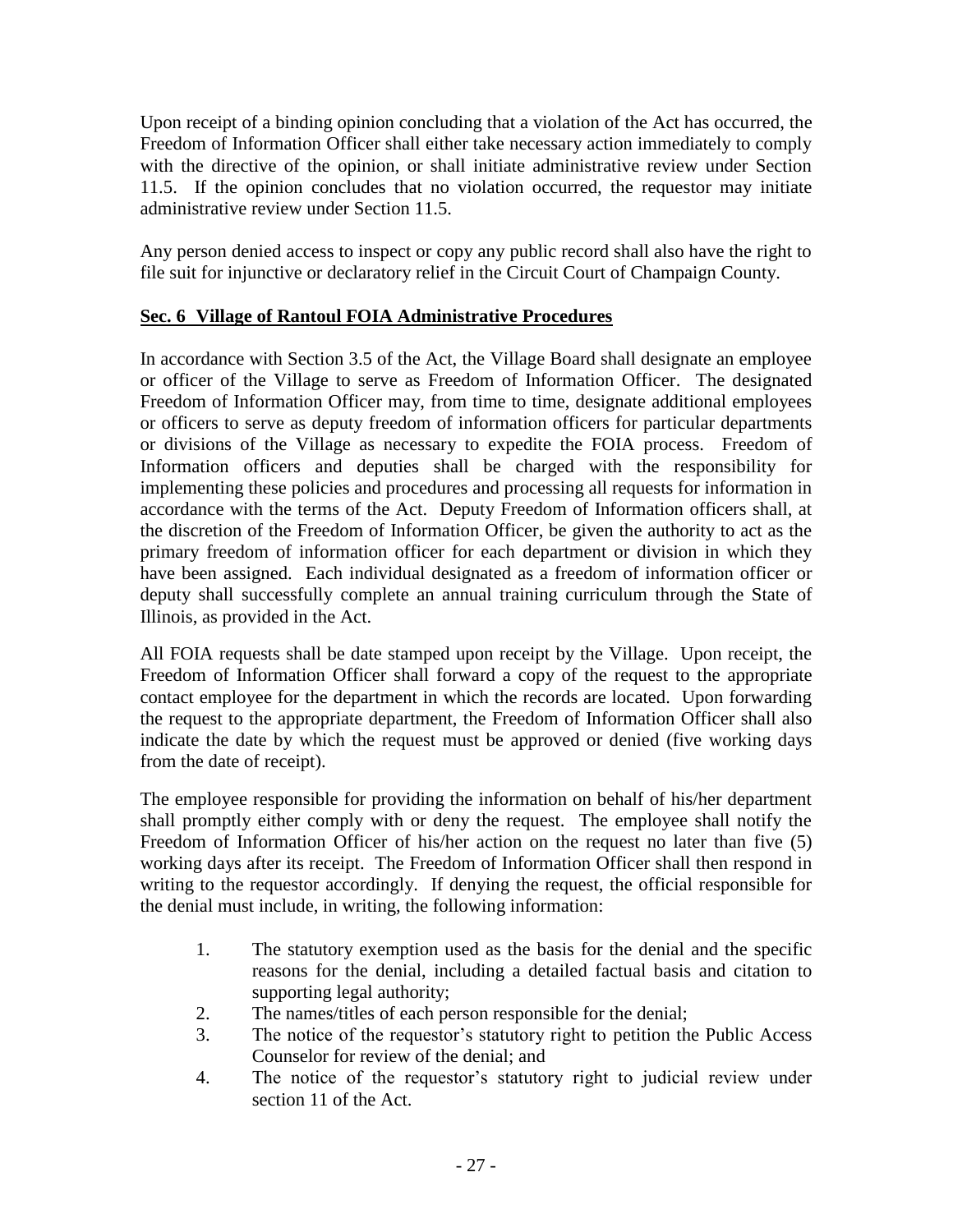Upon receipt of a binding opinion concluding that a violation of the Act has occurred, the Freedom of Information Officer shall either take necessary action immediately to comply with the directive of the opinion, or shall initiate administrative review under Section 11.5. If the opinion concludes that no violation occurred, the requestor may initiate administrative review under Section 11.5.

Any person denied access to inspect or copy any public record shall also have the right to file suit for injunctive or declaratory relief in the Circuit Court of Champaign County.

## **Sec. 6 Village of Rantoul FOIA Administrative Procedures**

In accordance with Section 3.5 of the Act, the Village Board shall designate an employee or officer of the Village to serve as Freedom of Information Officer. The designated Freedom of Information Officer may, from time to time, designate additional employees or officers to serve as deputy freedom of information officers for particular departments or divisions of the Village as necessary to expedite the FOIA process. Freedom of Information officers and deputies shall be charged with the responsibility for implementing these policies and procedures and processing all requests for information in accordance with the terms of the Act. Deputy Freedom of Information officers shall, at the discretion of the Freedom of Information Officer, be given the authority to act as the primary freedom of information officer for each department or division in which they have been assigned. Each individual designated as a freedom of information officer or deputy shall successfully complete an annual training curriculum through the State of Illinois, as provided in the Act.

All FOIA requests shall be date stamped upon receipt by the Village. Upon receipt, the Freedom of Information Officer shall forward a copy of the request to the appropriate contact employee for the department in which the records are located. Upon forwarding the request to the appropriate department, the Freedom of Information Officer shall also indicate the date by which the request must be approved or denied (five working days from the date of receipt).

The employee responsible for providing the information on behalf of his/her department shall promptly either comply with or deny the request. The employee shall notify the Freedom of Information Officer of his/her action on the request no later than five (5) working days after its receipt. The Freedom of Information Officer shall then respond in writing to the requestor accordingly. If denying the request, the official responsible for the denial must include, in writing, the following information:

1. The statutory exemption used as the basis for the denial and the specific reasons for the denial, including a detailed factual basis and citation to supporting legal authority;
2. The names/titles of each person responsible for the denial;
3. The notice of the requestor's statutory right to petition the Public Access Counselor for review of the denial; and
4. The notice of the requestor's statutory right to judicial review under section 11 of the Act.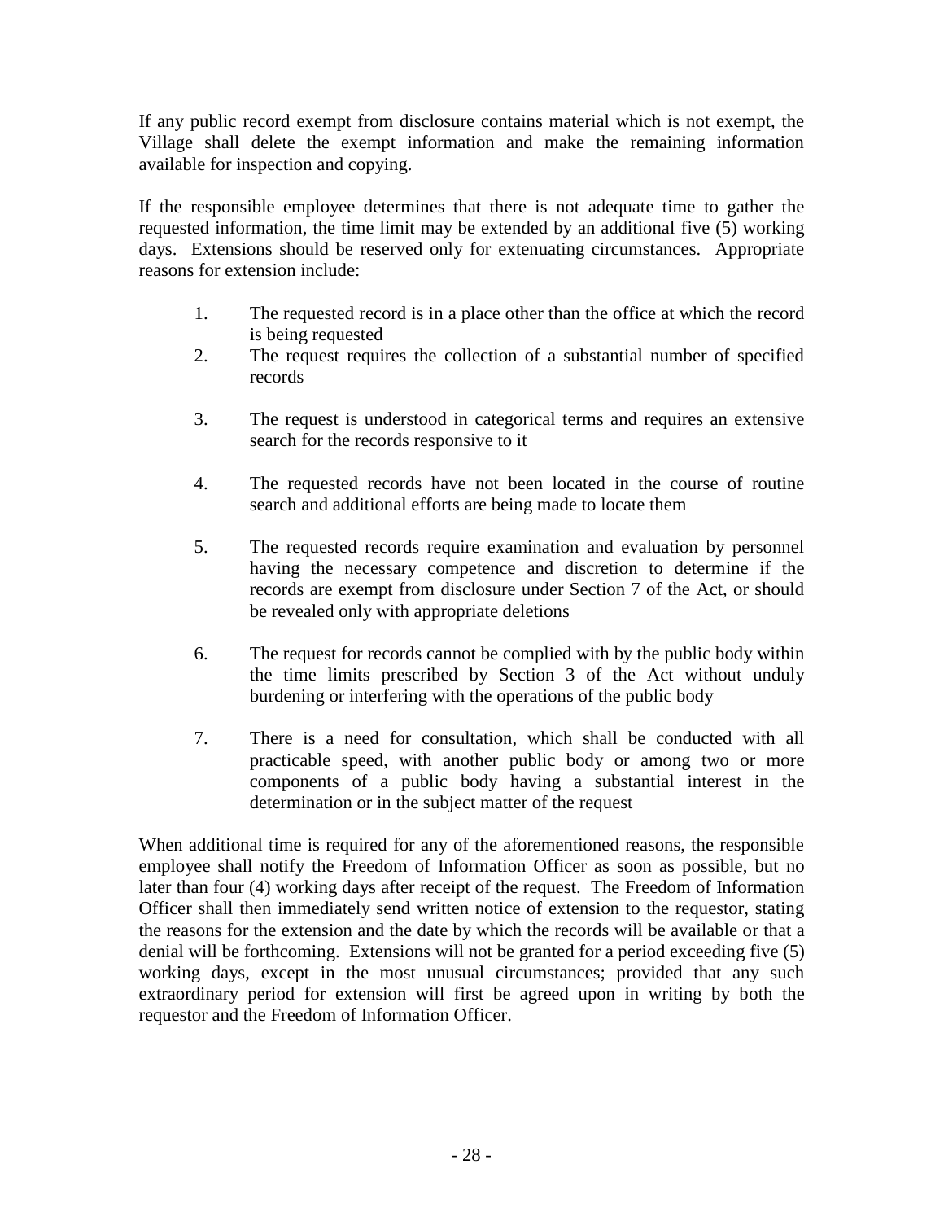If any public record exempt from disclosure contains material which is not exempt, the Village shall delete the exempt information and make the remaining information available for inspection and copying.

If the responsible employee determines that there is not adequate time to gather the requested information, the time limit may be extended by an additional five (5) working days. Extensions should be reserved only for extenuating circumstances. Appropriate reasons for extension include:

1. The requested record is in a place other than the office at which the record is being requested
2. The request requires the collection of a substantial number of specified records
3. The request is understood in categorical terms and requires an extensive search for the records responsive to it
4. The requested records have not been located in the course of routine search and additional efforts are being made to locate them
5. The requested records require examination and evaluation by personnel having the necessary competence and discretion to determine if the records are exempt from disclosure under Section 7 of the Act, or should be revealed only with appropriate deletions
6. The request for records cannot be complied with by the public body within the time limits prescribed by Section 3 of the Act without unduly burdening or interfering with the operations of the public body
7. There is a need for consultation, which shall be conducted with all practicable speed, with another public body or among two or more components of a public body having a substantial interest in the determination or in the subject matter of the request

When additional time is required for any of the aforementioned reasons, the responsible employee shall notify the Freedom of Information Officer as soon as possible, but no later than four (4) working days after receipt of the request. The Freedom of Information Officer shall then immediately send written notice of extension to the requestor, stating the reasons for the extension and the date by which the records will be available or that a denial will be forthcoming. Extensions will not be granted for a period exceeding five (5) working days, except in the most unusual circumstances; provided that any such extraordinary period for extension will first be agreed upon in writing by both the requestor and the Freedom of Information Officer.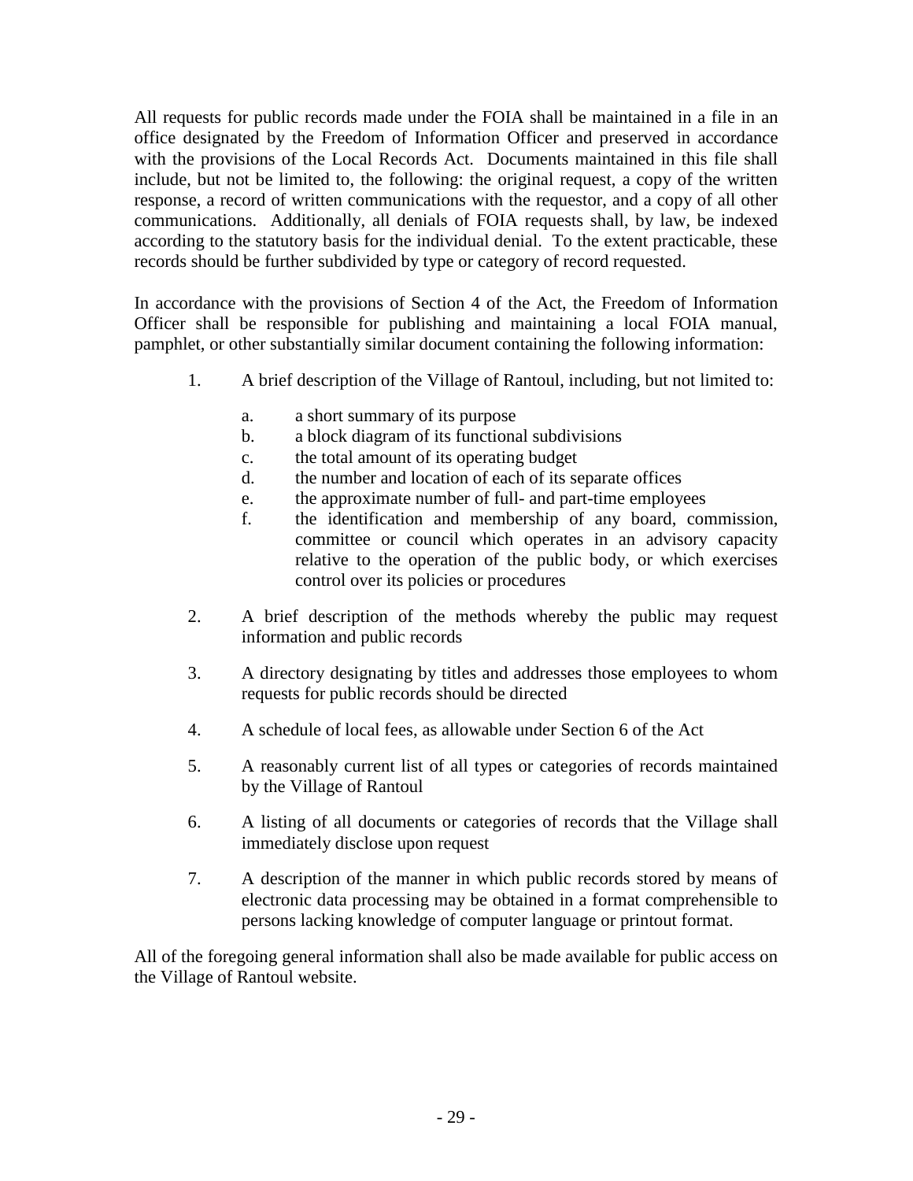All requests for public records made under the FOIA shall be maintained in a file in an office designated by the Freedom of Information Officer and preserved in accordance with the provisions of the Local Records Act. Documents maintained in this file shall include, but not be limited to, the following: the original request, a copy of the written response, a record of written communications with the requestor, and a copy of all other communications. Additionally, all denials of FOIA requests shall, by law, be indexed according to the statutory basis for the individual denial. To the extent practicable, these records should be further subdivided by type or category of record requested.

In accordance with the provisions of Section 4 of the Act, the Freedom of Information Officer shall be responsible for publishing and maintaining a local FOIA manual, pamphlet, or other substantially similar document containing the following information:

1. A brief description of the Village of Rantoul, including, but not limited to:
   a. a short summary of its purpose
   b. a block diagram of its functional subdivisions
   c. the total amount of its operating budget
   d. the number and location of each of its separate offices
   e. the approximate number of full- and part-time employees
   f. the identification and membership of any board, commission, committee or council which operates in an advisory capacity relative to the operation of the public body, or which exercises control over its policies or procedures

2. A brief description of the methods whereby the public may request information and public records

3. A directory designating by titles and addresses those employees to whom requests for public records should be directed

4. A schedule of local fees, as allowable under Section 6 of the Act

5. A reasonably current list of all types or categories of records maintained by the Village of Rantoul

6. A listing of all documents or categories of records that the Village shall immediately disclose upon request

7. A description of the manner in which public records stored by means of electronic data processing may be obtained in a format comprehensible to persons lacking knowledge of computer language or printout format.

All of the foregoing general information shall also be made available for public access on the Village of Rantoul website.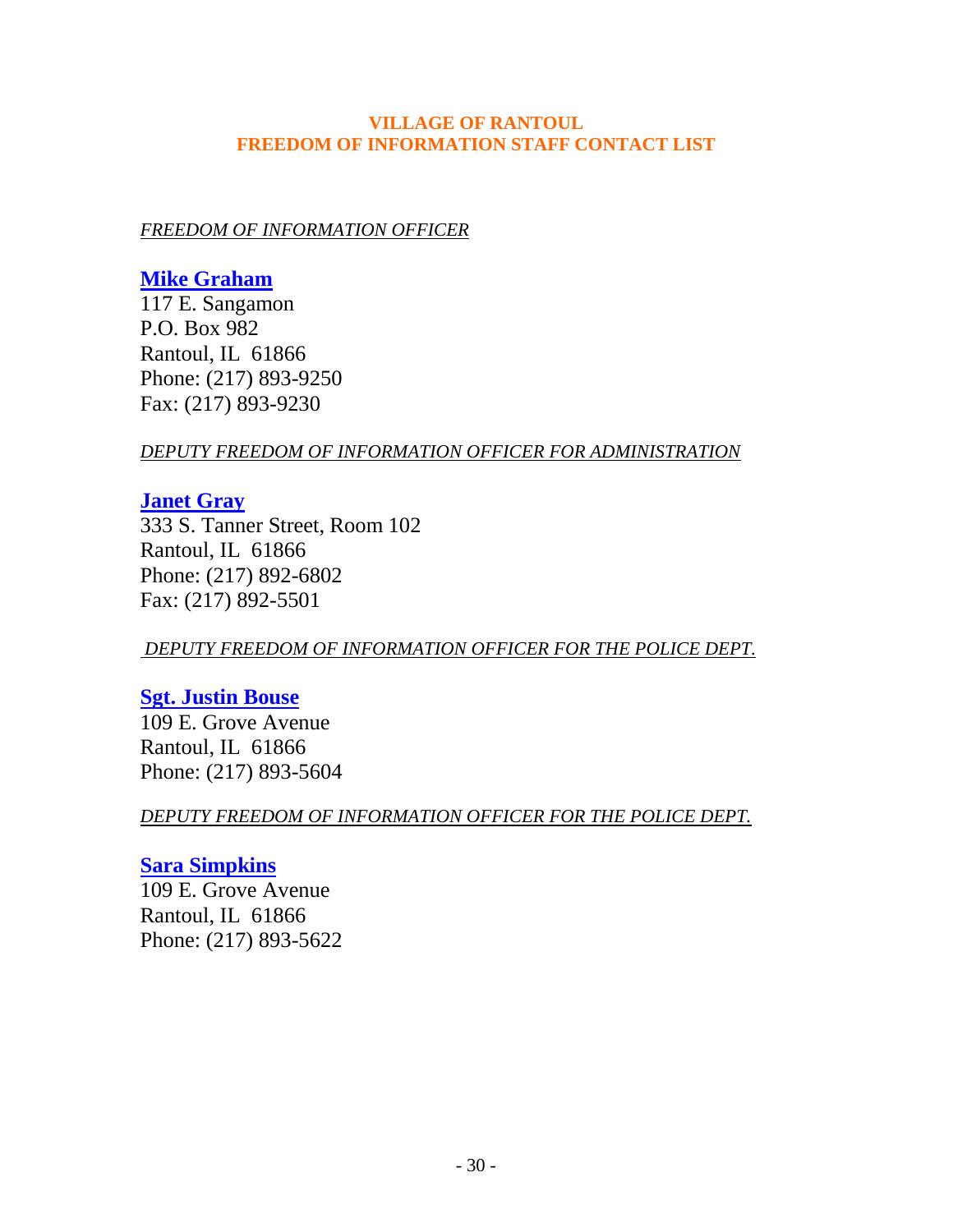# VILLAGE OF RANTOUL
# FREEDOM OF INFORMATION STAFF CONTACT LIST

*FREEDOM OF INFORMATION OFFICER*

**Mike Graham**
117 E. Sangamon
P.O. Box 982
Rantoul, IL 61866
Phone: (217) 893-9250
Fax: (217) 893-9230

*DEPUTY FREEDOM OF INFORMATION OFFICER FOR ADMINISTRATION*

**Janet Gray**
333 S. Tanner Street, Room 102
Rantoul, IL 61866
Phone: (217) 892-6802
Fax: (217) 892-5501

*DEPUTY FREEDOM OF INFORMATION OFFICER FOR THE POLICE DEPT.*

**Sgt. Justin Bouse**
109 E. Grove Avenue
Rantoul, IL 61866
Phone: (217) 893-5604

*DEPUTY FREEDOM OF INFORMATION OFFICER FOR THE POLICE DEPT.*

**Sara Simpkins**
109 E. Grove Avenue
Rantoul, IL 61866
Phone: (217) 893-5622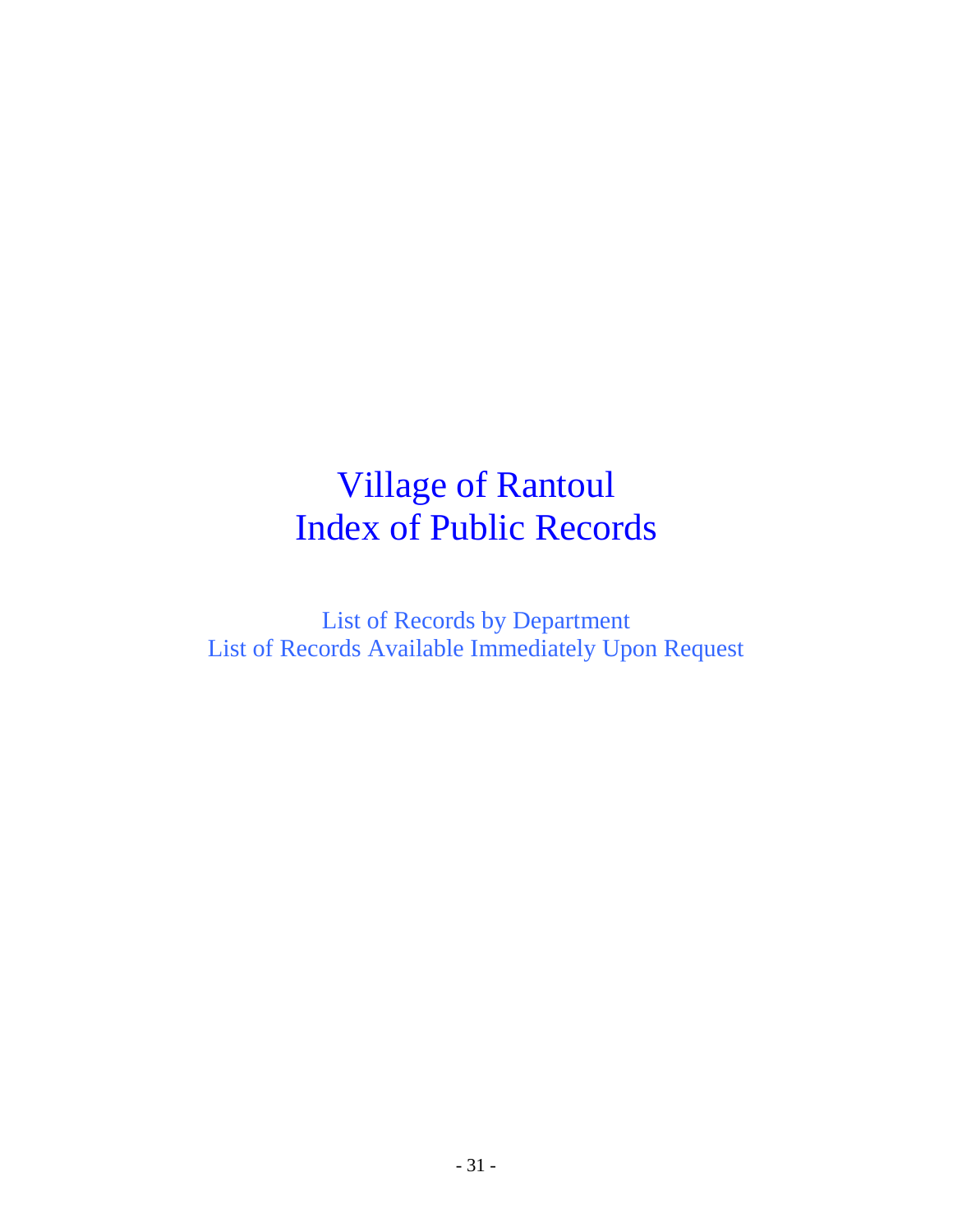# Village of Rantoul
# Index of Public Records

List of Records by Department
List of Records Available Immediately Upon Request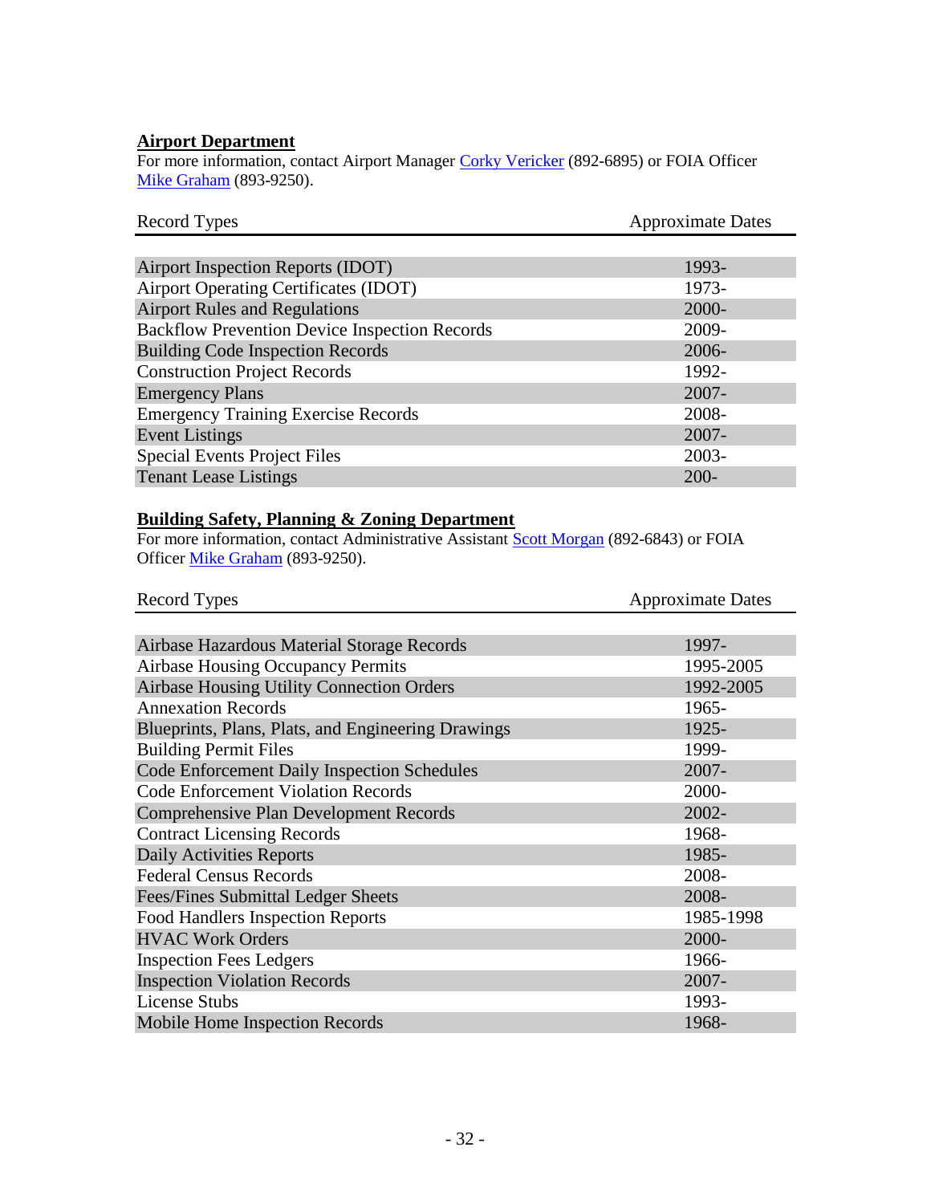## Airport Department

For more information, contact Airport Manager Corky Vericker (892-6895) or FOIA Officer Mike Graham (893-9250).

| Record Types | Approximate Dates |
| --- | --- |
| Airport Inspection Reports (IDOT) | 1993- |
| Airport Operating Certificates (IDOT) | 1973- |
| Airport Rules and Regulations | 2000- |
| Backflow Prevention Device Inspection Records | 2009- |
| Building Code Inspection Records | 2006- |
| Construction Project Records | 1992- |
| Emergency Plans | 2007- |
| Emergency Training Exercise Records | 2008- |
| Event Listings | 2007- |
| Special Events Project Files | 2003- |
| Tenant Lease Listings | 200- |

## Building Safety, Planning & Zoning Department

For more information, contact Administrative Assistant Scott Morgan (892-6843) or FOIA Officer Mike Graham (893-9250).

| Record Types | Approximate Dates |
| --- | --- |
| Airbase Hazardous Material Storage Records | 1997- |
| Airbase Housing Occupancy Permits | 1995-2005 |
| Airbase Housing Utility Connection Orders | 1992-2005 |
| Annexation Records | 1965- |
| Blueprints, Plans, Plats, and Engineering Drawings | 1925- |
| Building Permit Files | 1999- |
| Code Enforcement Daily Inspection Schedules | 2007- |
| Code Enforcement Violation Records | 2000- |
| Comprehensive Plan Development Records | 2002- |
| Contract Licensing Records | 1968- |
| Daily Activities Reports | 1985- |
| Federal Census Records | 2008- |
| Fees/Fines Submittal Ledger Sheets | 2008- |
| Food Handlers Inspection Reports | 1985-1998 |
| HVAC Work Orders | 2000- |
| Inspection Fees Ledgers | 1966- |
| Inspection Violation Records | 2007- |
| License Stubs | 1993- |
| Mobile Home Inspection Records | 1968- |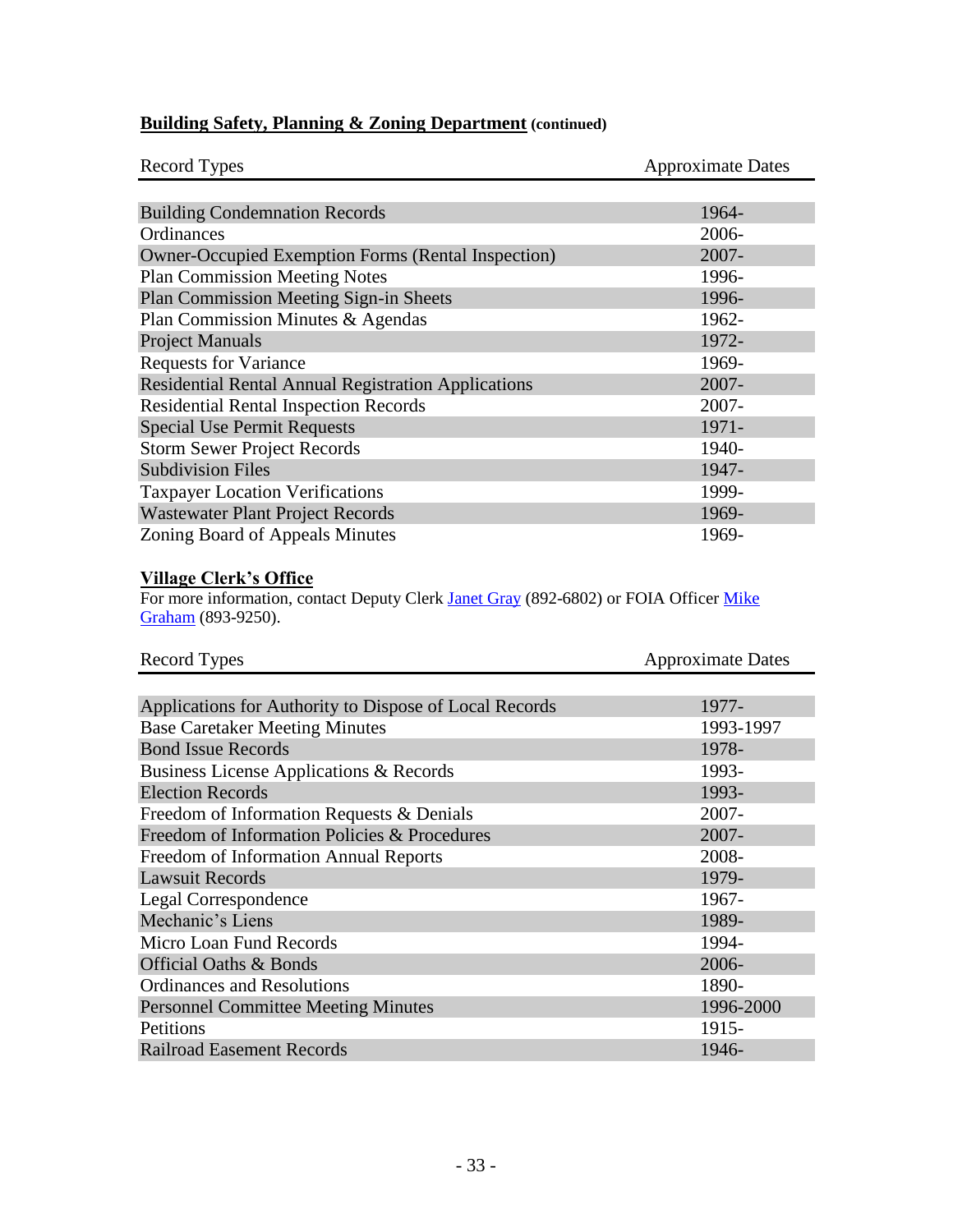## **Building Safety, Planning & Zoning Department** (continued)

| Record Types | Approximate Dates |
|---|---|
| Building Condemnation Records | 1964- |
| Ordinances | 2006- |
| Owner-Occupied Exemption Forms (Rental Inspection) | 2007- |
| Plan Commission Meeting Notes | 1996- |
| Plan Commission Meeting Sign-in Sheets | 1996- |
| Plan Commission Minutes & Agendas | 1962- |
| Project Manuals | 1972- |
| Requests for Variance | 1969- |
| Residential Rental Annual Registration Applications | 2007- |
| Residential Rental Inspection Records | 2007- |
| Special Use Permit Requests | 1971- |
| Storm Sewer Project Records | 1940- |
| Subdivision Files | 1947- |
| Taxpayer Location Verifications | 1999- |
| Wastewater Plant Project Records | 1969- |
| Zoning Board of Appeals Minutes | 1969- |

## **Village Clerk's Office**

For more information, contact Deputy Clerk Janet Gray (892-6802) or FOIA Officer Mike Graham (893-9250).

| Record Types | Approximate Dates |
|---|---|
| Applications for Authority to Dispose of Local Records | 1977- |
| Base Caretaker Meeting Minutes | 1993-1997 |
| Bond Issue Records | 1978- |
| Business License Applications & Records | 1993- |
| Election Records | 1993- |
| Freedom of Information Requests & Denials | 2007- |
| Freedom of Information Policies & Procedures | 2007- |
| Freedom of Information Annual Reports | 2008- |
| Lawsuit Records | 1979- |
| Legal Correspondence | 1967- |
| Mechanic's Liens | 1989- |
| Micro Loan Fund Records | 1994- |
| Official Oaths & Bonds | 2006- |
| Ordinances and Resolutions | 1890- |
| Personnel Committee Meeting Minutes | 1996-2000 |
| Petitions | 1915- |
| Railroad Easement Records | 1946- |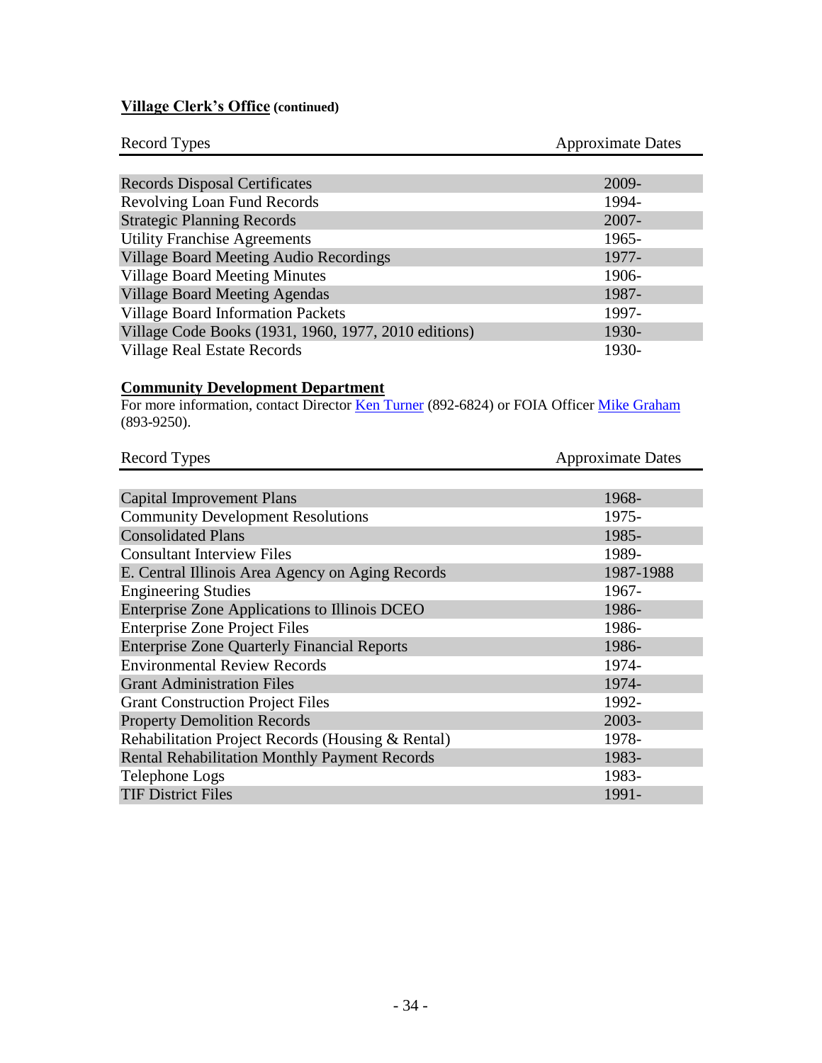## Village Clerk's Office (continued)

| Record Types | Approximate Dates |
|---|---|
| Records Disposal Certificates | 2009- |
| Revolving Loan Fund Records | 1994- |
| Strategic Planning Records | 2007- |
| Utility Franchise Agreements | 1965- |
| Village Board Meeting Audio Recordings | 1977- |
| Village Board Meeting Minutes | 1906- |
| Village Board Meeting Agendas | 1987- |
| Village Board Information Packets | 1997- |
| Village Code Books (1931, 1960, 1977, 2010 editions) | 1930- |
| Village Real Estate Records | 1930- |

## Community Development Department

For more information, contact Director Ken Turner (892-6824) or FOIA Officer Mike Graham (893-9250).

| Record Types | Approximate Dates |
|---|---|
| Capital Improvement Plans | 1968- |
| Community Development Resolutions | 1975- |
| Consolidated Plans | 1985- |
| Consultant Interview Files | 1989- |
| E. Central Illinois Area Agency on Aging Records | 1987-1988 |
| Engineering Studies | 1967- |
| Enterprise Zone Applications to Illinois DCEO | 1986- |
| Enterprise Zone Project Files | 1986- |
| Enterprise Zone Quarterly Financial Reports | 1986- |
| Environmental Review Records | 1974- |
| Grant Administration Files | 1974- |
| Grant Construction Project Files | 1992- |
| Property Demolition Records | 2003- |
| Rehabilitation Project Records (Housing & Rental) | 1978- |
| Rental Rehabilitation Monthly Payment Records | 1983- |
| Telephone Logs | 1983- |
| TIF District Files | 1991- |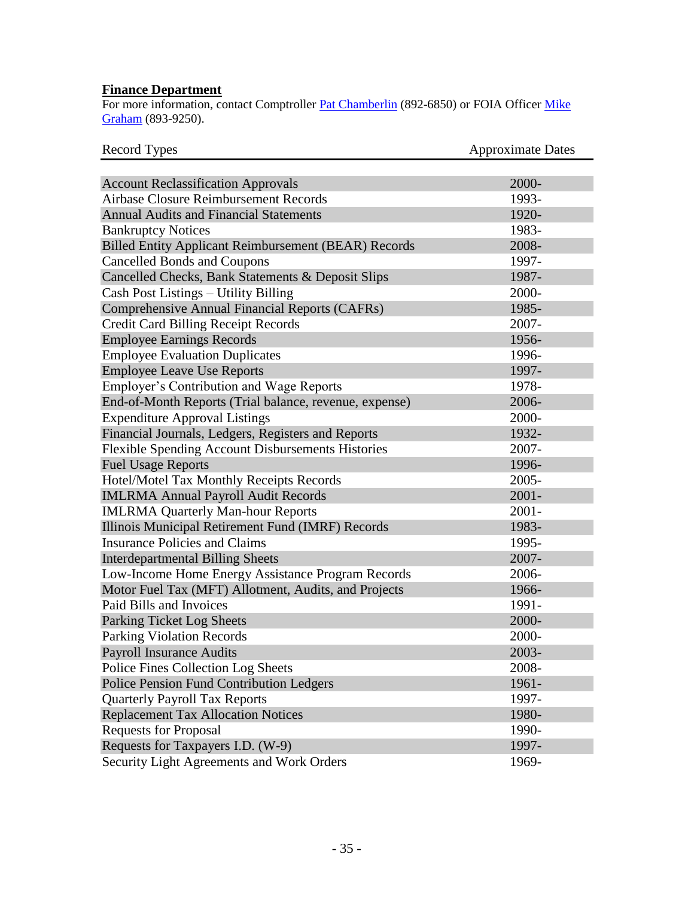## Finance Department

For more information, contact Comptroller Pat Chamberlin (892-6850) or FOIA Officer Mike Graham (893-9250).

| Record Types | Approximate Dates |
|---|---|
| Account Reclassification Approvals | 2000- |
| Airbase Closure Reimbursement Records | 1993- |
| Annual Audits and Financial Statements | 1920- |
| Bankruptcy Notices | 1983- |
| Billed Entity Applicant Reimbursement (BEAR) Records | 2008- |
| Cancelled Bonds and Coupons | 1997- |
| Cancelled Checks, Bank Statements & Deposit Slips | 1987- |
| Cash Post Listings – Utility Billing | 2000- |
| Comprehensive Annual Financial Reports (CAFRs) | 1985- |
| Credit Card Billing Receipt Records | 2007- |
| Employee Earnings Records | 1956- |
| Employee Evaluation Duplicates | 1996- |
| Employee Leave Use Reports | 1997- |
| Employer's Contribution and Wage Reports | 1978- |
| End-of-Month Reports (Trial balance, revenue, expense) | 2006- |
| Expenditure Approval Listings | 2000- |
| Financial Journals, Ledgers, Registers and Reports | 1932- |
| Flexible Spending Account Disbursements Histories | 2007- |
| Fuel Usage Reports | 1996- |
| Hotel/Motel Tax Monthly Receipts Records | 2005- |
| IMLRMA Annual Payroll Audit Records | 2001- |
| IMLRMA Quarterly Man-hour Reports | 2001- |
| Illinois Municipal Retirement Fund (IMRF) Records | 1983- |
| Insurance Policies and Claims | 1995- |
| Interdepartmental Billing Sheets | 2007- |
| Low-Income Home Energy Assistance Program Records | 2006- |
| Motor Fuel Tax (MFT) Allotment, Audits, and Projects | 1966- |
| Paid Bills and Invoices | 1991- |
| Parking Ticket Log Sheets | 2000- |
| Parking Violation Records | 2000- |
| Payroll Insurance Audits | 2003- |
| Police Fines Collection Log Sheets | 2008- |
| Police Pension Fund Contribution Ledgers | 1961- |
| Quarterly Payroll Tax Reports | 1997- |
| Replacement Tax Allocation Notices | 1980- |
| Requests for Proposal | 1990- |
| Requests for Taxpayers I.D. (W-9) | 1997- |
| Security Light Agreements and Work Orders | 1969- |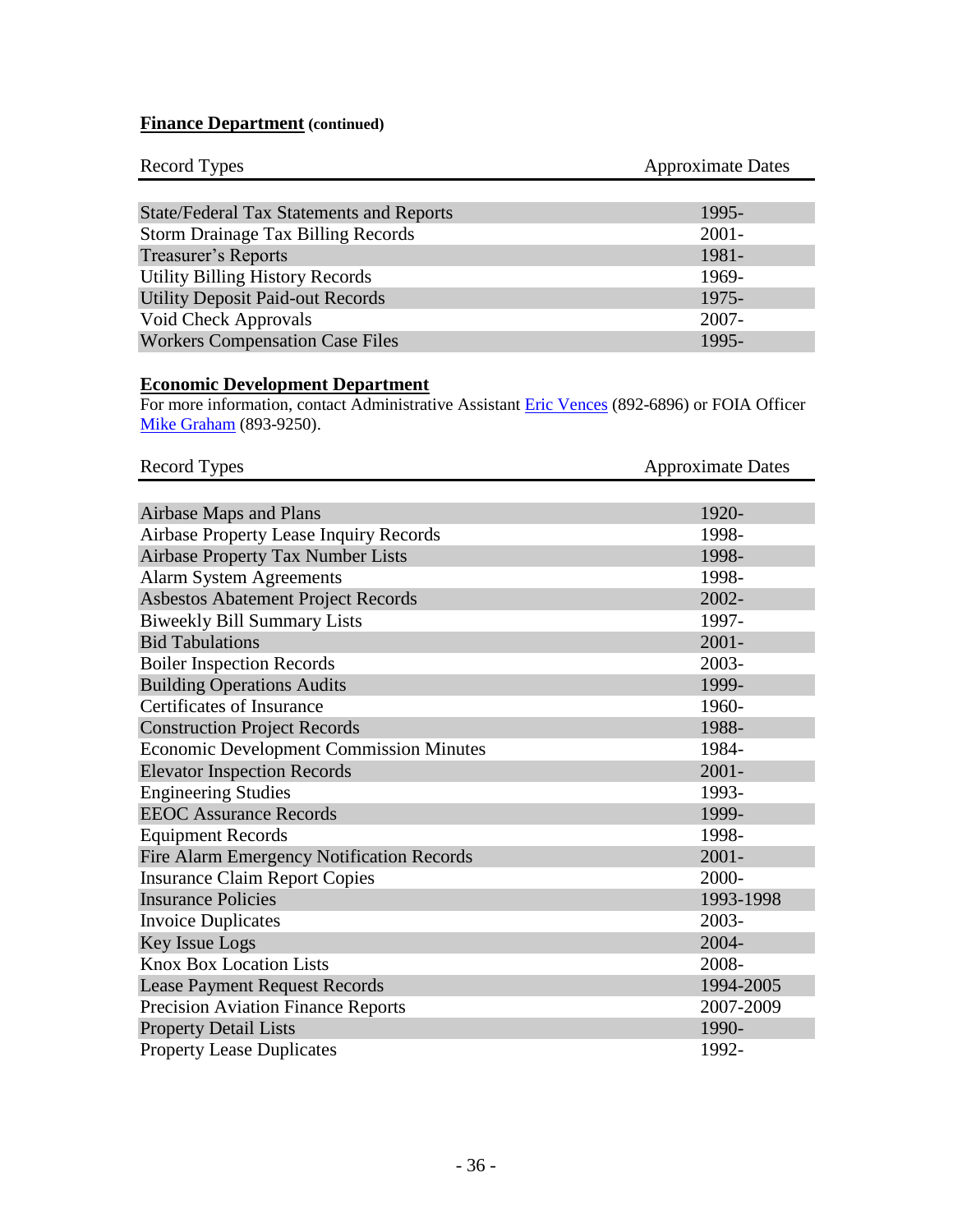## **Finance Department** (continued)

| Record Types | Approximate Dates |
|---|---|
| State/Federal Tax Statements and Reports | 1995- |
| Storm Drainage Tax Billing Records | 2001- |
| Treasurer's Reports | 1981- |
| Utility Billing History Records | 1969- |
| Utility Deposit Paid-out Records | 1975- |
| Void Check Approvals | 2007- |
| Workers Compensation Case Files | 1995- |

## **Economic Development Department**

For more information, contact Administrative Assistant Eric Vences (892-6896) or FOIA Officer Mike Graham (893-9250).

| Record Types | Approximate Dates |
|---|---|
| Airbase Maps and Plans | 1920- |
| Airbase Property Lease Inquiry Records | 1998- |
| Airbase Property Tax Number Lists | 1998- |
| Alarm System Agreements | 1998- |
| Asbestos Abatement Project Records | 2002- |
| Biweekly Bill Summary Lists | 1997- |
| Bid Tabulations | 2001- |
| Boiler Inspection Records | 2003- |
| Building Operations Audits | 1999- |
| Certificates of Insurance | 1960- |
| Construction Project Records | 1988- |
| Economic Development Commission Minutes | 1984- |
| Elevator Inspection Records | 2001- |
| Engineering Studies | 1993- |
| EEOC Assurance Records | 1999- |
| Equipment Records | 1998- |
| Fire Alarm Emergency Notification Records | 2001- |
| Insurance Claim Report Copies | 2000- |
| Insurance Policies | 1993-1998 |
| Invoice Duplicates | 2003- |
| Key Issue Logs | 2004- |
| Knox Box Location Lists | 2008- |
| Lease Payment Request Records | 1994-2005 |
| Precision Aviation Finance Reports | 2007-2009 |
| Property Detail Lists | 1990- |
| Property Lease Duplicates | 1992- |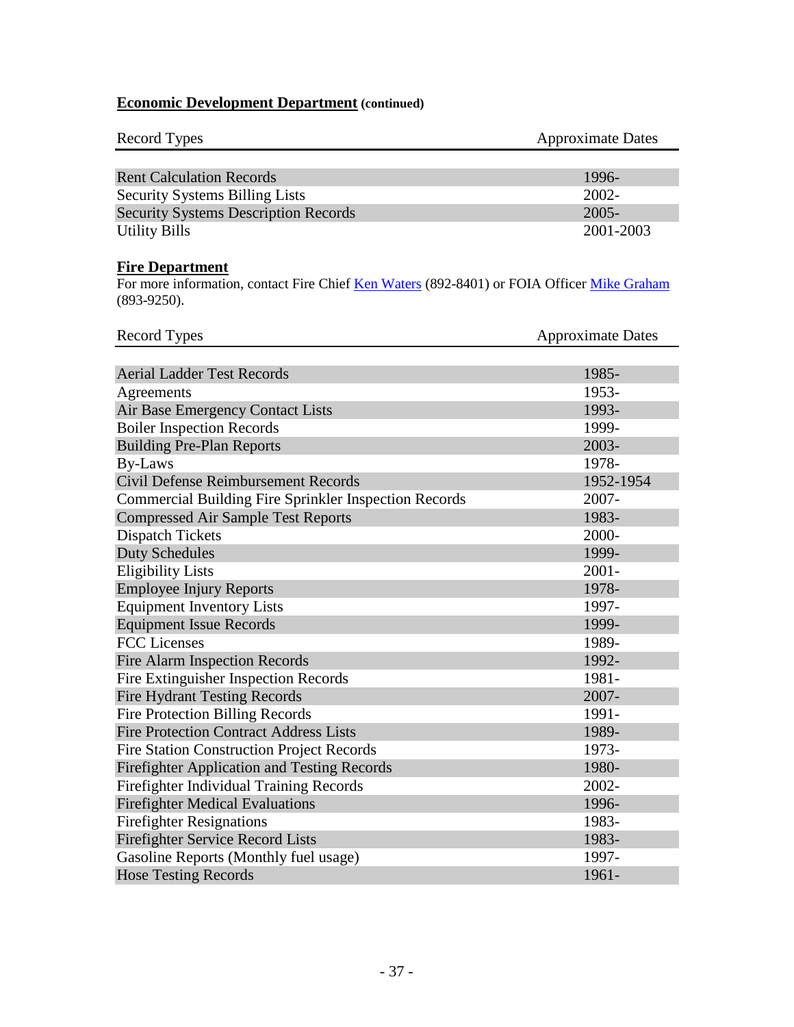## **Economic Development Department** (continued)

| Record Types | Approximate Dates |
|---|---|
| Rent Calculation Records | 1996- |
| Security Systems Billing Lists | 2002- |
| Security Systems Description Records | 2005- |
| Utility Bills | 2001-2003 |

## **Fire Department**

For more information, contact Fire Chief [Ken Waters] (892-8401) or FOIA Officer [Mike Graham] (893-9250).

| Record Types | Approximate Dates |
|---|---|
| Aerial Ladder Test Records | 1985- |
| Agreements | 1953- |
| Air Base Emergency Contact Lists | 1993- |
| Boiler Inspection Records | 1999- |
| Building Pre-Plan Reports | 2003- |
| By-Laws | 1978- |
| Civil Defense Reimbursement Records | 1952-1954 |
| Commercial Building Fire Sprinkler Inspection Records | 2007- |
| Compressed Air Sample Test Reports | 1983- |
| Dispatch Tickets | 2000- |
| Duty Schedules | 1999- |
| Eligibility Lists | 2001- |
| Employee Injury Reports | 1978- |
| Equipment Inventory Lists | 1997- |
| Equipment Issue Records | 1999- |
| FCC Licenses | 1989- |
| Fire Alarm Inspection Records | 1992- |
| Fire Extinguisher Inspection Records | 1981- |
| Fire Hydrant Testing Records | 2007- |
| Fire Protection Billing Records | 1991- |
| Fire Protection Contract Address Lists | 1989- |
| Fire Station Construction Project Records | 1973- |
| Firefighter Application and Testing Records | 1980- |
| Firefighter Individual Training Records | 2002- |
| Firefighter Medical Evaluations | 1996- |
| Firefighter Resignations | 1983- |
| Firefighter Service Record Lists | 1983- |
| Gasoline Reports (Monthly fuel usage) | 1997- |
| Hose Testing Records | 1961- |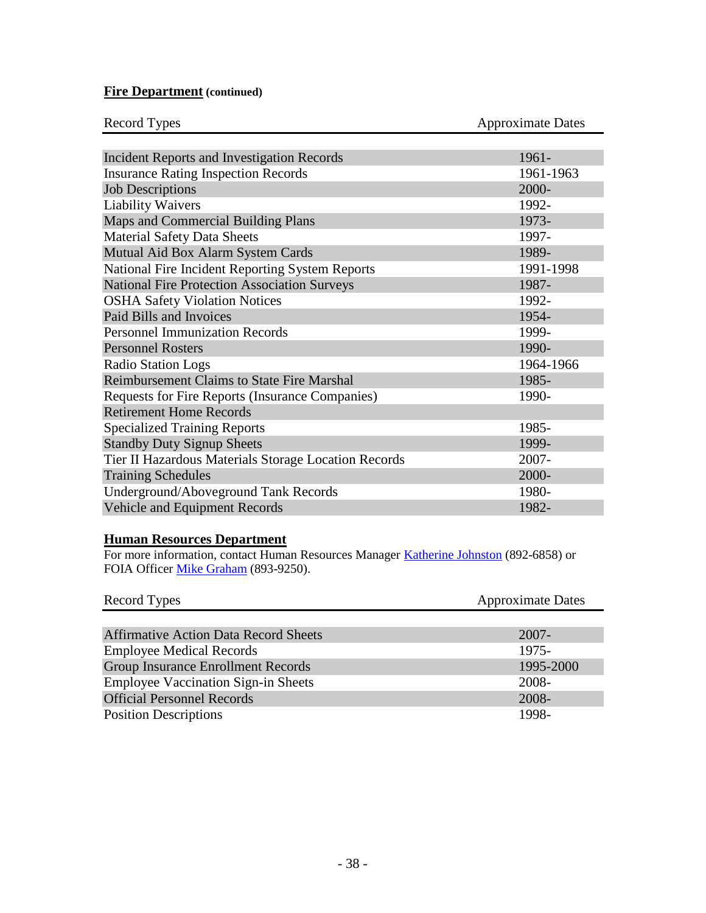## **Fire Department** (continued)

| Record Types | Approximate Dates |
|---|---|
| Incident Reports and Investigation Records | 1961- |
| Insurance Rating Inspection Records | 1961-1963 |
| Job Descriptions | 2000- |
| Liability Waivers | 1992- |
| Maps and Commercial Building Plans | 1973- |
| Material Safety Data Sheets | 1997- |
| Mutual Aid Box Alarm System Cards | 1989- |
| National Fire Incident Reporting System Reports | 1991-1998 |
| National Fire Protection Association Surveys | 1987- |
| OSHA Safety Violation Notices | 1992- |
| Paid Bills and Invoices | 1954- |
| Personnel Immunization Records | 1999- |
| Personnel Rosters | 1990- |
| Radio Station Logs | 1964-1966 |
| Reimbursement Claims to State Fire Marshal | 1985- |
| Requests for Fire Reports (Insurance Companies) | 1990- |
| Retirement Home Records | |
| Specialized Training Reports | 1985- |
| Standby Duty Signup Sheets | 1999- |
| Tier II Hazardous Materials Storage Location Records | 2007- |
| Training Schedules | 2000- |
| Underground/Aboveground Tank Records | 1980- |
| Vehicle and Equipment Records | 1982- |

## **Human Resources Department**

For more information, contact Human Resources Manager Katherine Johnston (892-6858) or FOIA Officer Mike Graham (893-9250).

| Record Types | Approximate Dates |
|---|---|
| Affirmative Action Data Record Sheets | 2007- |
| Employee Medical Records | 1975- |
| Group Insurance Enrollment Records | 1995-2000 |
| Employee Vaccination Sign-in Sheets | 2008- |
| Official Personnel Records | 2008- |
| Position Descriptions | 1998- |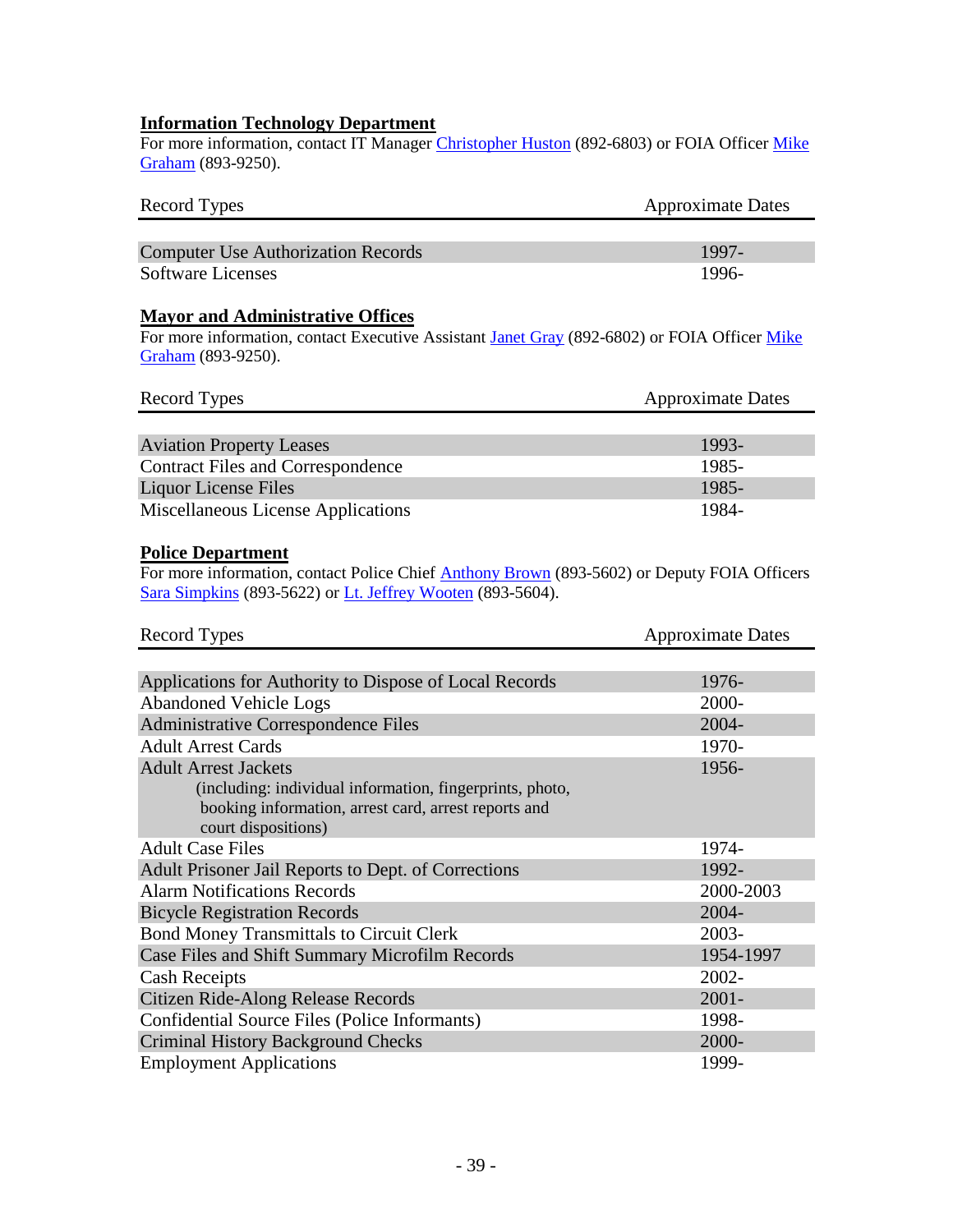## Information Technology Department

For more information, contact IT Manager Christopher Huston (892-6803) or FOIA Officer Mike Graham (893-9250).

| Record Types | Approximate Dates |
|---|---|
| Computer Use Authorization Records | 1997- |
| Software Licenses | 1996- |

## Mayor and Administrative Offices

For more information, contact Executive Assistant Janet Gray (892-6802) or FOIA Officer Mike Graham (893-9250).

| Record Types | Approximate Dates |
|---|---|
| Aviation Property Leases | 1993- |
| Contract Files and Correspondence | 1985- |
| Liquor License Files | 1985- |
| Miscellaneous License Applications | 1984- |

## Police Department

For more information, contact Police Chief Anthony Brown (893-5602) or Deputy FOIA Officers Sara Simpkins (893-5622) or Lt. Jeffrey Wooten (893-5604).

| Record Types | Approximate Dates |
|---|---|
| Applications for Authority to Dispose of Local Records | 1976- |
| Abandoned Vehicle Logs | 2000- |
| Administrative Correspondence Files | 2004- |
| Adult Arrest Cards | 1970- |
| Adult Arrest Jackets (including: individual information, fingerprints, photo, booking information, arrest card, arrest reports and court dispositions) | 1956- |
| Adult Case Files | 1974- |
| Adult Prisoner Jail Reports to Dept. of Corrections | 1992- |
| Alarm Notifications Records | 2000-2003 |
| Bicycle Registration Records | 2004- |
| Bond Money Transmittals to Circuit Clerk | 2003- |
| Case Files and Shift Summary Microfilm Records | 1954-1997 |
| Cash Receipts | 2002- |
| Citizen Ride-Along Release Records | 2001- |
| Confidential Source Files (Police Informants) | 1998- |
| Criminal History Background Checks | 2000- |
| Employment Applications | 1999- |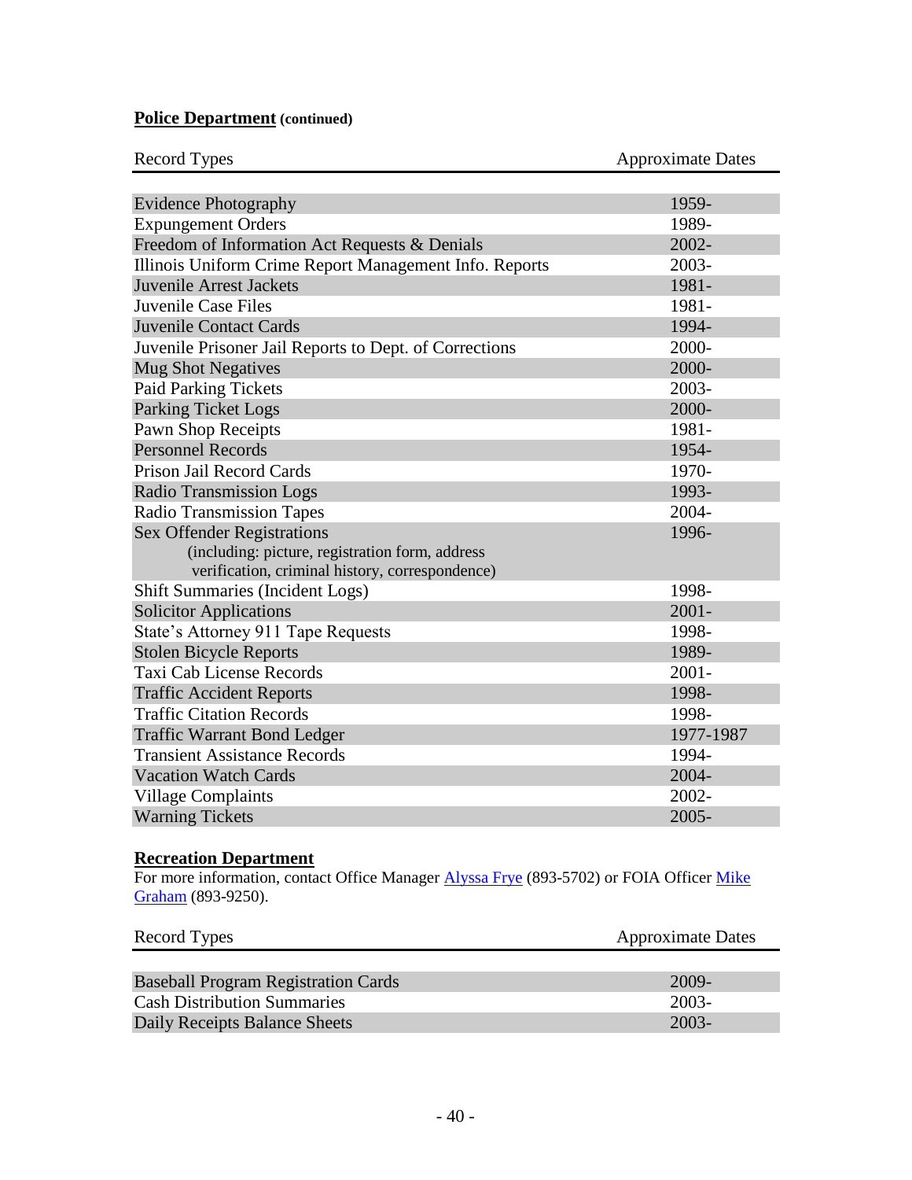**Police Department (continued)**

| Record Types | Approximate Dates |
|---|---|
| Evidence Photography | 1959- |
| Expungement Orders | 1989- |
| Freedom of Information Act Requests & Denials | 2002- |
| Illinois Uniform Crime Report Management Info. Reports | 2003- |
| Juvenile Arrest Jackets | 1981- |
| Juvenile Case Files | 1981- |
| Juvenile Contact Cards | 1994- |
| Juvenile Prisoner Jail Reports to Dept. of Corrections | 2000- |
| Mug Shot Negatives | 2000- |
| Paid Parking Tickets | 2003- |
| Parking Ticket Logs | 2000- |
| Pawn Shop Receipts | 1981- |
| Personnel Records | 1954- |
| Prison Jail Record Cards | 1970- |
| Radio Transmission Logs | 1993- |
| Radio Transmission Tapes | 2004- |
| Sex Offender Registrations (including: picture, registration form, address verification, criminal history, correspondence) | 1996- |
| Shift Summaries (Incident Logs) | 1998- |
| Solicitor Applications | 2001- |
| State's Attorney 911 Tape Requests | 1998- |
| Stolen Bicycle Reports | 1989- |
| Taxi Cab License Records | 2001- |
| Traffic Accident Reports | 1998- |
| Traffic Citation Records | 1998- |
| Traffic Warrant Bond Ledger | 1977-1987 |
| Transient Assistance Records | 1994- |
| Vacation Watch Cards | 2004- |
| Village Complaints | 2002- |
| Warning Tickets | 2005- |

**Recreation Department**

For more information, contact Office Manager Alyssa Frye (893-5702) or FOIA Officer Mike Graham (893-9250).

| Record Types | Approximate Dates |
|---|---|
| Baseball Program Registration Cards | 2009- |
| Cash Distribution Summaries | 2003- |
| Daily Receipts Balance Sheets | 2003- |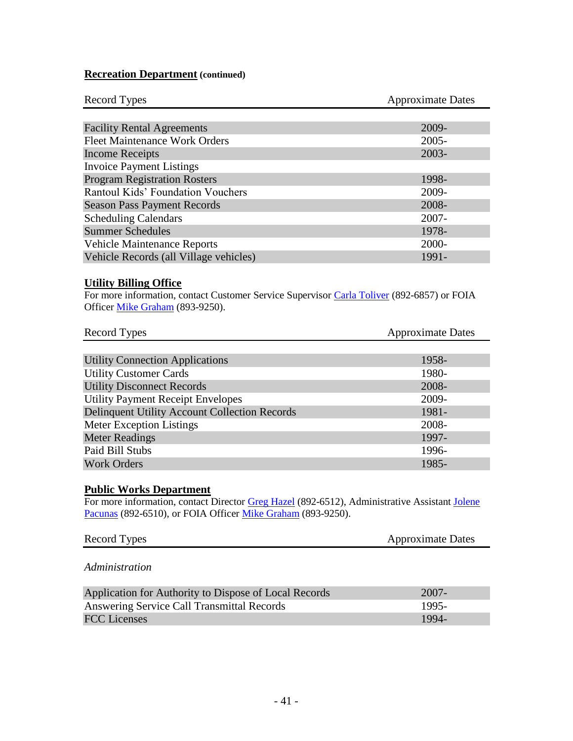## Recreation Department (continued)

| Record Types | Approximate Dates |
|---|---|
| Facility Rental Agreements | 2009- |
| Fleet Maintenance Work Orders | 2005- |
| Income Receipts | 2003- |
| Invoice Payment Listings | |
| Program Registration Rosters | 1998- |
| Rantoul Kids' Foundation Vouchers | 2009- |
| Season Pass Payment Records | 2008- |
| Scheduling Calendars | 2007- |
| Summer Schedules | 1978- |
| Vehicle Maintenance Reports | 2000- |
| Vehicle Records (all Village vehicles) | 1991- |

## Utility Billing Office

For more information, contact Customer Service Supervisor Carla Toliver (892-6857) or FOIA Officer Mike Graham (893-9250).

| Record Types | Approximate Dates |
|---|---|
| Utility Connection Applications | 1958- |
| Utility Customer Cards | 1980- |
| Utility Disconnect Records | 2008- |
| Utility Payment Receipt Envelopes | 2009- |
| Delinquent Utility Account Collection Records | 1981- |
| Meter Exception Listings | 2008- |
| Meter Readings | 1997- |
| Paid Bill Stubs | 1996- |
| Work Orders | 1985- |

## Public Works Department

For more information, contact Director Greg Hazel (892-6512), Administrative Assistant Jolene Pacunas (892-6510), or FOIA Officer Mike Graham (893-9250).

| Record Types | Approximate Dates |
|---|---|
| *Administration* | |
| Application for Authority to Dispose of Local Records | 2007- |
| Answering Service Call Transmittal Records | 1995- |
| FCC Licenses | 1994- |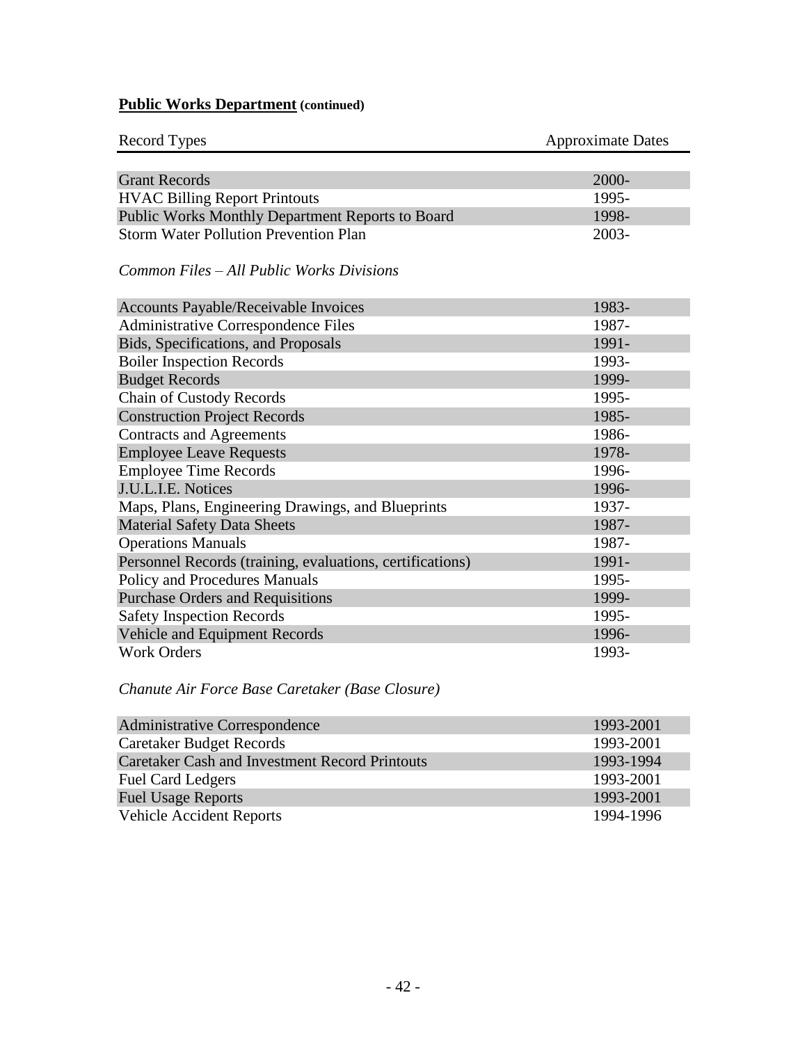**Public Works Department (continued)**

| Record Types | Approximate Dates |
|---|---|
| Grant Records | 2000- |
| HVAC Billing Report Printouts | 1995- |
| Public Works Monthly Department Reports to Board | 1998- |
| Storm Water Pollution Prevention Plan | 2003- |

*Common Files – All Public Works Divisions*

| Record Types | Approximate Dates |
|---|---|
| Accounts Payable/Receivable Invoices | 1983- |
| Administrative Correspondence Files | 1987- |
| Bids, Specifications, and Proposals | 1991- |
| Boiler Inspection Records | 1993- |
| Budget Records | 1999- |
| Chain of Custody Records | 1995- |
| Construction Project Records | 1985- |
| Contracts and Agreements | 1986- |
| Employee Leave Requests | 1978- |
| Employee Time Records | 1996- |
| J.U.L.I.E. Notices | 1996- |
| Maps, Plans, Engineering Drawings, and Blueprints | 1937- |
| Material Safety Data Sheets | 1987- |
| Operations Manuals | 1987- |
| Personnel Records (training, evaluations, certifications) | 1991- |
| Policy and Procedures Manuals | 1995- |
| Purchase Orders and Requisitions | 1999- |
| Safety Inspection Records | 1995- |
| Vehicle and Equipment Records | 1996- |
| Work Orders | 1993- |

*Chanute Air Force Base Caretaker (Base Closure)*

| Record Types | Approximate Dates |
|---|---|
| Administrative Correspondence | 1993-2001 |
| Caretaker Budget Records | 1993-2001 |
| Caretaker Cash and Investment Record Printouts | 1993-1994 |
| Fuel Card Ledgers | 1993-2001 |
| Fuel Usage Reports | 1993-2001 |
| Vehicle Accident Reports | 1994-1996 |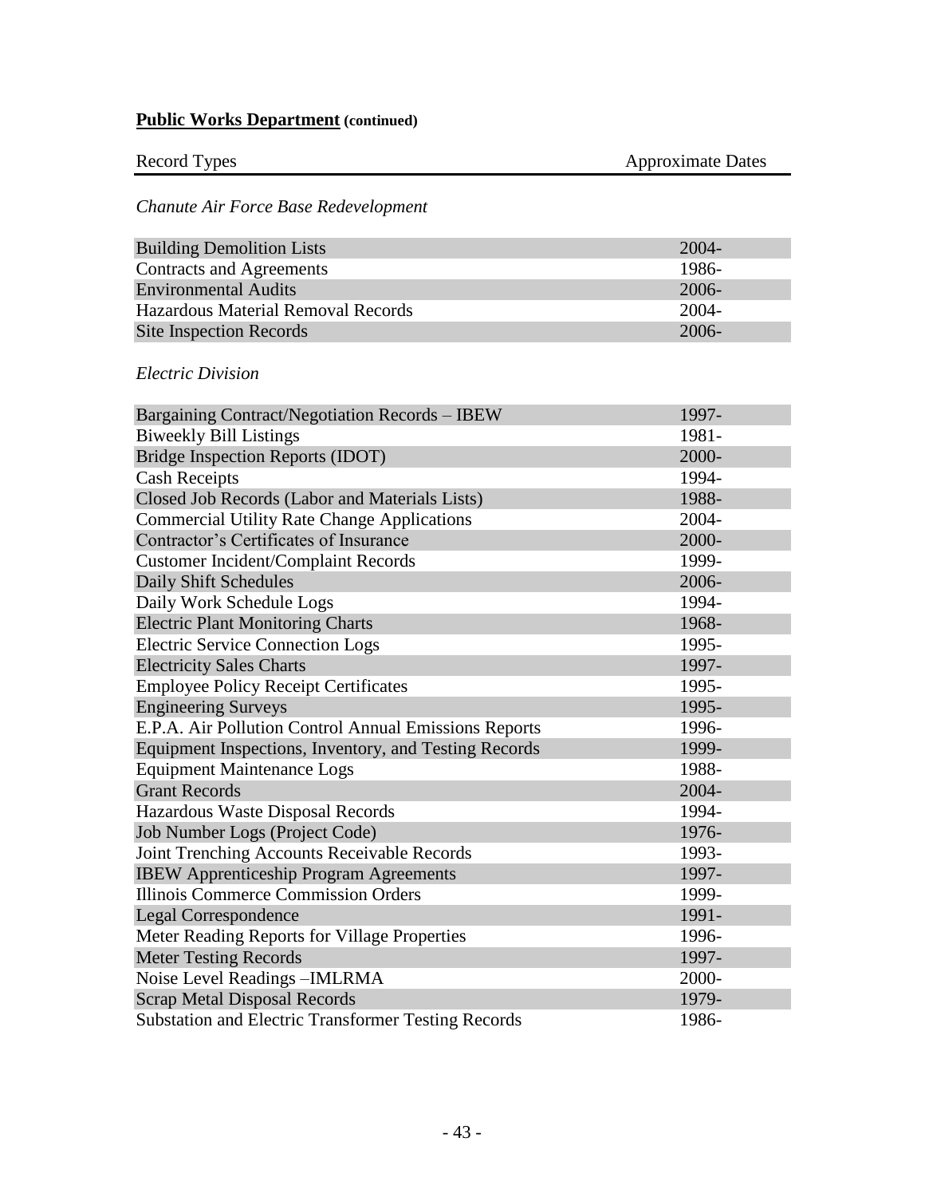**Public Works Department (continued)**

| Record Types | Approximate Dates |
| --- | --- |
| *Chanute Air Force Base Redevelopment* | |
| Building Demolition Lists | 2004- |
| Contracts and Agreements | 1986- |
| Environmental Audits | 2006- |
| Hazardous Material Removal Records | 2004- |
| Site Inspection Records | 2006- |
| *Electric Division* | |
| Bargaining Contract/Negotiation Records – IBEW | 1997- |
| Biweekly Bill Listings | 1981- |
| Bridge Inspection Reports (IDOT) | 2000- |
| Cash Receipts | 1994- |
| Closed Job Records (Labor and Materials Lists) | 1988- |
| Commercial Utility Rate Change Applications | 2004- |
| Contractor's Certificates of Insurance | 2000- |
| Customer Incident/Complaint Records | 1999- |
| Daily Shift Schedules | 2006- |
| Daily Work Schedule Logs | 1994- |
| Electric Plant Monitoring Charts | 1968- |
| Electric Service Connection Logs | 1995- |
| Electricity Sales Charts | 1997- |
| Employee Policy Receipt Certificates | 1995- |
| Engineering Surveys | 1995- |
| E.P.A. Air Pollution Control Annual Emissions Reports | 1996- |
| Equipment Inspections, Inventory, and Testing Records | 1999- |
| Equipment Maintenance Logs | 1988- |
| Grant Records | 2004- |
| Hazardous Waste Disposal Records | 1994- |
| Job Number Logs (Project Code) | 1976- |
| Joint Trenching Accounts Receivable Records | 1993- |
| IBEW Apprenticeship Program Agreements | 1997- |
| Illinois Commerce Commission Orders | 1999- |
| Legal Correspondence | 1991- |
| Meter Reading Reports for Village Properties | 1996- |
| Meter Testing Records | 1997- |
| Noise Level Readings –IMLRMA | 2000- |
| Scrap Metal Disposal Records | 1979- |
| Substation and Electric Transformer Testing Records | 1986- |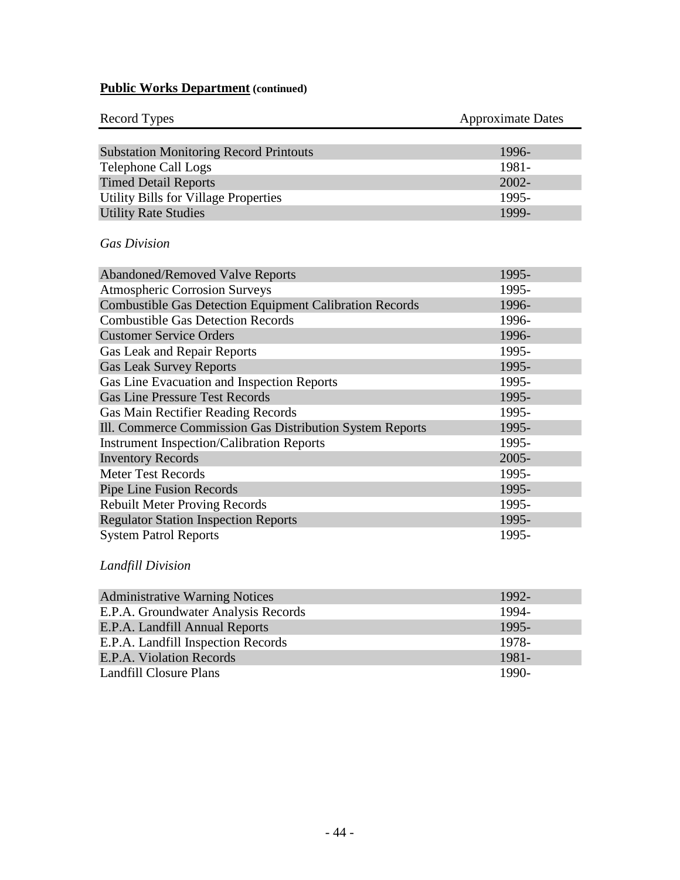**<u>Public Works Department</u>** **(continued)**

| Record Types | Approximate Dates |
|---|---|
| Substation Monitoring Record Printouts | 1996- |
| Telephone Call Logs | 1981- |
| Timed Detail Reports | 2002- |
| Utility Bills for Village Properties | 1995- |
| Utility Rate Studies | 1999- |

*Gas Division*

| Record Types | Approximate Dates |
|---|---|
| Abandoned/Removed Valve Reports | 1995- |
| Atmospheric Corrosion Surveys | 1995- |
| Combustible Gas Detection Equipment Calibration Records | 1996- |
| Combustible Gas Detection Records | 1996- |
| Customer Service Orders | 1996- |
| Gas Leak and Repair Reports | 1995- |
| Gas Leak Survey Reports | 1995- |
| Gas Line Evacuation and Inspection Reports | 1995- |
| Gas Line Pressure Test Records | 1995- |
| Gas Main Rectifier Reading Records | 1995- |
| Ill. Commerce Commission Gas Distribution System Reports | 1995- |
| Instrument Inspection/Calibration Reports | 1995- |
| Inventory Records | 2005- |
| Meter Test Records | 1995- |
| Pipe Line Fusion Records | 1995- |
| Rebuilt Meter Proving Records | 1995- |
| Regulator Station Inspection Reports | 1995- |
| System Patrol Reports | 1995- |

*Landfill Division*

| Record Types | Approximate Dates |
|---|---|
| Administrative Warning Notices | 1992- |
| E.P.A. Groundwater Analysis Records | 1994- |
| E.P.A. Landfill Annual Reports | 1995- |
| E.P.A. Landfill Inspection Records | 1978- |
| E.P.A. Violation Records | 1981- |
| Landfill Closure Plans | 1990- |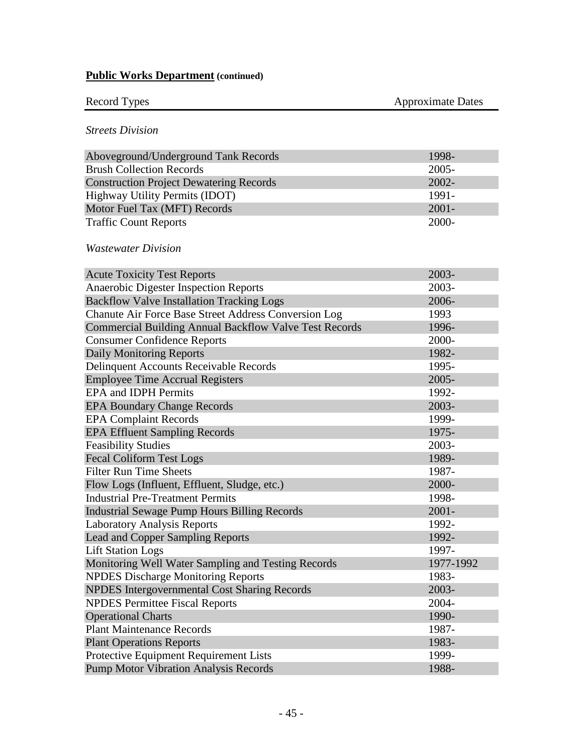## **Public Works Department** (continued)

| Record Types | Approximate Dates |
|---|---|

*Streets Division*

| Record Types | Approximate Dates |
|---|---|
| Aboveground/Underground Tank Records | 1998- |
| Brush Collection Records | 2005- |
| Construction Project Dewatering Records | 2002- |
| Highway Utility Permits (IDOT) | 1991- |
| Motor Fuel Tax (MFT) Records | 2001- |
| Traffic Count Reports | 2000- |

*Wastewater Division*

| Record Types | Approximate Dates |
|---|---|
| Acute Toxicity Test Reports | 2003- |
| Anaerobic Digester Inspection Reports | 2003- |
| Backflow Valve Installation Tracking Logs | 2006- |
| Chanute Air Force Base Street Address Conversion Log | 1993 |
| Commercial Building Annual Backflow Valve Test Records | 1996- |
| Consumer Confidence Reports | 2000- |
| Daily Monitoring Reports | 1982- |
| Delinquent Accounts Receivable Records | 1995- |
| Employee Time Accrual Registers | 2005- |
| EPA and IDPH Permits | 1992- |
| EPA Boundary Change Records | 2003- |
| EPA Complaint Records | 1999- |
| EPA Effluent Sampling Records | 1975- |
| Feasibility Studies | 2003- |
| Fecal Coliform Test Logs | 1989- |
| Filter Run Time Sheets | 1987- |
| Flow Logs (Influent, Effluent, Sludge, etc.) | 2000- |
| Industrial Pre-Treatment Permits | 1998- |
| Industrial Sewage Pump Hours Billing Records | 2001- |
| Laboratory Analysis Reports | 1992- |
| Lead and Copper Sampling Reports | 1992- |
| Lift Station Logs | 1997- |
| Monitoring Well Water Sampling and Testing Records | 1977-1992 |
| NPDES Discharge Monitoring Reports | 1983- |
| NPDES Intergovernmental Cost Sharing Records | 2003- |
| NPDES Permittee Fiscal Reports | 2004- |
| Operational Charts | 1990- |
| Plant Maintenance Records | 1987- |
| Plant Operations Reports | 1983- |
| Protective Equipment Requirement Lists | 1999- |
| Pump Motor Vibration Analysis Records | 1988- |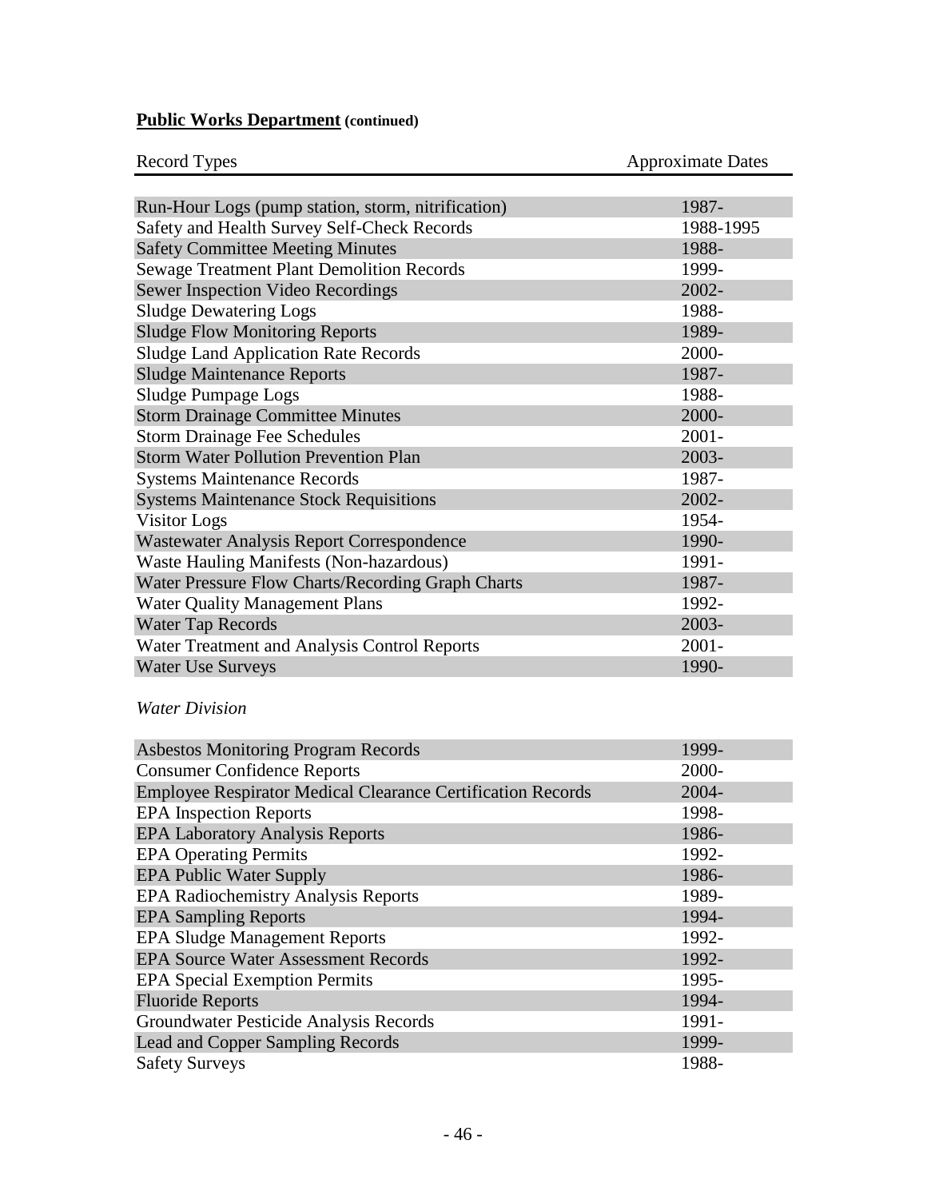**Public Works Department** **(continued)**

| Record Types | Approximate Dates |
|---|---|
| Run-Hour Logs (pump station, storm, nitrification) | 1987- |
| Safety and Health Survey Self-Check Records | 1988-1995 |
| Safety Committee Meeting Minutes | 1988- |
| Sewage Treatment Plant Demolition Records | 1999- |
| Sewer Inspection Video Recordings | 2002- |
| Sludge Dewatering Logs | 1988- |
| Sludge Flow Monitoring Reports | 1989- |
| Sludge Land Application Rate Records | 2000- |
| Sludge Maintenance Reports | 1987- |
| Sludge Pumpage Logs | 1988- |
| Storm Drainage Committee Minutes | 2000- |
| Storm Drainage Fee Schedules | 2001- |
| Storm Water Pollution Prevention Plan | 2003- |
| Systems Maintenance Records | 1987- |
| Systems Maintenance Stock Requisitions | 2002- |
| Visitor Logs | 1954- |
| Wastewater Analysis Report Correspondence | 1990- |
| Waste Hauling Manifests (Non-hazardous) | 1991- |
| Water Pressure Flow Charts/Recording Graph Charts | 1987- |
| Water Quality Management Plans | 1992- |
| Water Tap Records | 2003- |
| Water Treatment and Analysis Control Reports | 2001- |
| Water Use Surveys | 1990- |

*Water Division*

| Record Types | Approximate Dates |
|---|---|
| Asbestos Monitoring Program Records | 1999- |
| Consumer Confidence Reports | 2000- |
| Employee Respirator Medical Clearance Certification Records | 2004- |
| EPA Inspection Reports | 1998- |
| EPA Laboratory Analysis Reports | 1986- |
| EPA Operating Permits | 1992- |
| EPA Public Water Supply | 1986- |
| EPA Radiochemistry Analysis Reports | 1989- |
| EPA Sampling Reports | 1994- |
| EPA Sludge Management Reports | 1992- |
| EPA Source Water Assessment Records | 1992- |
| EPA Special Exemption Permits | 1995- |
| Fluoride Reports | 1994- |
| Groundwater Pesticide Analysis Records | 1991- |
| Lead and Copper Sampling Records | 1999- |
| Safety Surveys | 1988- |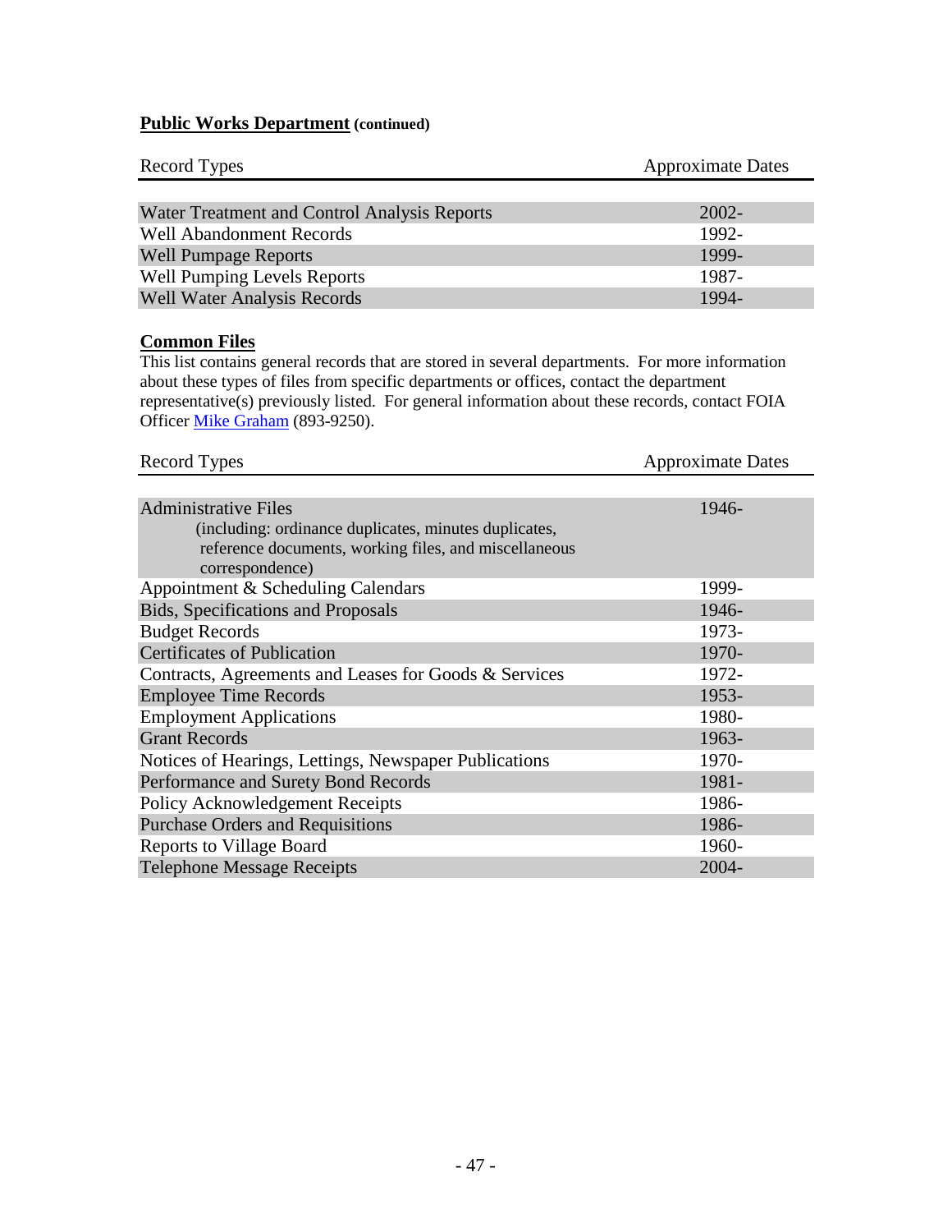## **Public Works Department** (continued)

| Record Types | Approximate Dates |
|---|---|
| Water Treatment and Control Analysis Reports | 2002- |
| Well Abandonment Records | 1992- |
| Well Pumpage Reports | 1999- |
| Well Pumping Levels Reports | 1987- |
| Well Water Analysis Records | 1994- |

## **Common Files**

This list contains general records that are stored in several departments. For more information about these types of files from specific departments or offices, contact the department representative(s) previously listed. For general information about these records, contact FOIA Officer Mike Graham (893-9250).

| Record Types | Approximate Dates |
|---|---|
| Administrative Files (including: ordinance duplicates, minutes duplicates, reference documents, working files, and miscellaneous correspondence) | 1946- |
| Appointment & Scheduling Calendars | 1999- |
| Bids, Specifications and Proposals | 1946- |
| Budget Records | 1973- |
| Certificates of Publication | 1970- |
| Contracts, Agreements and Leases for Goods & Services | 1972- |
| Employee Time Records | 1953- |
| Employment Applications | 1980- |
| Grant Records | 1963- |
| Notices of Hearings, Lettings, Newspaper Publications | 1970- |
| Performance and Surety Bond Records | 1981- |
| Policy Acknowledgement Receipts | 1986- |
| Purchase Orders and Requisitions | 1986- |
| Reports to Village Board | 1960- |
| Telephone Message Receipts | 2004- |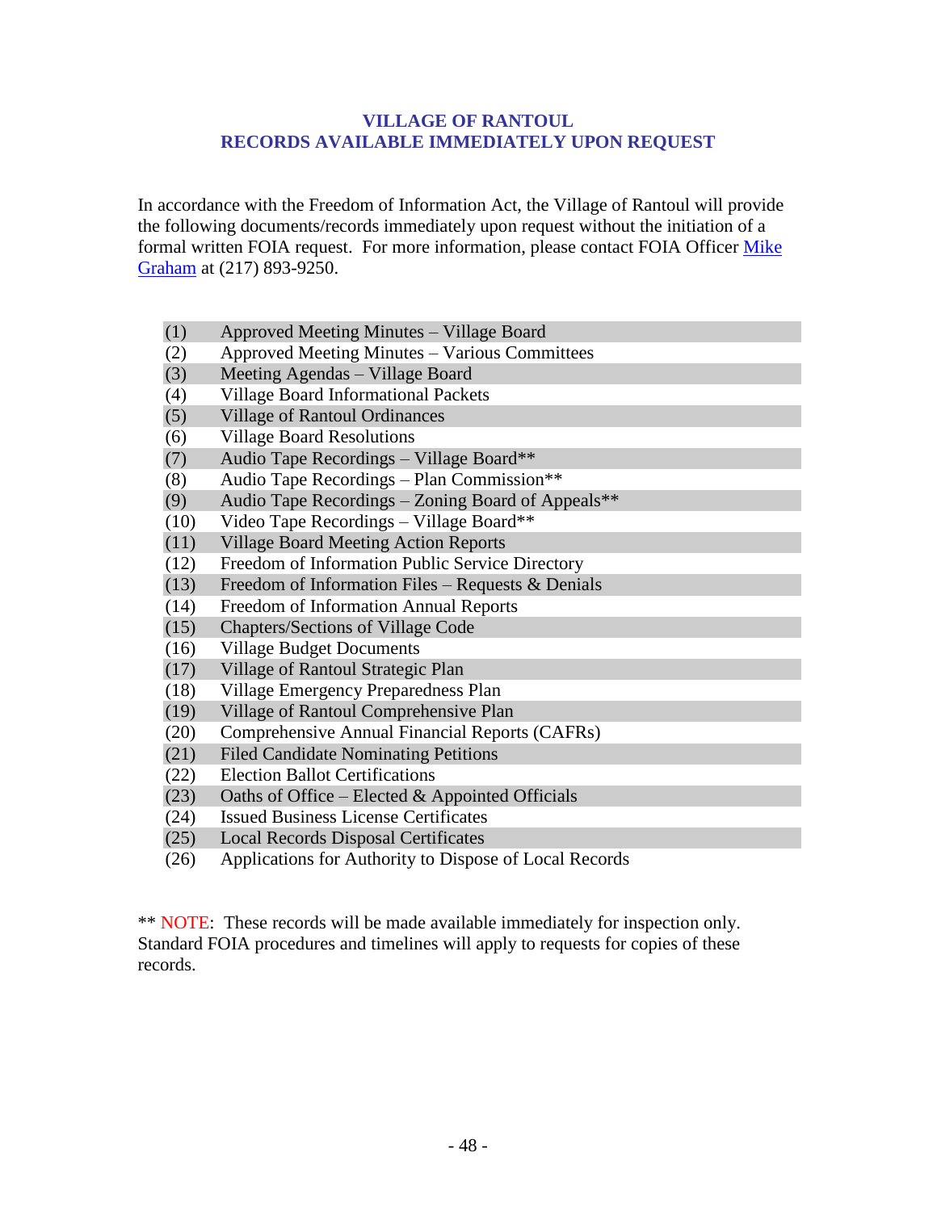## VILLAGE OF RANTOUL
## RECORDS AVAILABLE IMMEDIATELY UPON REQUEST

In accordance with the Freedom of Information Act, the Village of Rantoul will provide the following documents/records immediately upon request without the initiation of a formal written FOIA request. For more information, please contact FOIA Officer Mike Graham at (217) 893-9250.

| | |
|---|---|
| (1) | Approved Meeting Minutes – Village Board |
| (2) | Approved Meeting Minutes – Various Committees |
| (3) | Meeting Agendas – Village Board |
| (4) | Village Board Informational Packets |
| (5) | Village of Rantoul Ordinances |
| (6) | Village Board Resolutions |
| (7) | Audio Tape Recordings – Village Board** |
| (8) | Audio Tape Recordings – Plan Commission** |
| (9) | Audio Tape Recordings – Zoning Board of Appeals** |
| (10) | Video Tape Recordings – Village Board** |
| (11) | Village Board Meeting Action Reports |
| (12) | Freedom of Information Public Service Directory |
| (13) | Freedom of Information Files – Requests & Denials |
| (14) | Freedom of Information Annual Reports |
| (15) | Chapters/Sections of Village Code |
| (16) | Village Budget Documents |
| (17) | Village of Rantoul Strategic Plan |
| (18) | Village Emergency Preparedness Plan |
| (19) | Village of Rantoul Comprehensive Plan |
| (20) | Comprehensive Annual Financial Reports (CAFRs) |
| (21) | Filed Candidate Nominating Petitions |
| (22) | Election Ballot Certifications |
| (23) | Oaths of Office – Elected & Appointed Officials |
| (24) | Issued Business License Certificates |
| (25) | Local Records Disposal Certificates |
| (26) | Applications for Authority to Dispose of Local Records |

** NOTE: These records will be made available immediately for inspection only. Standard FOIA procedures and timelines will apply to requests for copies of these records.